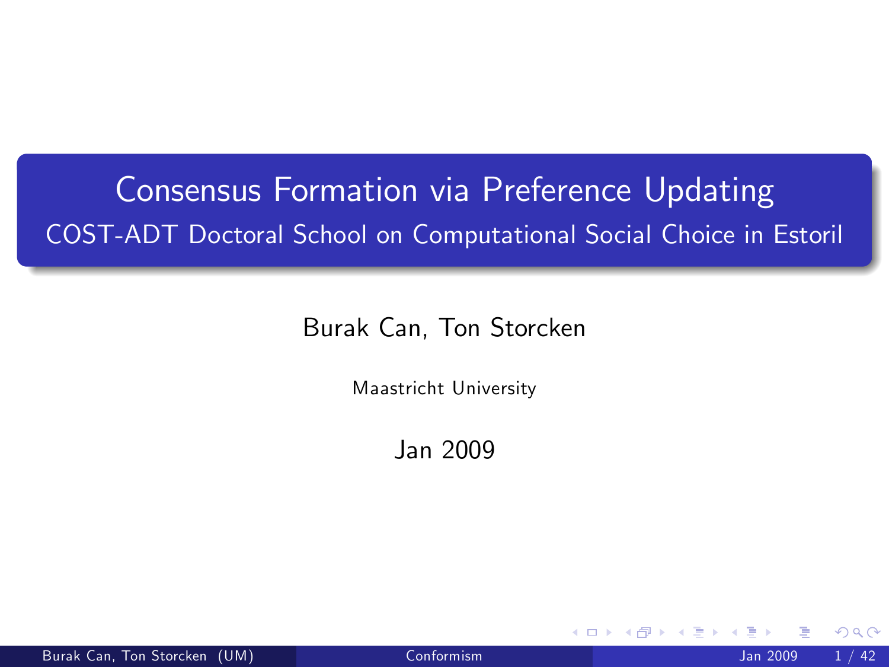# Consensus Formation via Preference Updating

## COST-ADT Doctoral School on Computational Social Choice in Estoril

Burak Can, Ton Storcken

Maastricht University

Jan 2009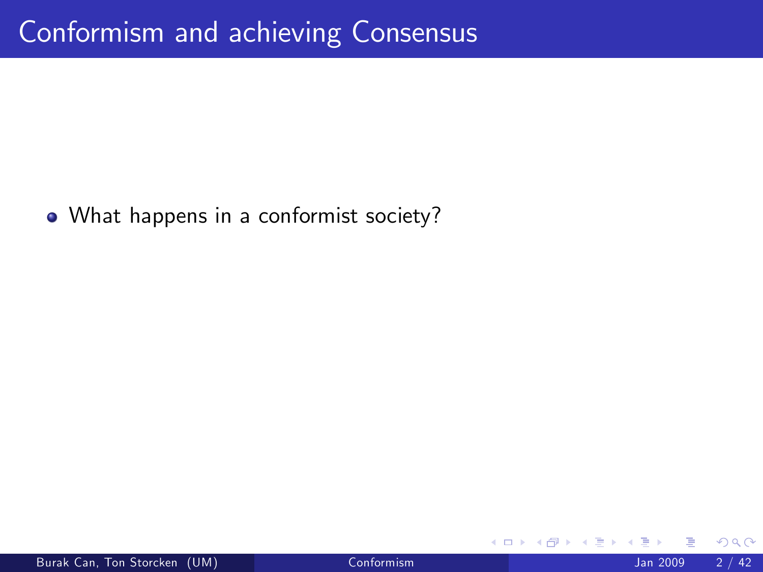# Conformism and achieving Consensus

- What happens in a conformist society?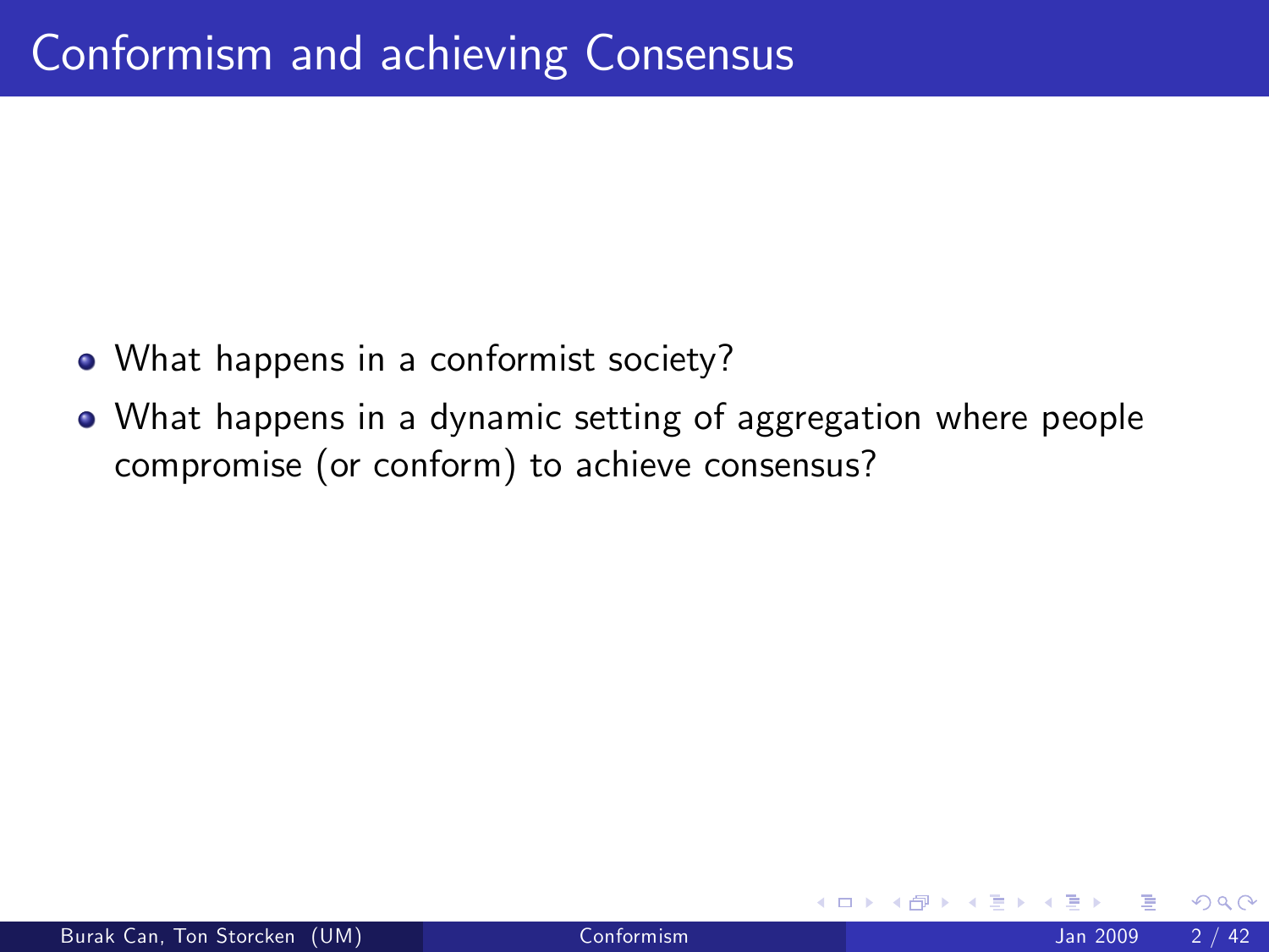# Conformism and achieving Consensus

- What happens in a conformist society?
- What happens in a dynamic setting of aggregation where people compromise (or conform) to achieve consensus?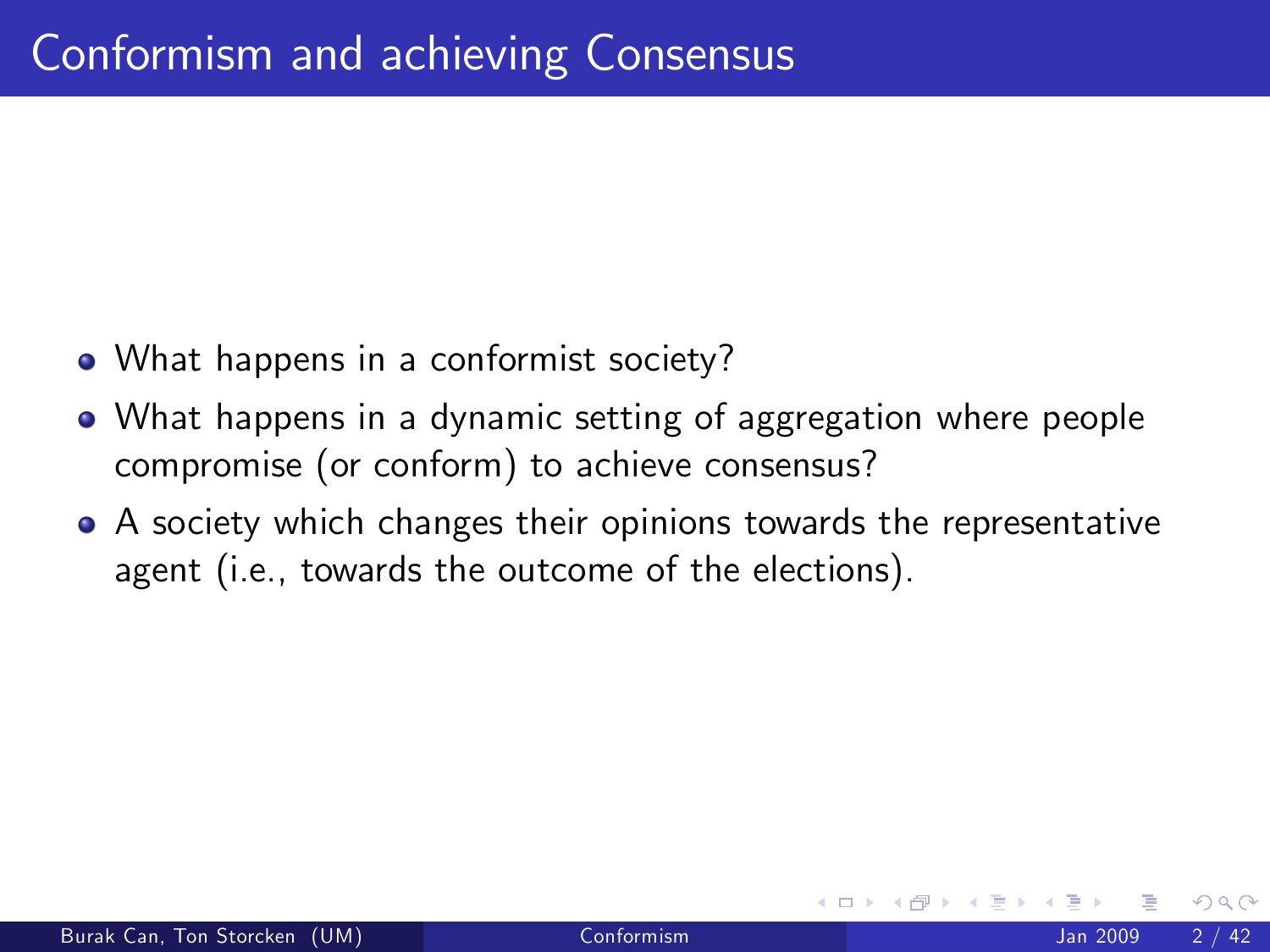# Conformism and achieving Consensus

- What happens in a conformist society?
- What happens in a dynamic setting of aggregation where people compromise (or conform) to achieve consensus?
- A society which changes their opinions towards the representative agent (i.e., towards the outcome of the elections).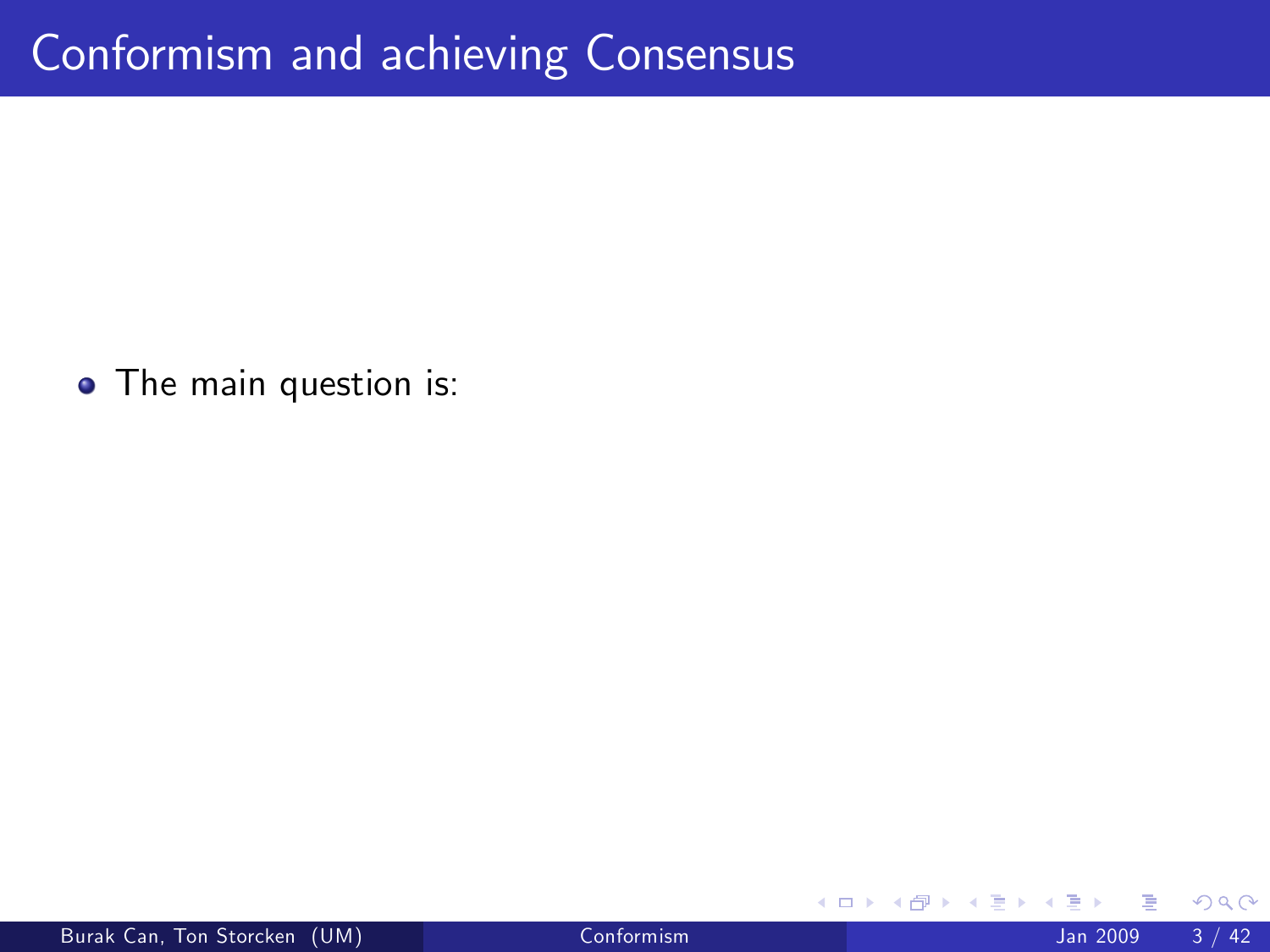# Conformism and achieving Consensus

- The main question is: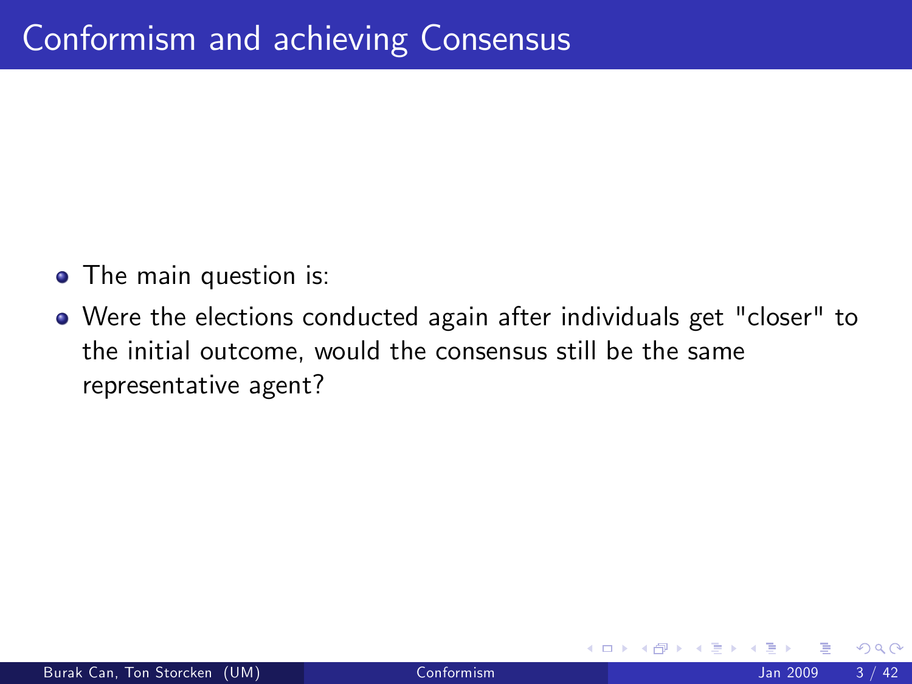# Conformism and achieving Consensus

- The main question is:
- Were the elections conducted again after individuals get "closer" to the initial outcome, would the consensus still be the same representative agent?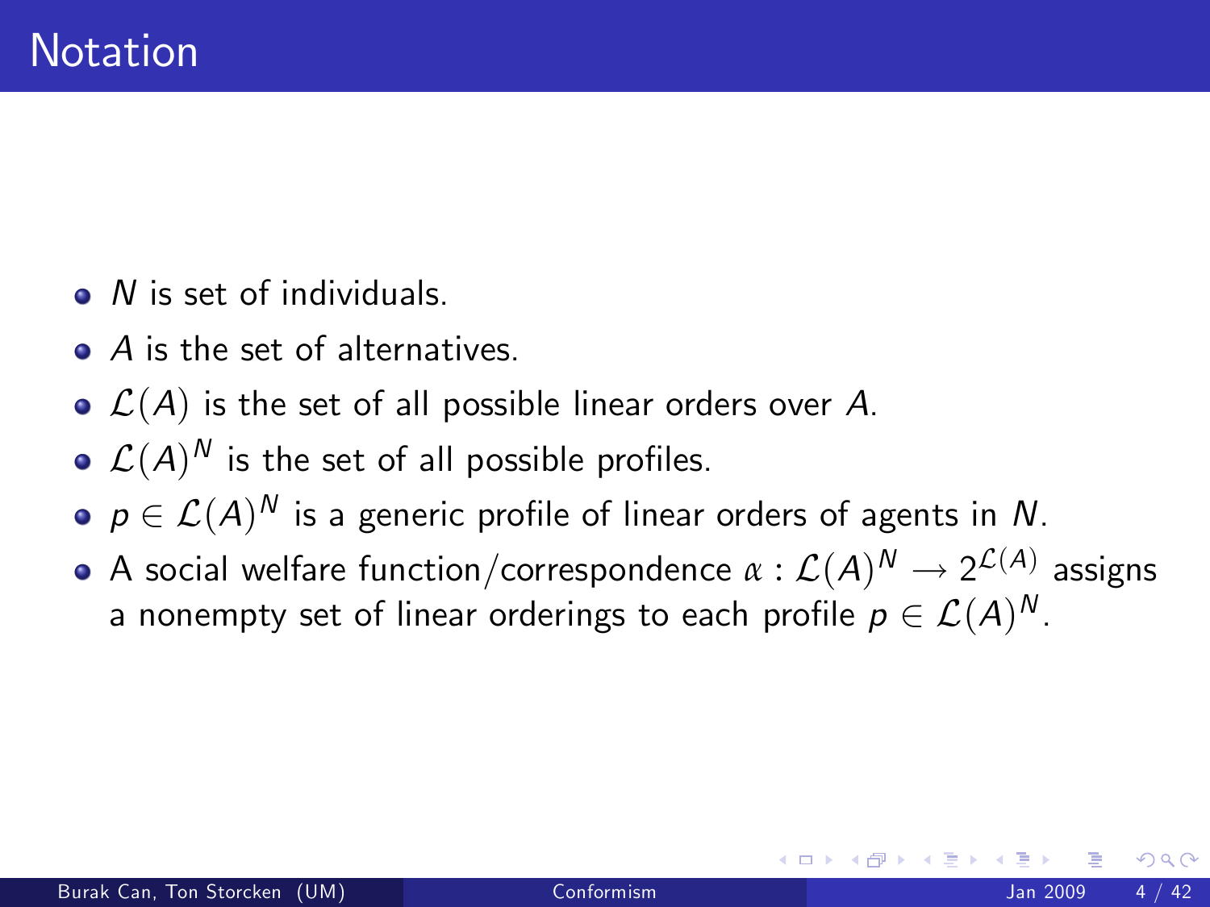# Notation

- $N$ is set of individuals.
- $A$ is the set of alternatives.
- $\mathcal{L}(A)$ is the set of all possible linear orders over $A$.
- $\mathcal{L}(A)^N$ is the set of all possible profiles.
- $p \in \mathcal{L}(A)^N$ is a generic profile of linear orders of agents in $N$.
- A social welfare function/correspondence $\alpha : \mathcal{L}(A)^N \longrightarrow 2^{\mathcal{L}(A)}$ assigns a nonempty set of linear orderings to each profile $p \in \mathcal{L}(A)^N$.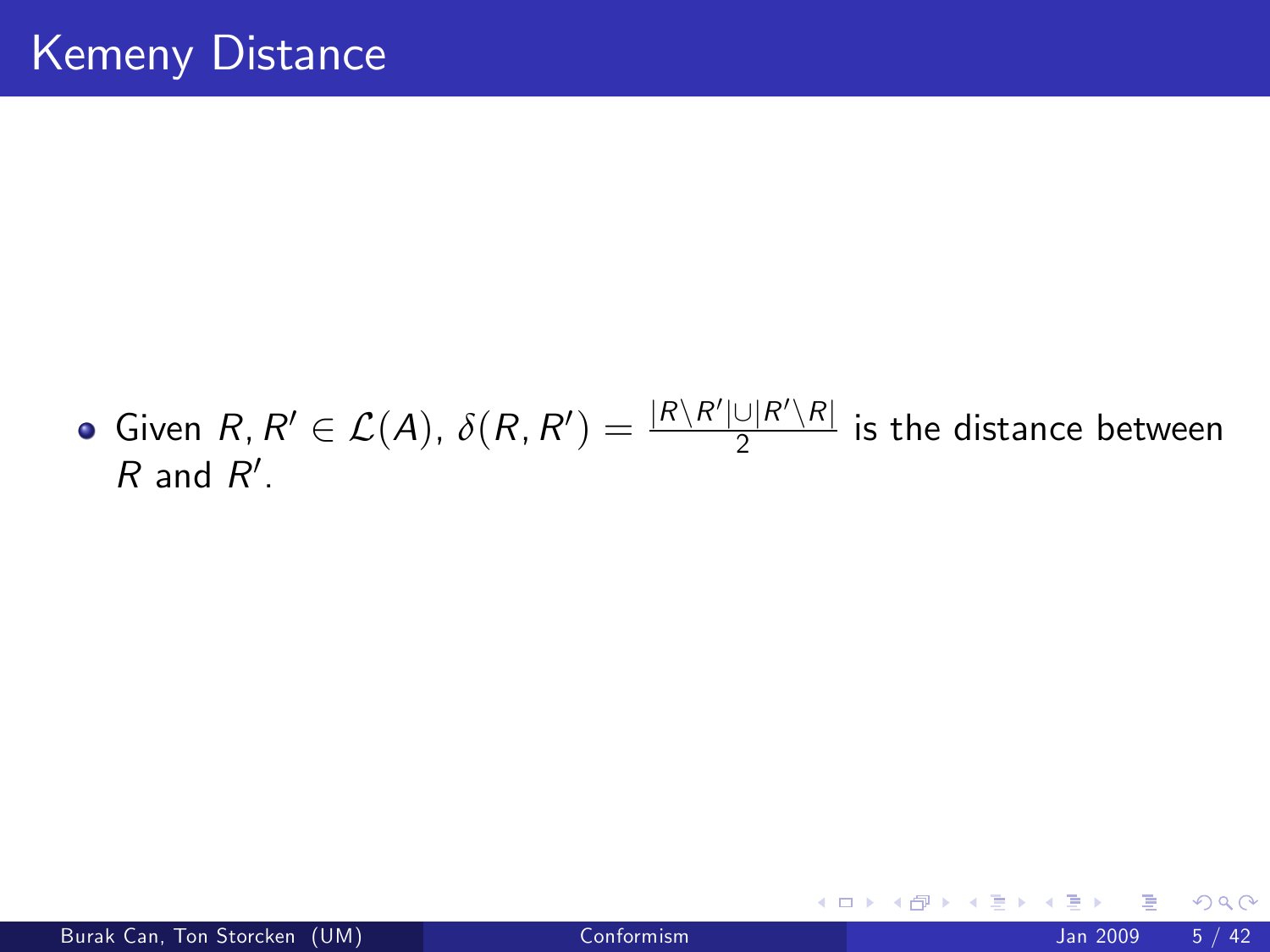# Kemeny Distance

- Given $R, R' \in \mathcal{L}(A)$, $\delta(R, R') = \frac{|R \backslash R'| \cup |R' \backslash R|}{2}$ is the distance between $R$ and $R'$.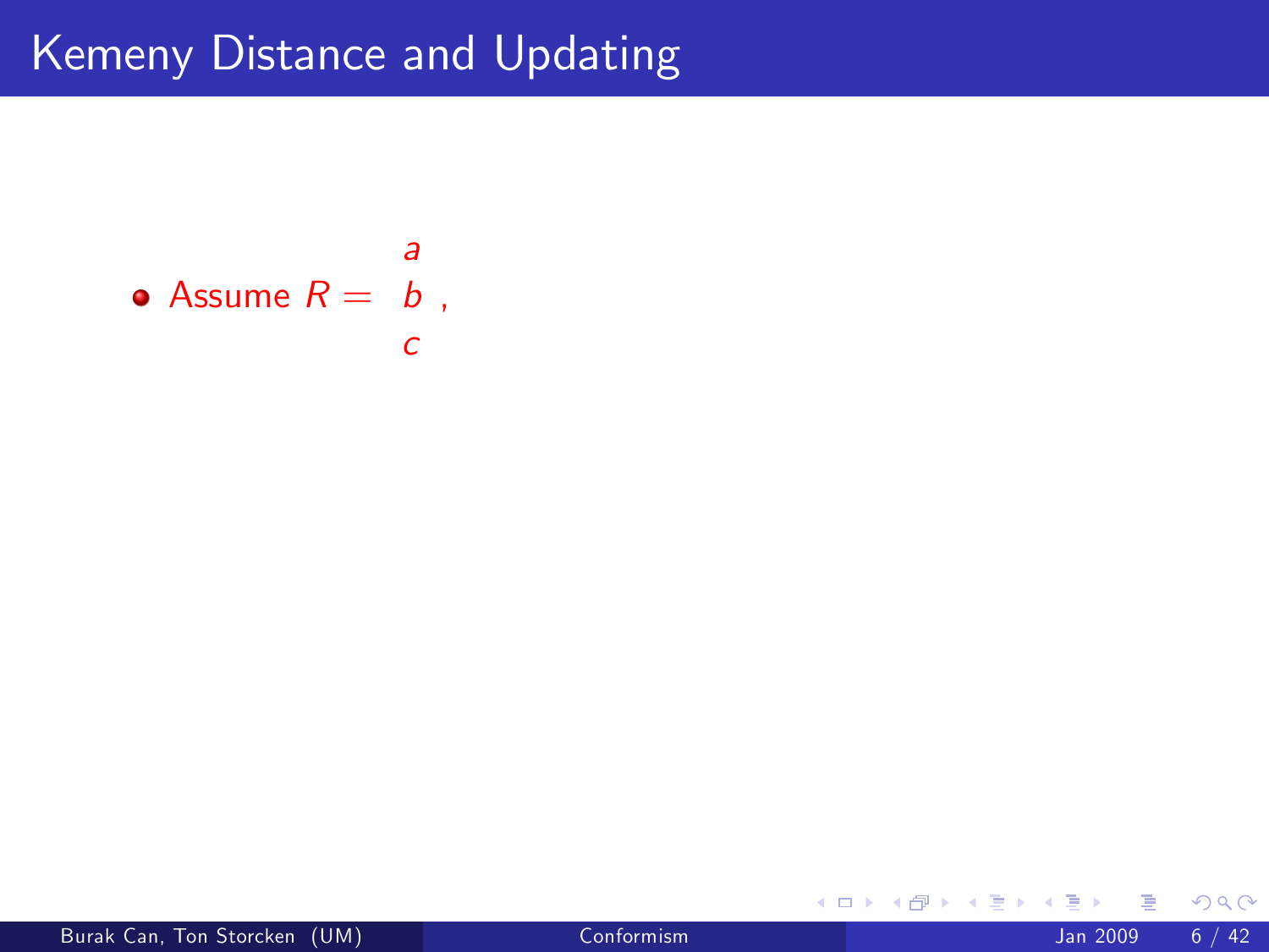# Kemeny Distance and Updating

- Assume $R = \begin{matrix} a \\ b \\ c \end{matrix}$ ,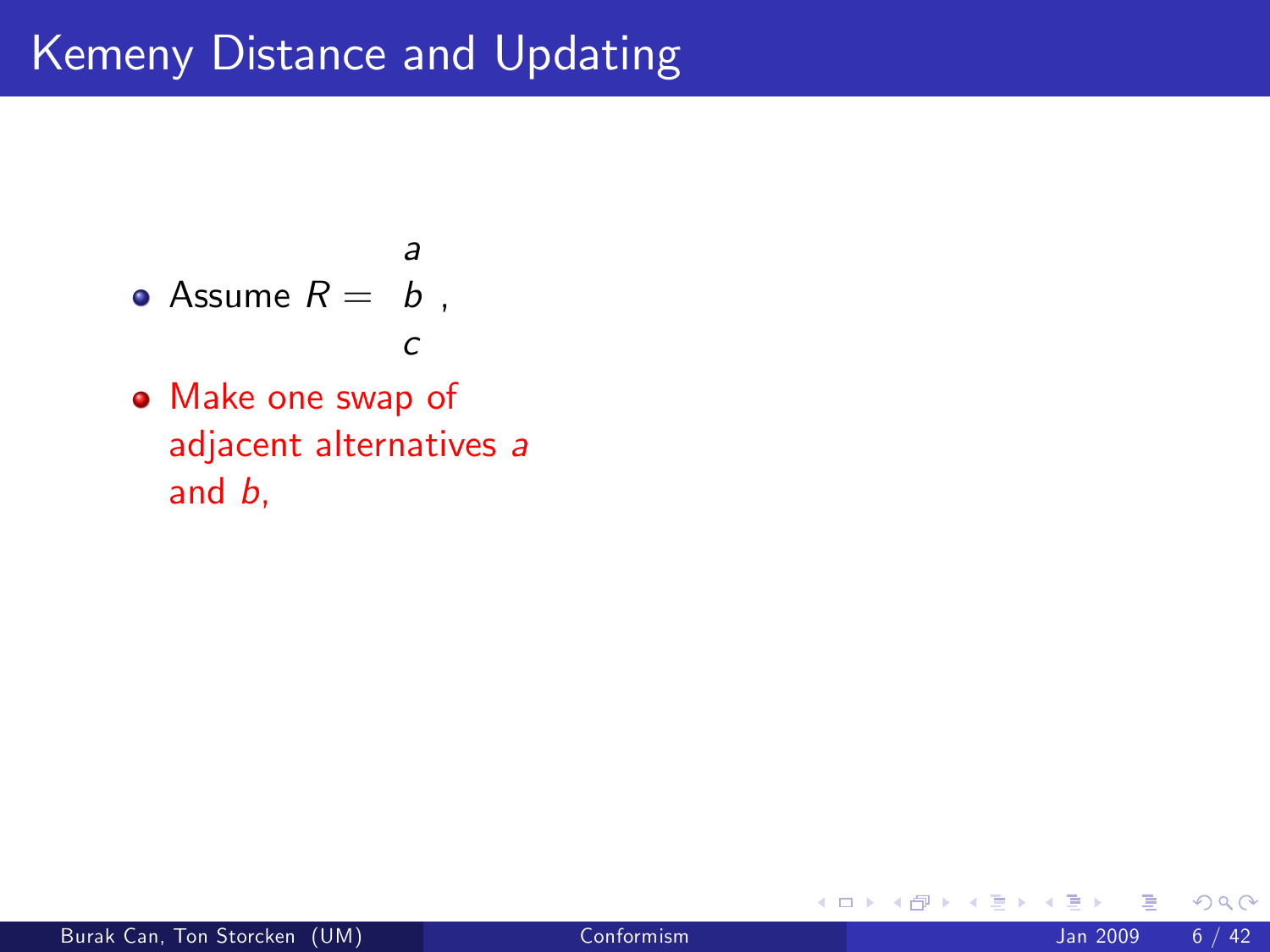# Kemeny Distance and Updating

- Assume $R = \begin{matrix} a \\ b \\ c \end{matrix}$,
- Make one swap of adjacent alternatives $a$ and $b$,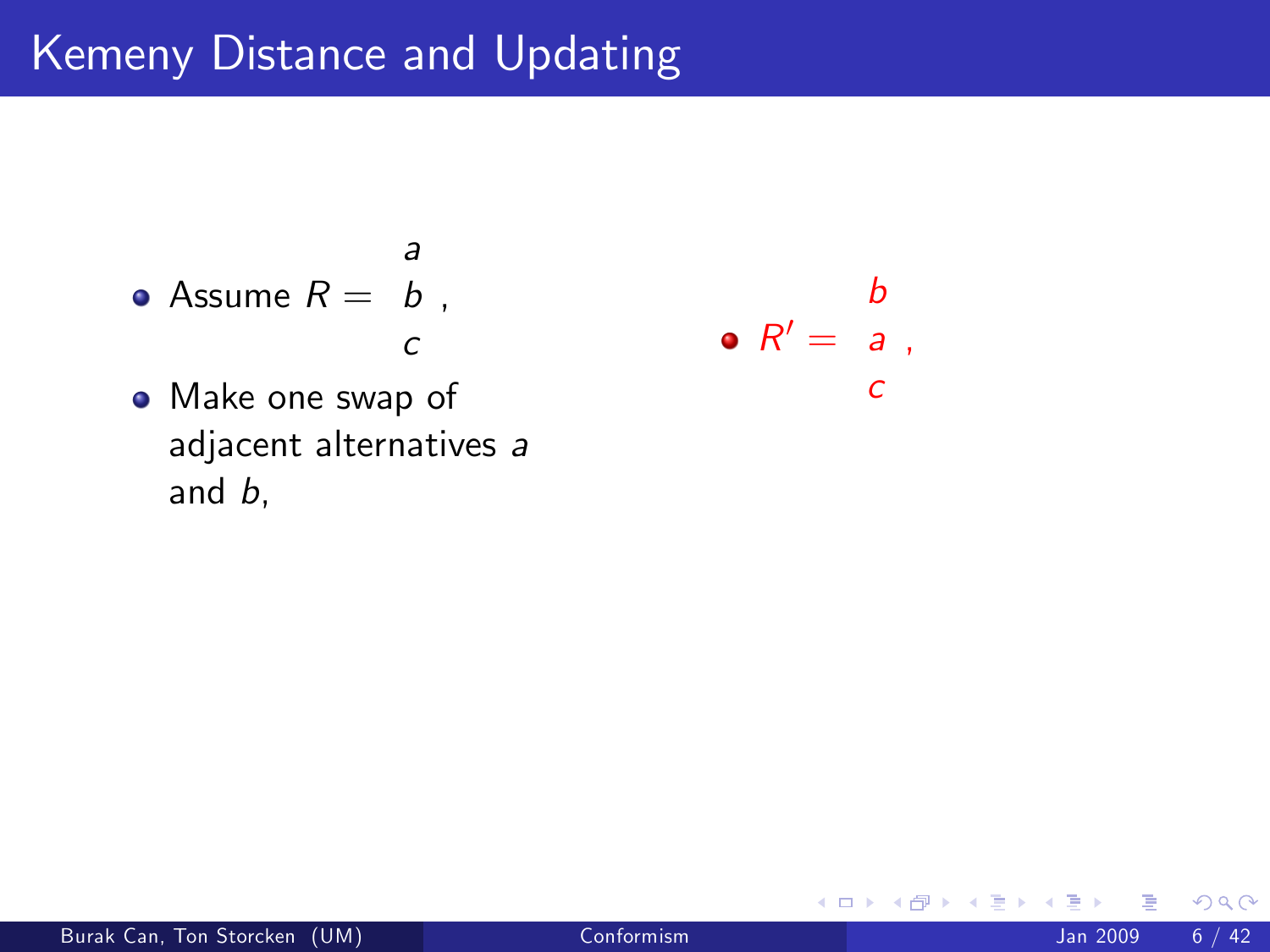# Kemeny Distance and Updating

- Assume $R = \begin{matrix} a \\ b \\ c \end{matrix}$ ,
- Make one swap of adjacent alternatives $a$ and $b$,
- $R' = \begin{matrix} b \\ a \\ c \end{matrix}$ ,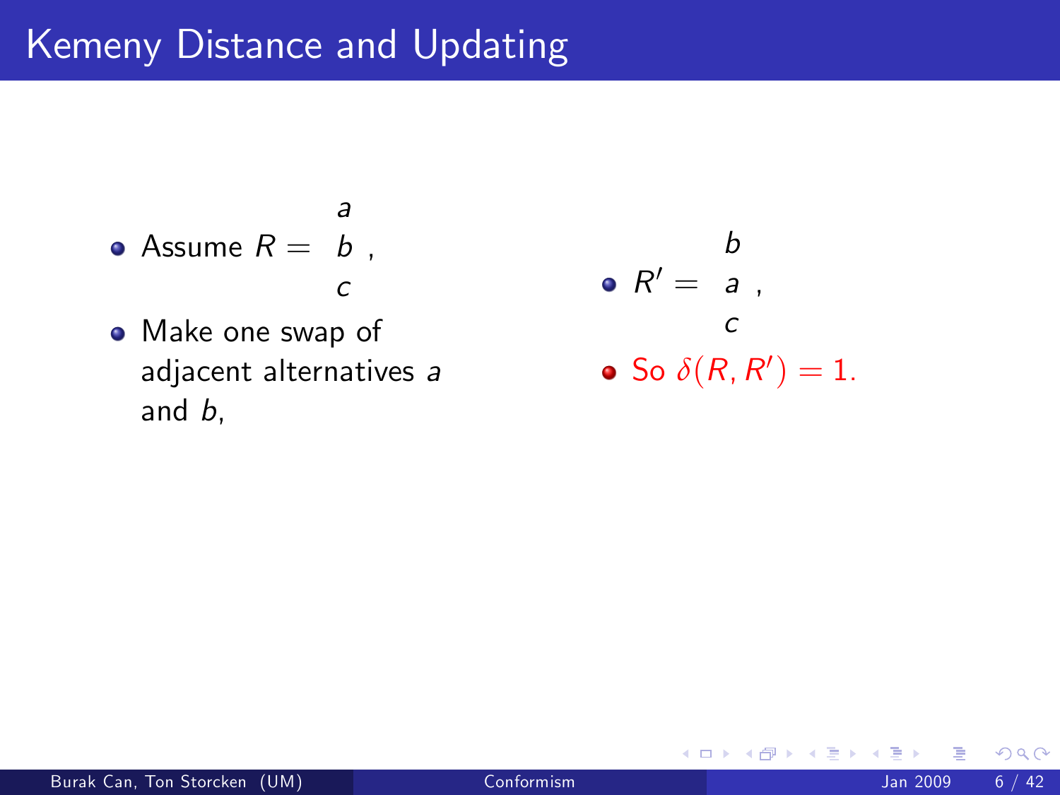# Kemeny Distance and Updating

- Assume $R = \begin{matrix} a \\ b \\ c \end{matrix}$ ,
- Make one swap of adjacent alternatives $a$ and $b$,
- $R' = \begin{matrix} b \\ a \\ c \end{matrix}$ ,
- So $\delta(R, R') = 1$.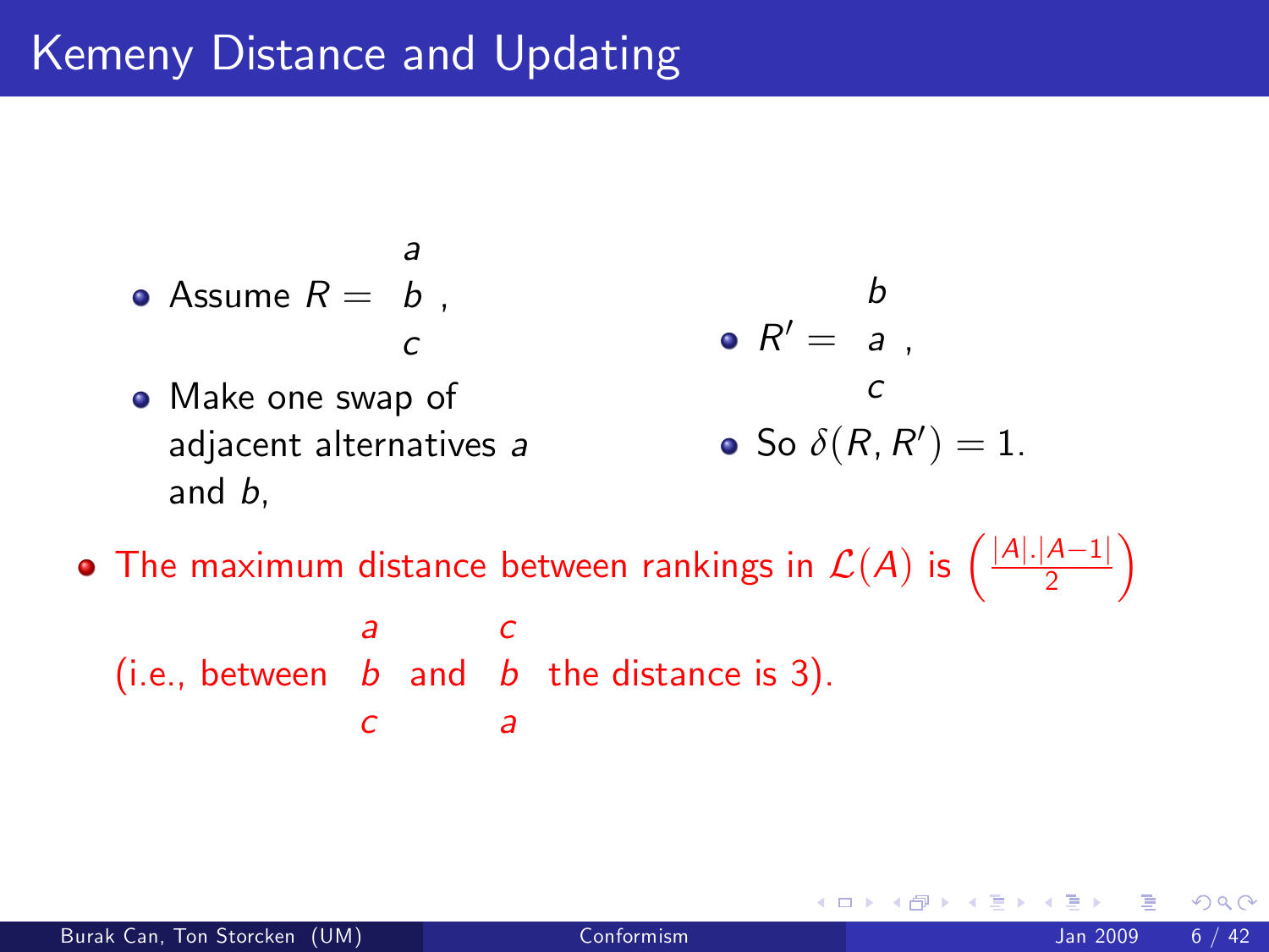# Kemeny Distance and Updating

- Assume $R = \begin{array}{c} a \\ b \\ c \end{array}$,
- Make one swap of adjacent alternatives $a$ and $b$,
- $R' = \begin{array}{c} b \\ a \\ c \end{array}$,
- So $\delta(R, R') = 1$.

- The maximum distance between rankings in $\mathcal{L}(A)$ is $\left(\frac{|A|.|A-1|}{2}\right)$

(i.e., between $\begin{array}{c} a \\ b \\ c \end{array}$ and $\begin{array}{c} c \\ b \\ a \end{array}$ the distance is 3).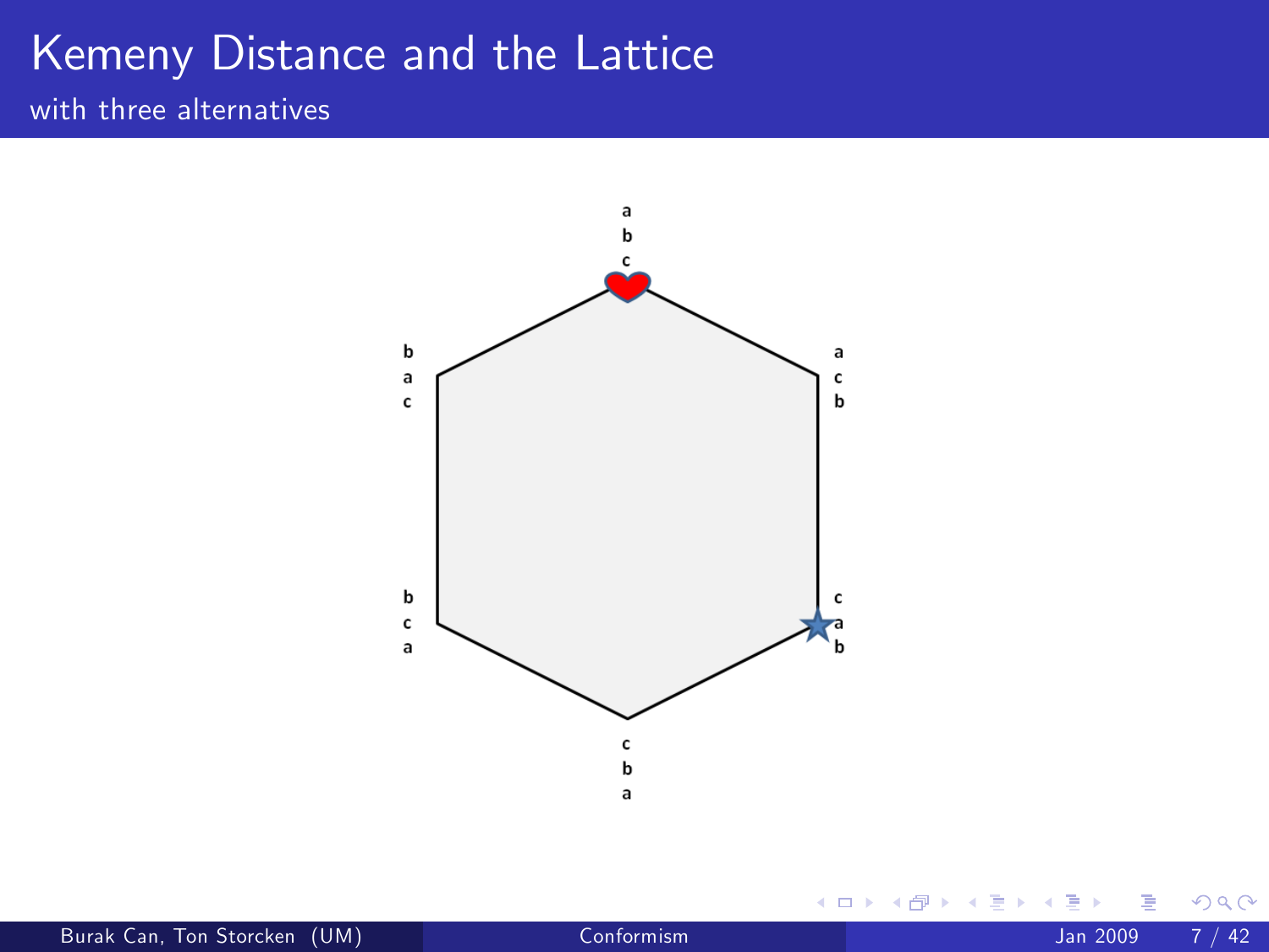# Kemeny Distance and the Lattice

## with three alternatives

a
b
c

b
a
c

a
c
b

b
c
a

c
a
b

c
b
a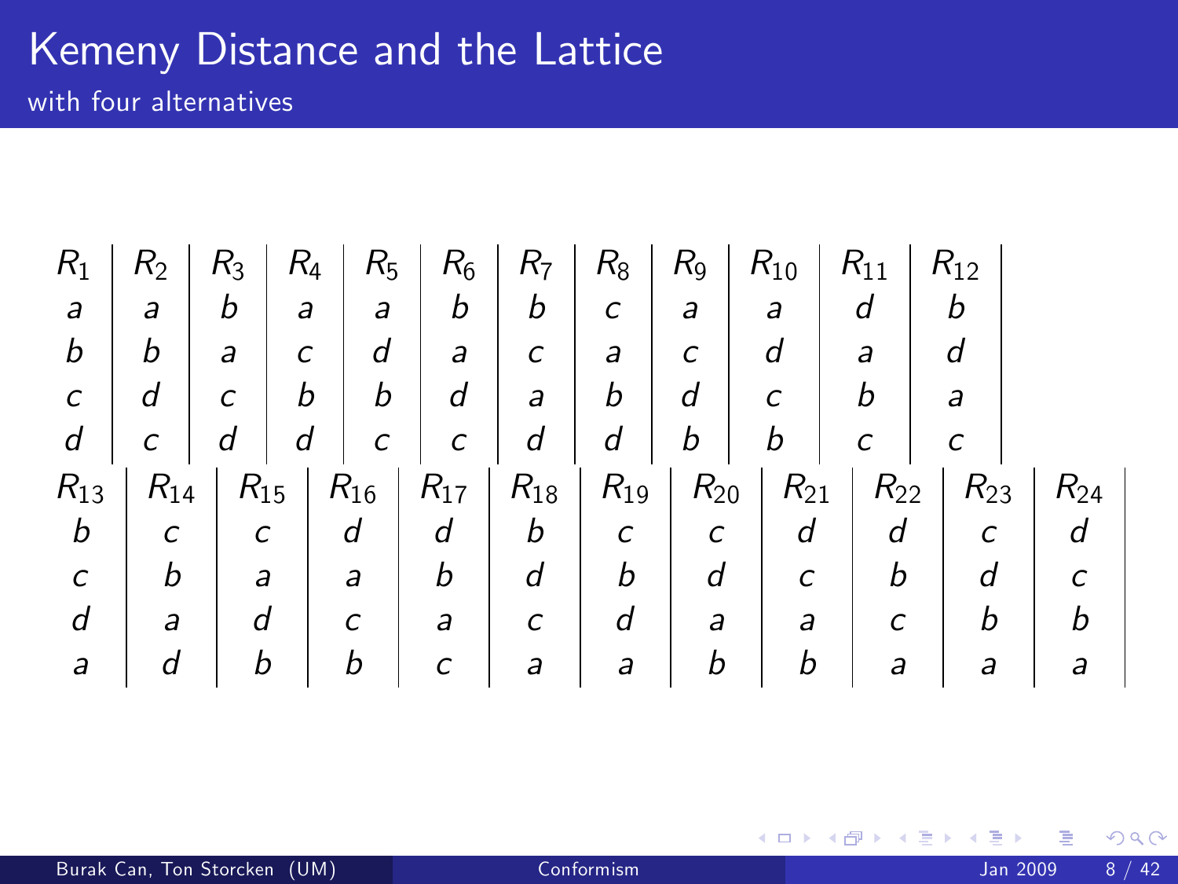# Kemeny Distance and the Lattice

## with four alternatives

| $R_1$ | $R_2$ | $R_3$ | $R_4$ | $R_5$ | $R_6$ | $R_7$ | $R_8$ | $R_9$ | $R_{10}$ | $R_{11}$ | $R_{12}$ |
|---|---|---|---|---|---|---|---|---|---|---|---|
| $a$ | $a$ | $b$ | $a$ | $a$ | $b$ | $b$ | $c$ | $a$ | $a$ | $d$ | $b$ |
| $b$ | $b$ | $a$ | $c$ | $d$ | $a$ | $c$ | $a$ | $c$ | $d$ | $a$ | $d$ |
| $c$ | $d$ | $c$ | $b$ | $b$ | $d$ | $a$ | $b$ | $d$ | $c$ | $b$ | $a$ |
| $d$ | $c$ | $d$ | $d$ | $c$ | $c$ | $d$ | $d$ | $b$ | $b$ | $c$ | $c$ |

| $R_{13}$ | $R_{14}$ | $R_{15}$ | $R_{16}$ | $R_{17}$ | $R_{18}$ | $R_{19}$ | $R_{20}$ | $R_{21}$ | $R_{22}$ | $R_{23}$ | $R_{24}$ |
|---|---|---|---|---|---|---|---|---|---|---|---|
| $b$ | $c$ | $c$ | $d$ | $d$ | $b$ | $c$ | $c$ | $d$ | $d$ | $c$ | $d$ |
| $c$ | $b$ | $a$ | $a$ | $b$ | $d$ | $b$ | $d$ | $c$ | $b$ | $d$ | $c$ |
| $d$ | $a$ | $d$ | $c$ | $a$ | $c$ | $d$ | $a$ | $a$ | $c$ | $b$ | $b$ |
| $a$ | $d$ | $b$ | $b$ | $c$ | $a$ | $a$ | $b$ | $b$ | $a$ | $a$ | $a$ |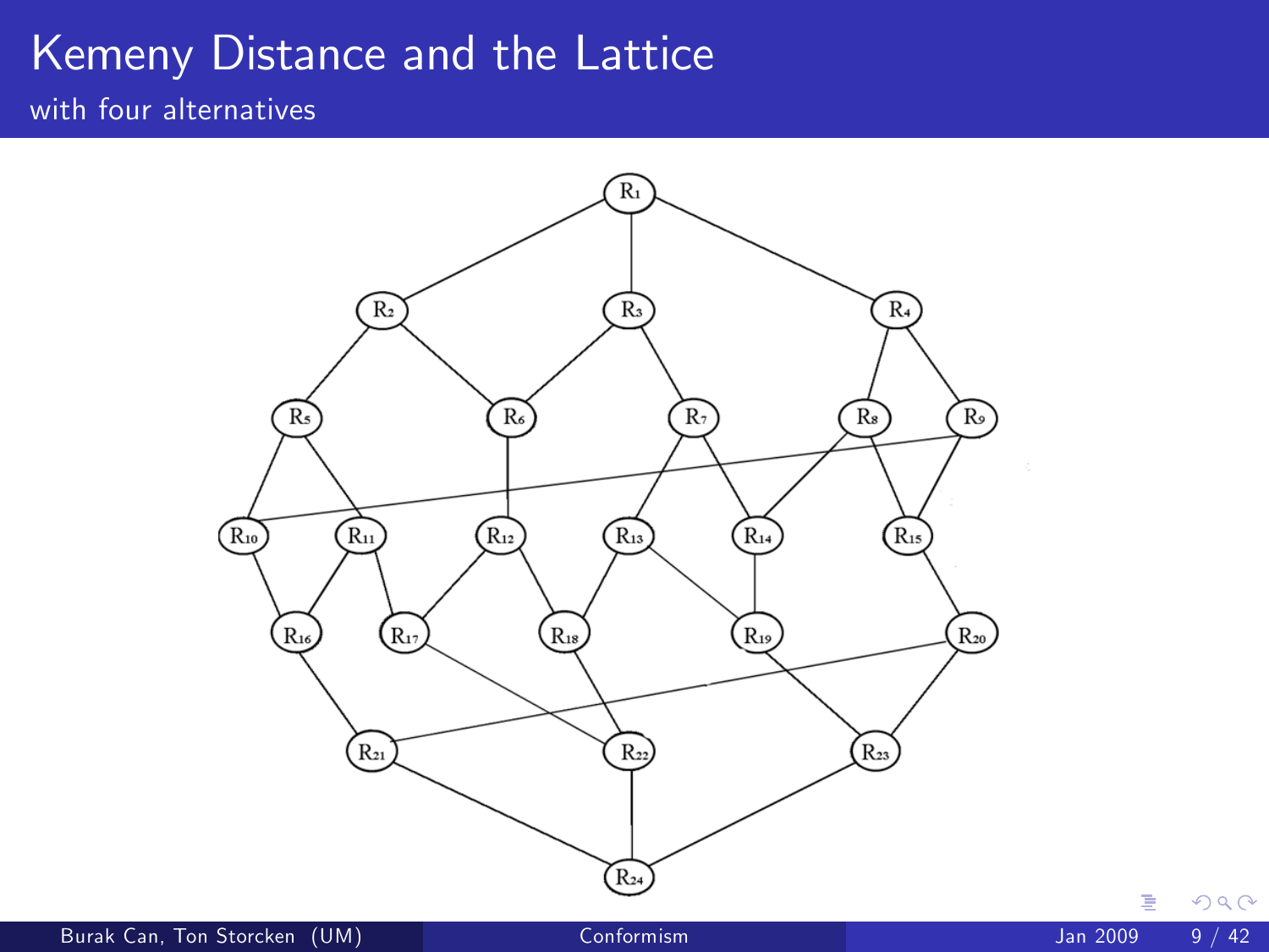# Kemeny Distance and the Lattice

## with four alternatives

$R_1$

$R_2$ $R_3$ $R_4$

$R_5$ $R_6$ $R_7$ $R_8$ $R_9$

$R_{10}$ $R_{11}$ $R_{12}$ $R_{13}$ $R_{14}$ $R_{15}$

$R_{16}$ $R_{17}$ $R_{18}$ $R_{19}$ $R_{20}$

$R_{21}$ $R_{22}$ $R_{23}$

$R_{24}$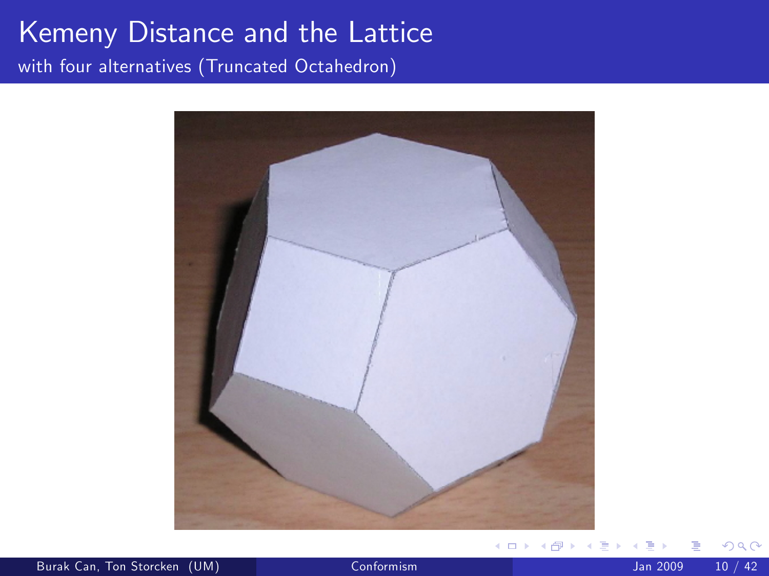# Kemeny Distance and the Lattice

## with four alternatives (Truncated Octahedron)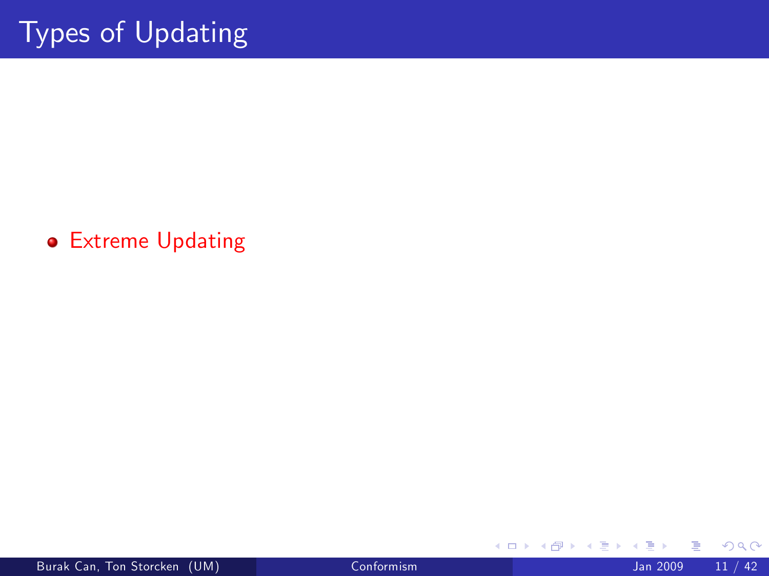# Types of Updating

- Extreme Updating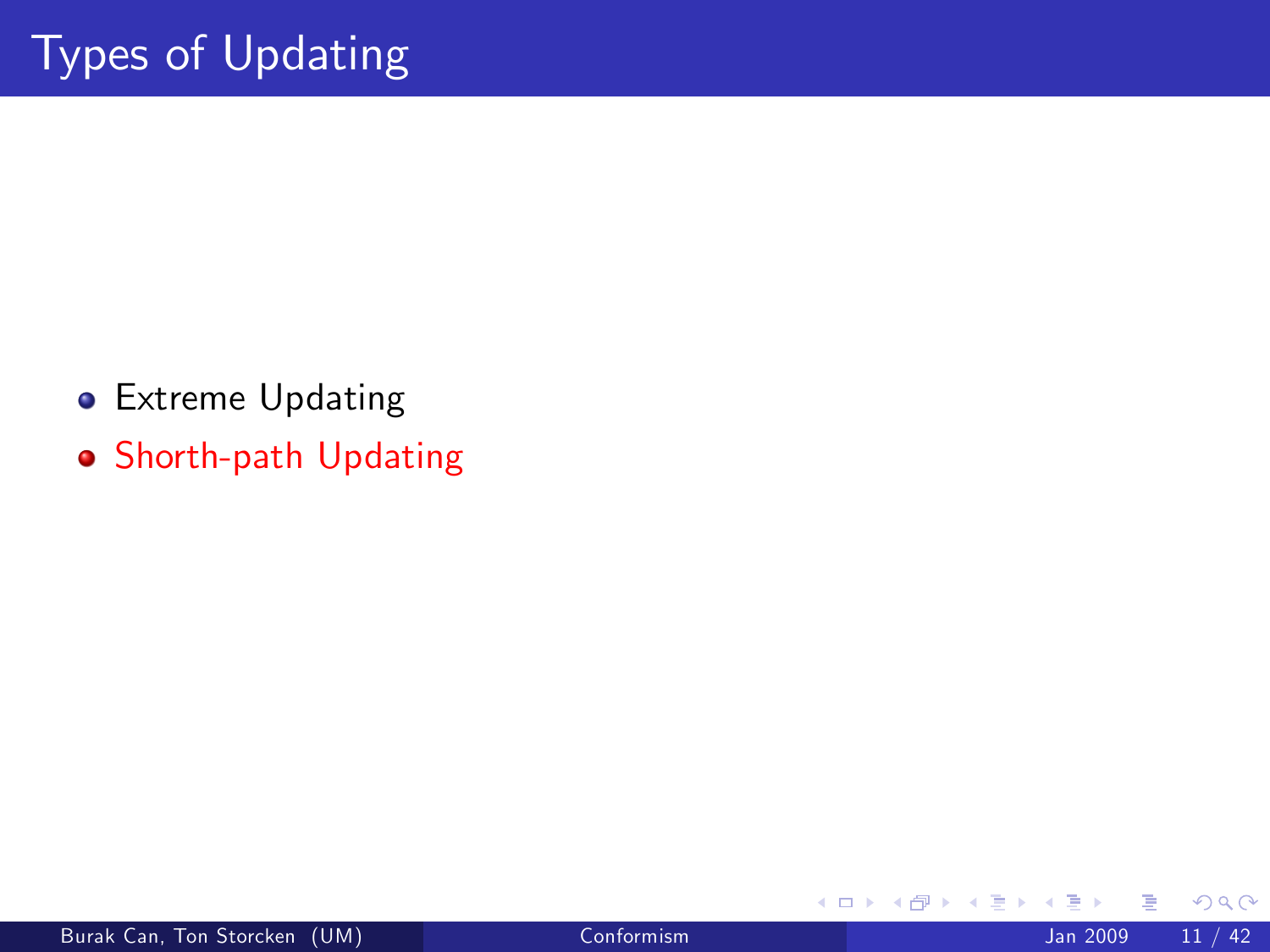# Types of Updating

- Extreme Updating
- Shorth-path Updating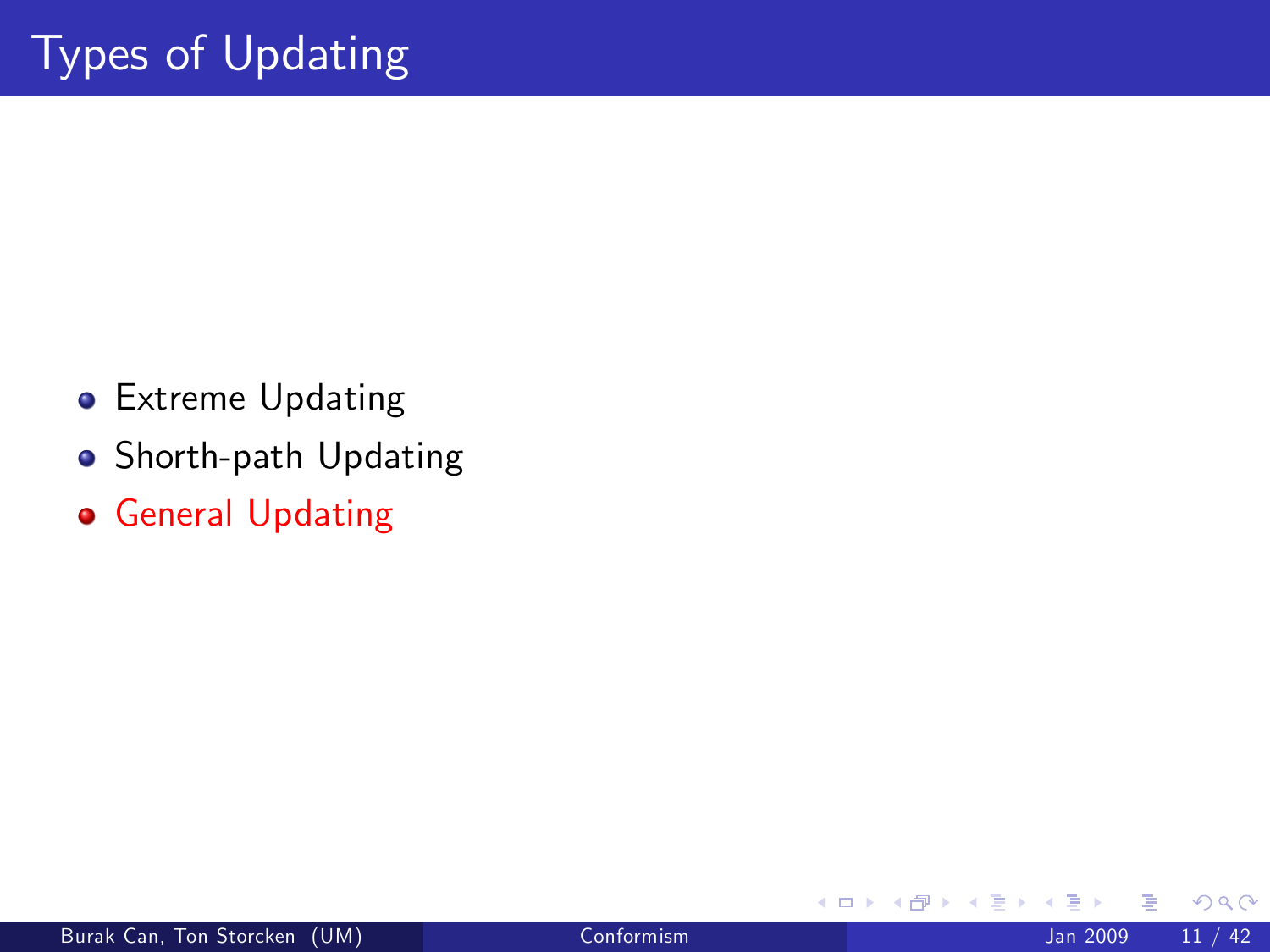# Types of Updating

- Extreme Updating
- Shorth-path Updating
- General Updating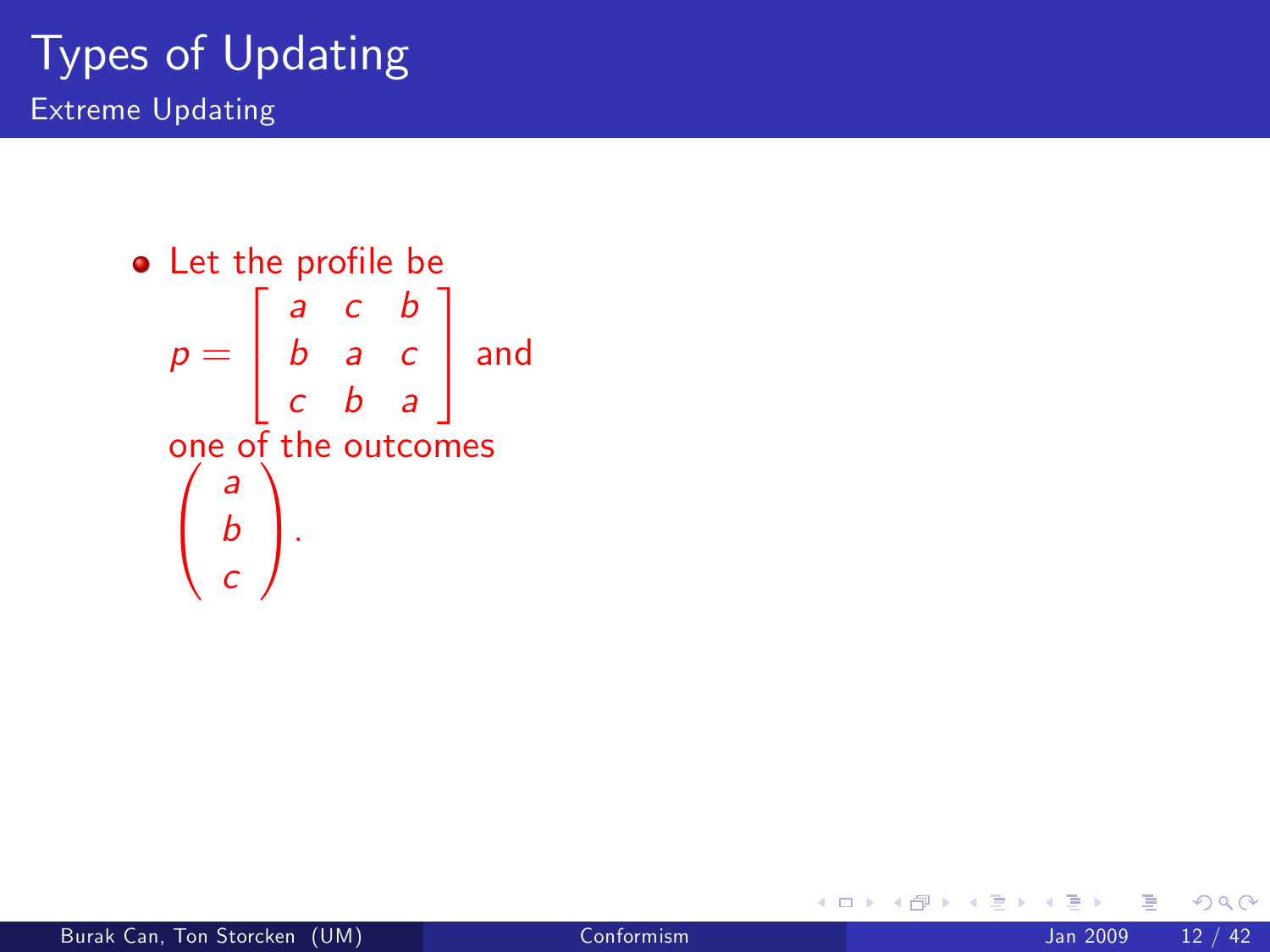# Types of Updating

## Extreme Updating

- Let the profile be
  $$p = \begin{bmatrix} a & c & b \\ b & a & c \\ c & b & a \end{bmatrix}$$ and
  one of the outcomes
  $$\begin{pmatrix} a \\ b \\ c \end{pmatrix}.$$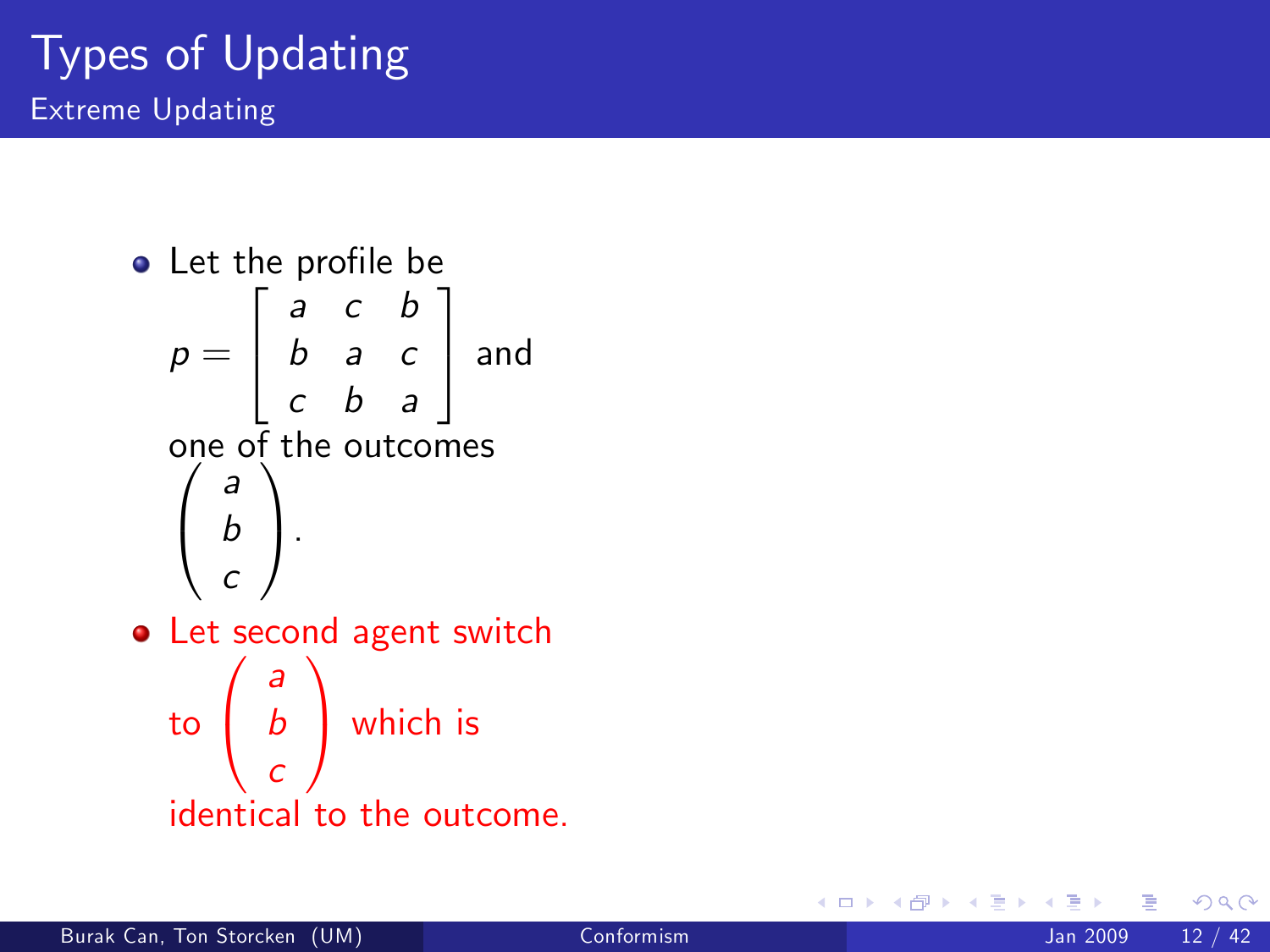# Types of Updating

## Extreme Updating

- Let the profile be
$$p = \begin{bmatrix} a & c & b \\ b & a & c \\ c & b & a \end{bmatrix}$$ and one of the outcomes $$\begin{pmatrix} a \\ b \\ c \end{pmatrix}.$$
- Let second agent switch to $\begin{pmatrix} a \\ b \\ c \end{pmatrix}$ which is identical to the outcome.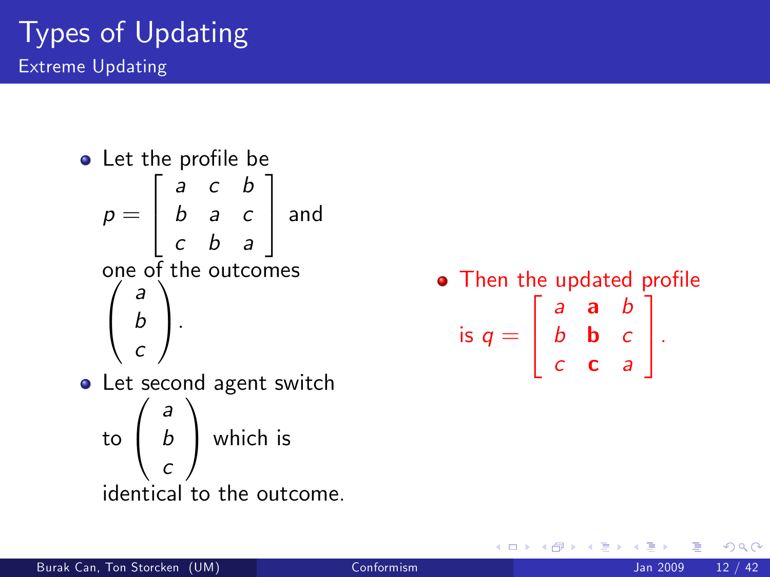# Types of Updating

## Extreme Updating

- Let the profile be

$$p = \begin{bmatrix} a & c & b \\ b & a & c \\ c & b & a \end{bmatrix}$$ and one of the outcomes $\begin{pmatrix} a \\ b \\ c \end{pmatrix}$.

- Let second agent switch to $\begin{pmatrix} a \\ b \\ c \end{pmatrix}$ which is identical to the outcome.

- Then the updated profile is $q = \begin{bmatrix} a & \mathbf{a} & b \\ b & \mathbf{b} & c \\ c & \mathbf{c} & a \end{bmatrix}$.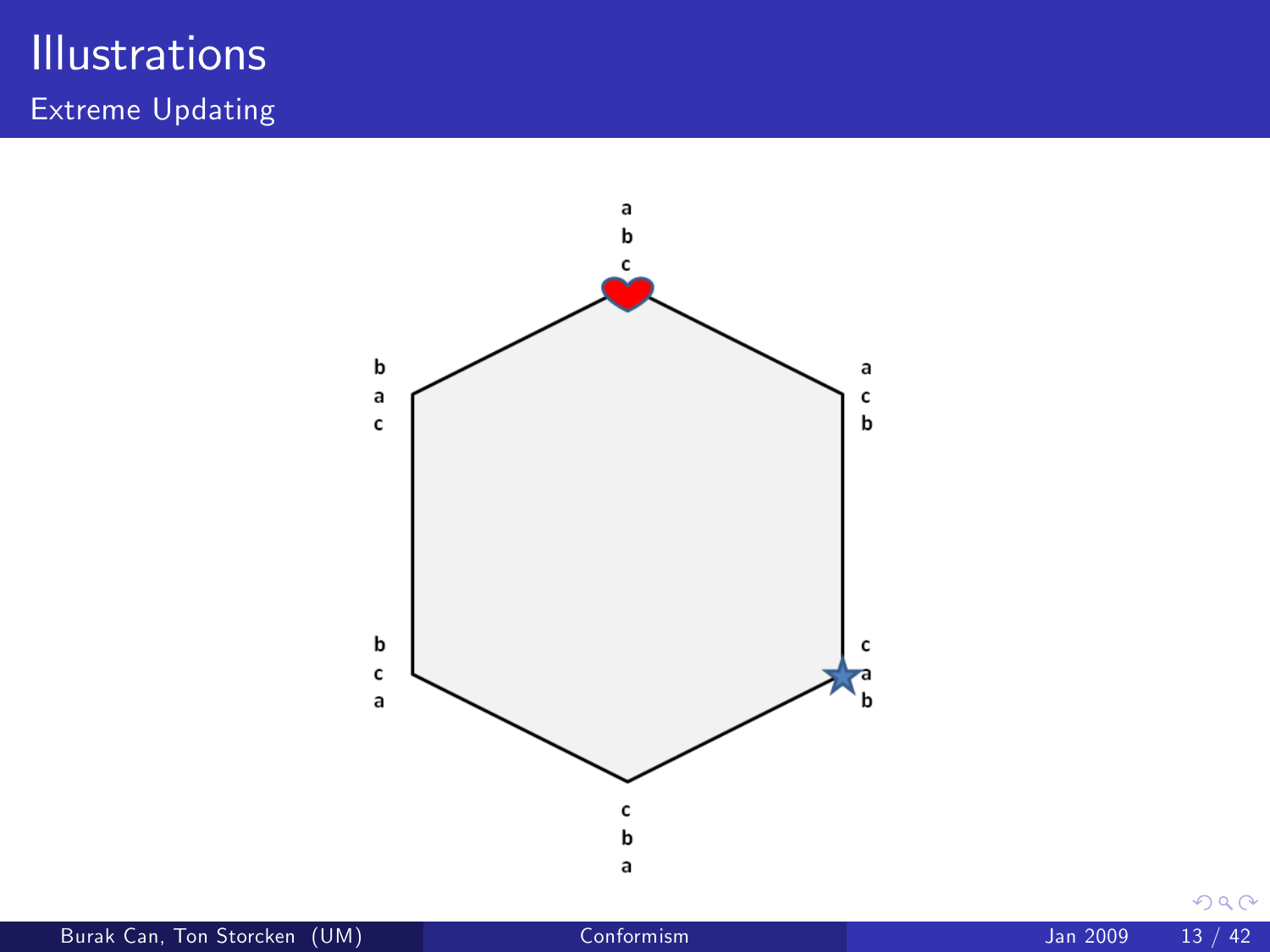# Illustrations

## Extreme Updating

a
b
c

b
a
c

a
c
b

b
c
a

c
a
b

c
b
a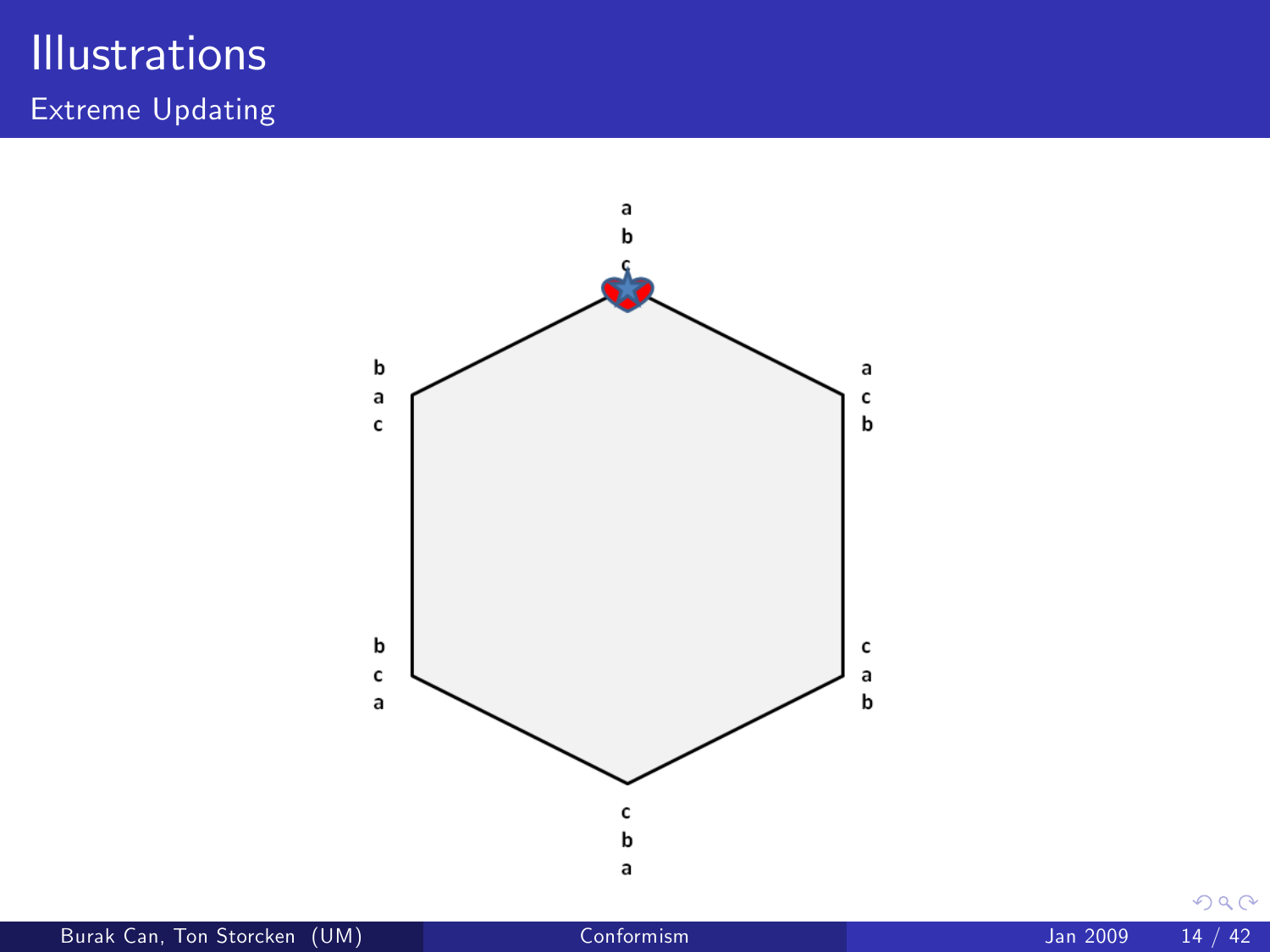# Illustrations

## Extreme Updating

a
b
c

b
a
c

a
c
b

b
c
a

c
a
b

c
b
a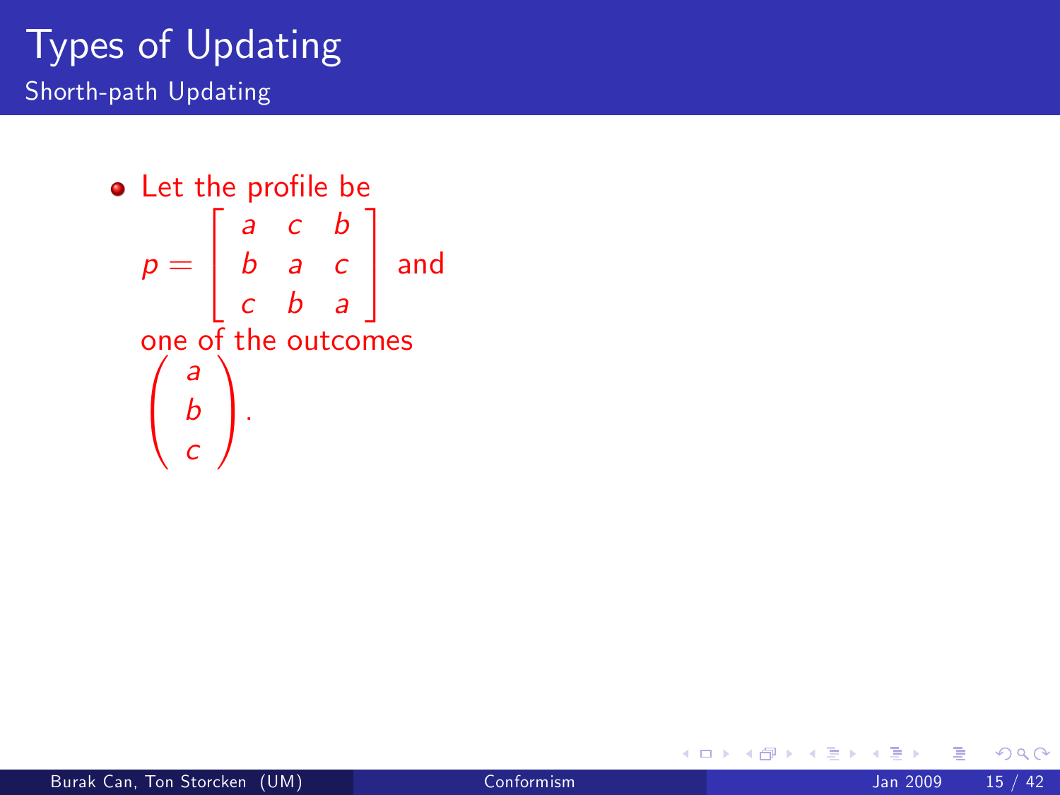# Types of Updating

## Shorth-path Updating

- Let the profile be

$$p = \left[\begin{array}{ccc} a & c & b \\ b & a & c \\ c & b & a \end{array}\right]$$

and one of the outcomes

$$\left(\begin{array}{c} a \\ b \\ c \end{array}\right).$$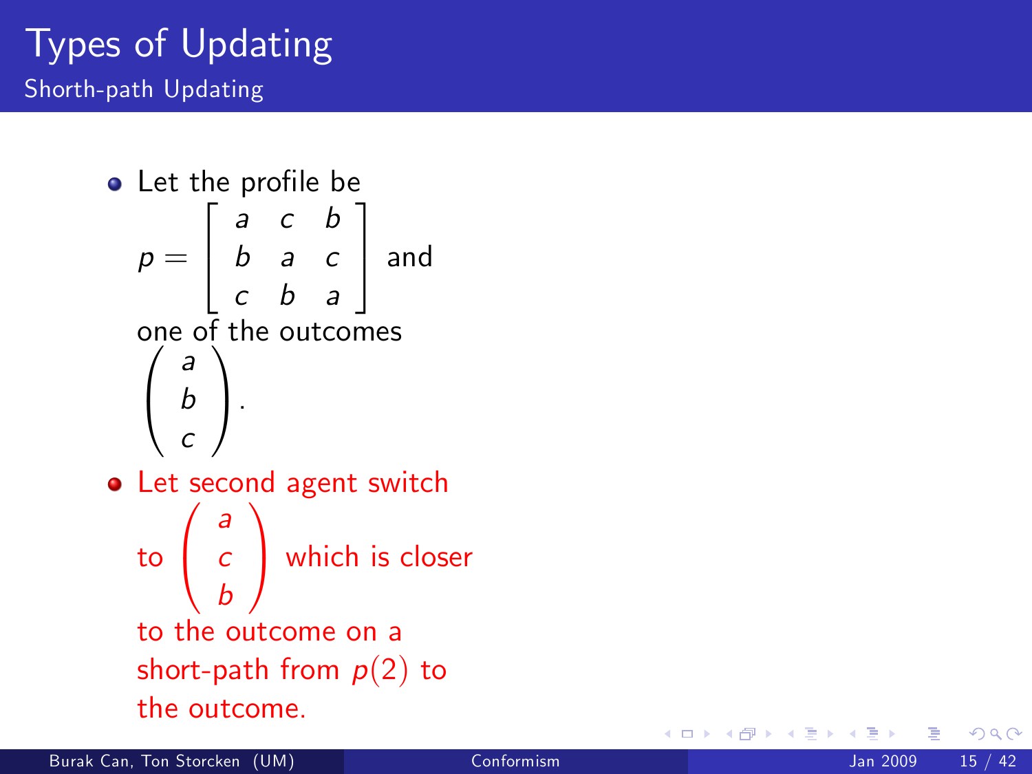# Types of Updating

## Shorth-path Updating

- Let the profile be
  $$p = \begin{bmatrix} a & c & b \\ b & a & c \\ c & b & a \end{bmatrix}$$ and one of the outcomes $\begin{pmatrix} a \\ b \\ c \end{pmatrix}$.
- Let second agent switch to $\begin{pmatrix} a \\ c \\ b \end{pmatrix}$ which is closer to the outcome on a short-path from $p(2)$ to the outcome.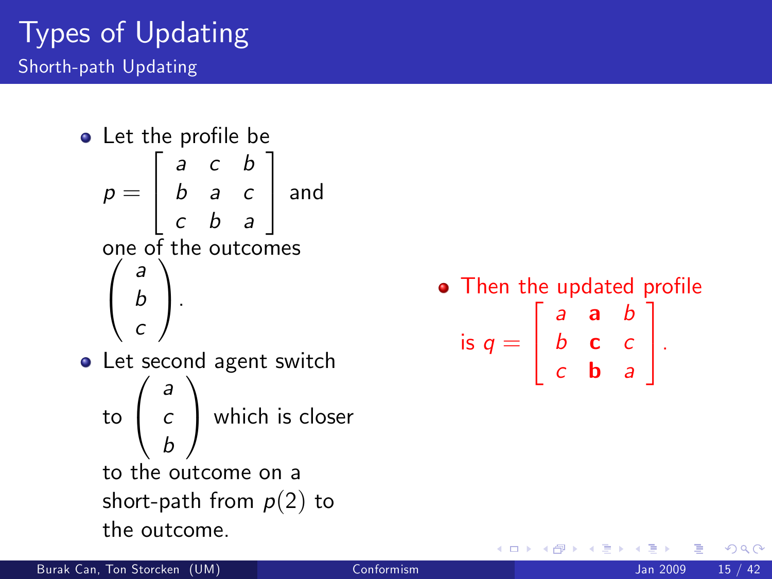# Types of Updating

## Shorth-path Updating

- Let the profile be

$$p = \begin{bmatrix} a & c & b \\ b & a & c \\ c & b & a \end{bmatrix}$$

and one of the outcomes $\begin{pmatrix} a \\ b \\ c \end{pmatrix}$.

- Let second agent switch to $\begin{pmatrix} a \\ c \\ b \end{pmatrix}$ which is closer to the outcome on a short-path from $p(2)$ to the outcome.

- Then the updated profile is $q = \begin{bmatrix} a & \mathbf{a} & b \\ b & \mathbf{c} & c \\ c & \mathbf{b} & a \end{bmatrix}$.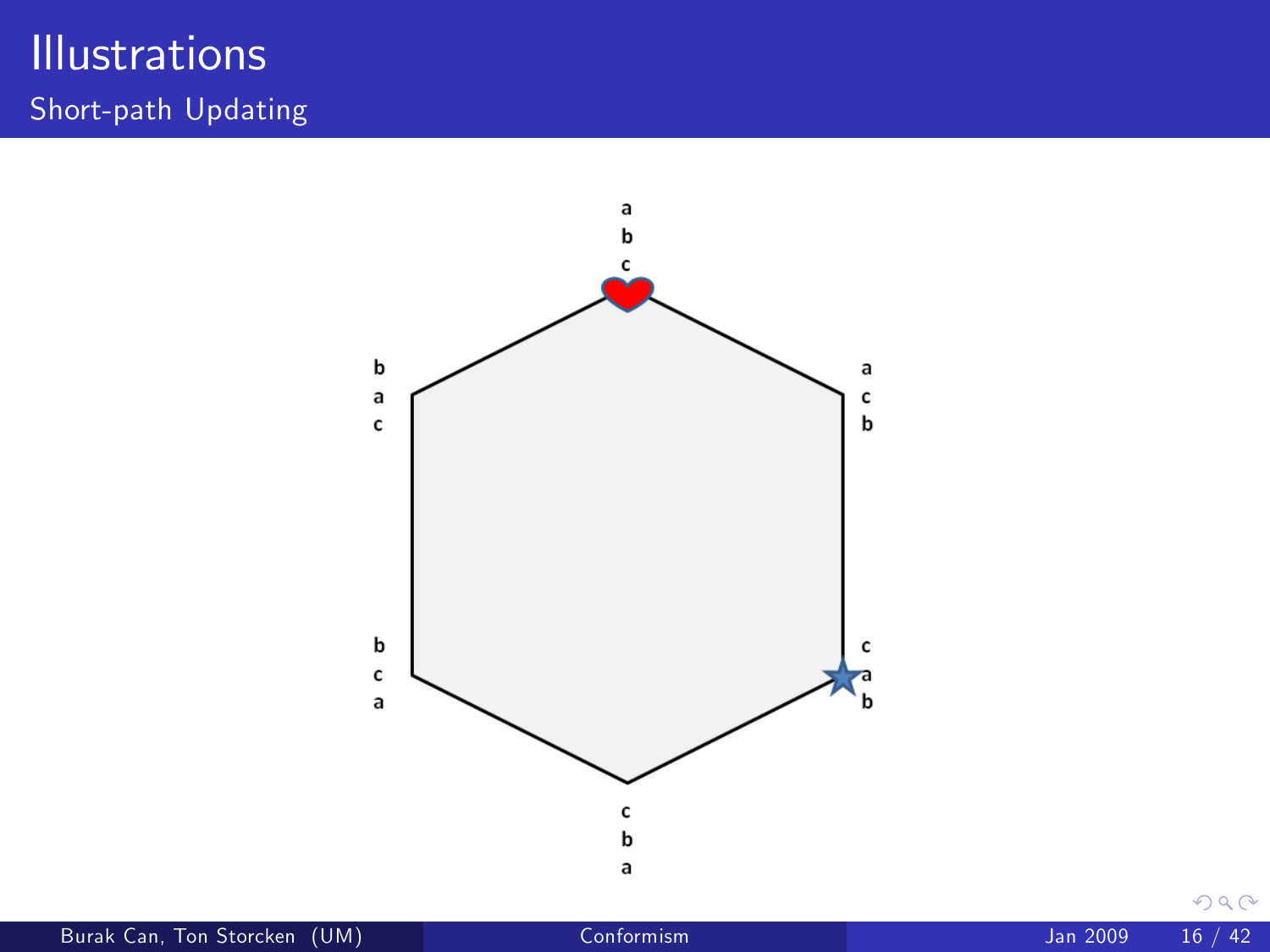# Illustrations

## Short-path Updating

a
b
c

b
a
c

a
c
b

b
c
a

c
a
b

c
b
a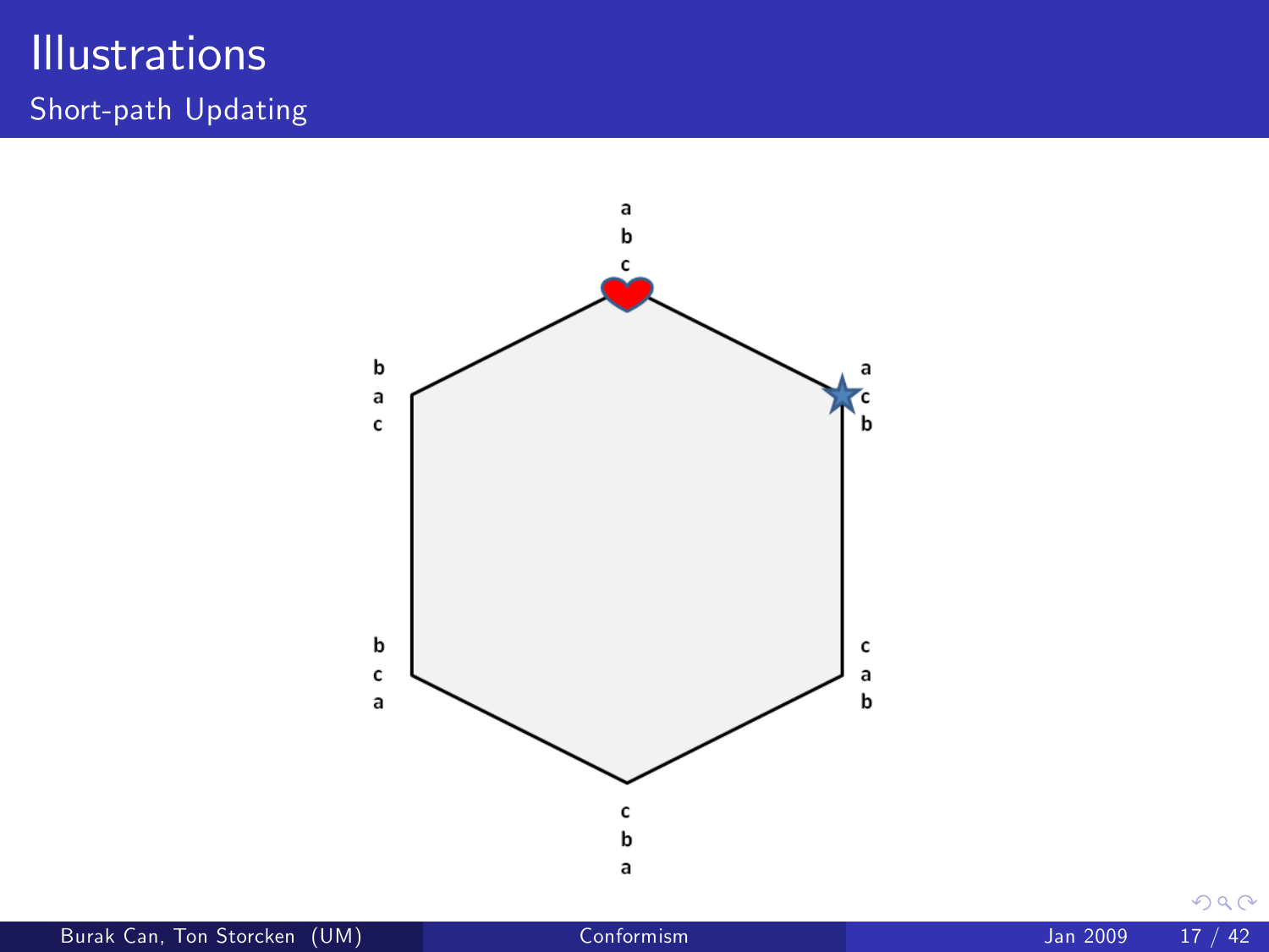# Illustrations

## Short-path Updating

a
b
c

b
a
c

a
c
b

b
c
a

c
a
b

c
b
a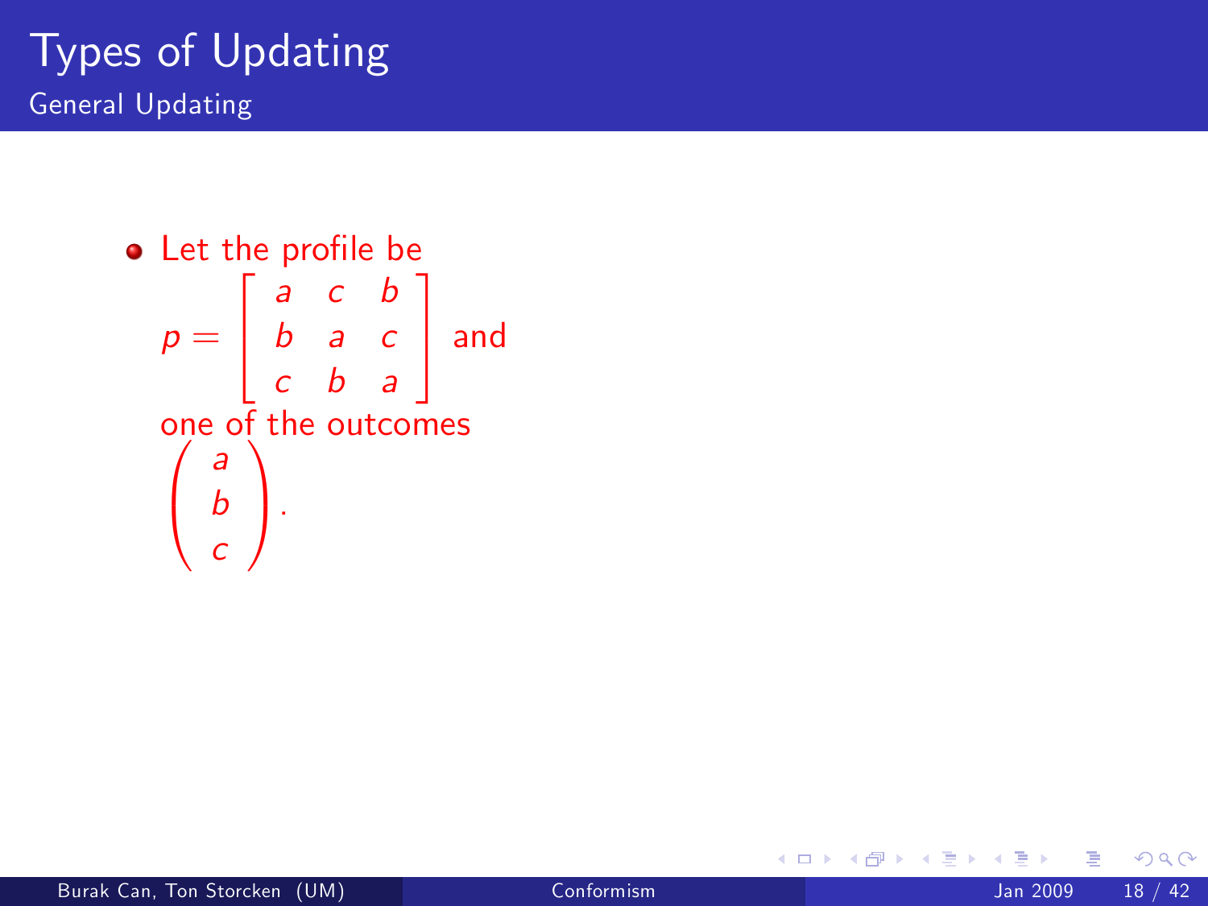# Types of Updating

## General Updating

- Let the profile be
  $$p = \begin{bmatrix} a & c & b \\ b & a & c \\ c & b & a \end{bmatrix}$$ and
  one of the outcomes
  $$\begin{pmatrix} a \\ b \\ c \end{pmatrix}.$$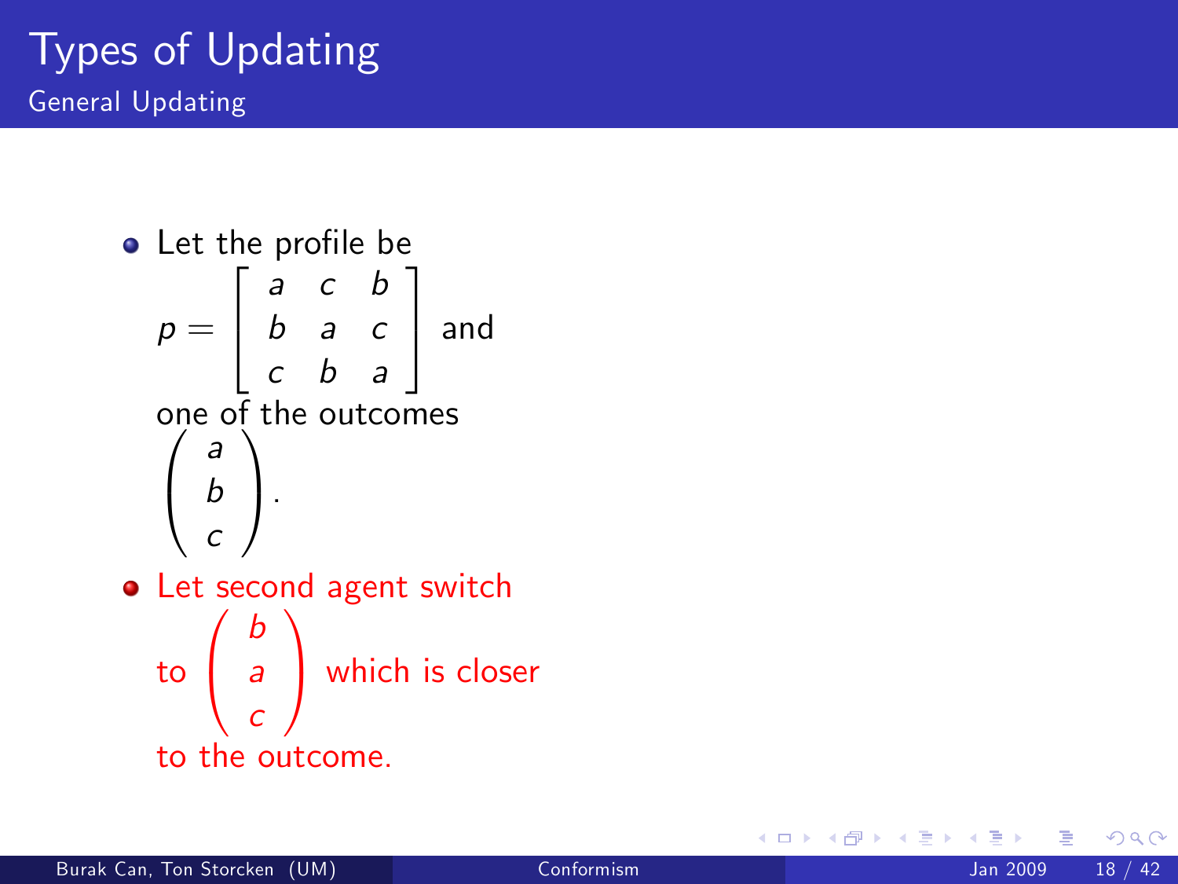# Types of Updating

## General Updating

- Let the profile be $p = \begin{bmatrix} a & c & b \\ b & a & c \\ c & b & a \end{bmatrix}$ and one of the outcomes $\begin{pmatrix} a \\ b \\ c \end{pmatrix}$.
- Let second agent switch to $\begin{pmatrix} b \\ a \\ c \end{pmatrix}$ which is closer to the outcome.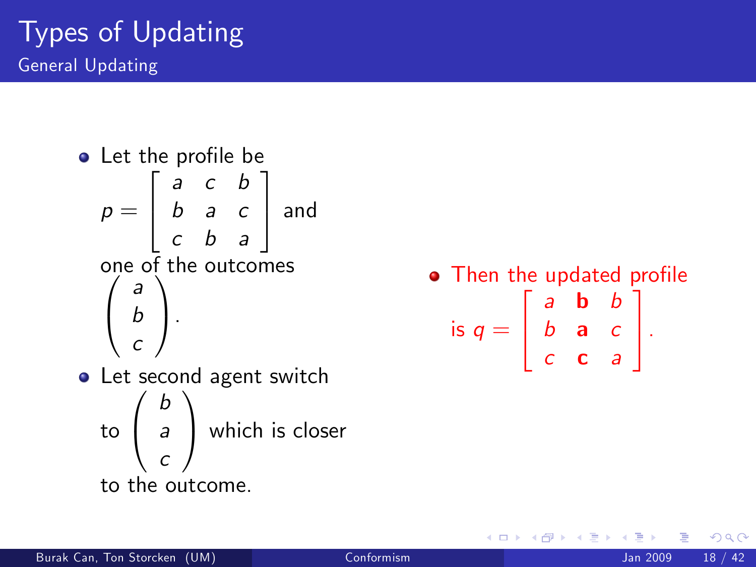# Types of Updating

## General Updating

- Let the profile be
$$p = \begin{bmatrix} a & c & b \\ b & a & c \\ c & b & a \end{bmatrix}$$
and one of the outcomes
$$\begin{pmatrix} a \\ b \\ c \end{pmatrix}.$$

- Let second agent switch to
$$\begin{pmatrix} b \\ a \\ c \end{pmatrix}$$
which is closer to the outcome.

- Then the updated profile is
$$q = \begin{bmatrix} a & \mathbf{b} & b \\ b & \mathbf{a} & c \\ c & \mathbf{c} & a \end{bmatrix}.$$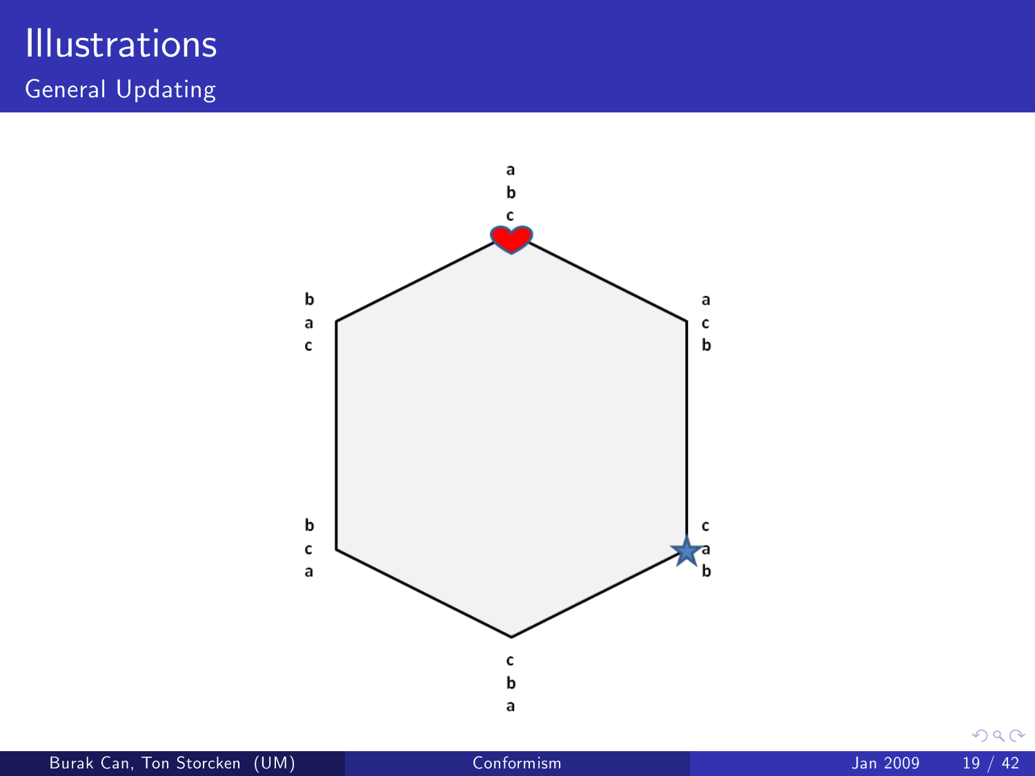# Illustrations

## General Updating

a
b
c

b
a
c

a
c
b

b
c
a

c
a
b

c
b
a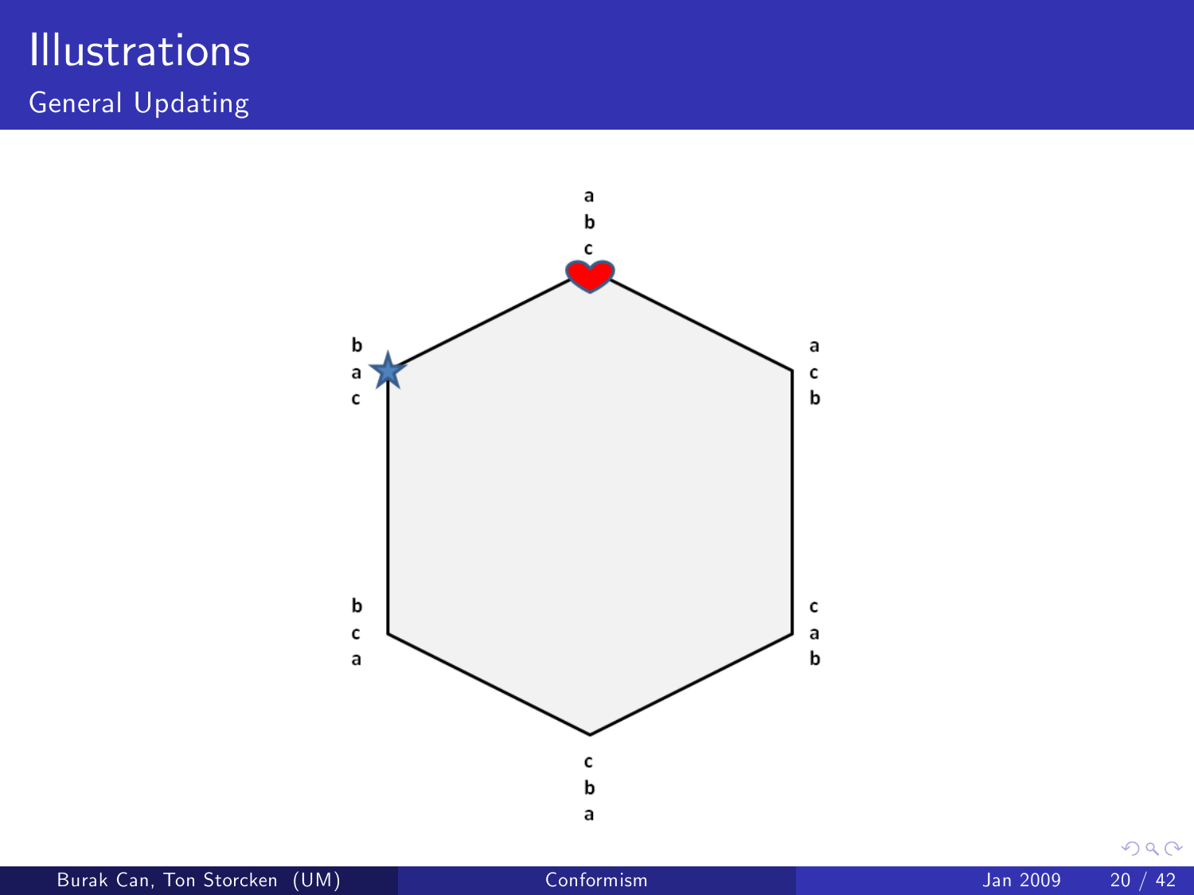# Illustrations

## General Updating

a
b
c

b
a
c

a
c
b

b
c
a

c
a
b

c
b
a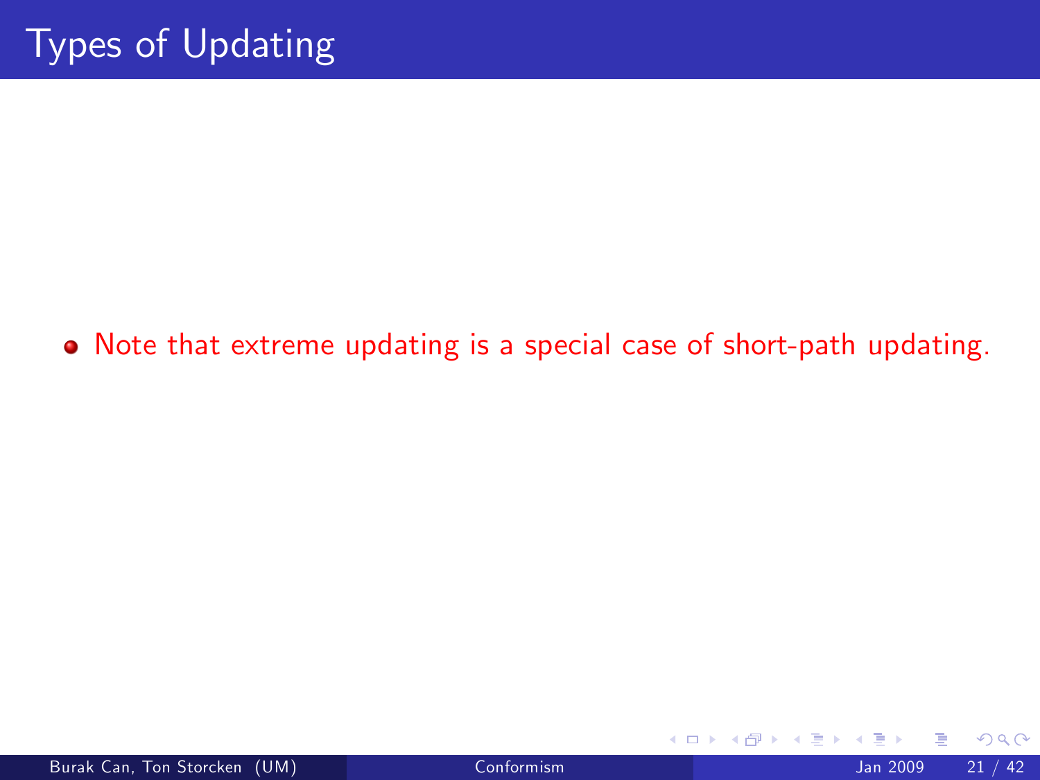# Types of Updating

- Note that extreme updating is a special case of short-path updating.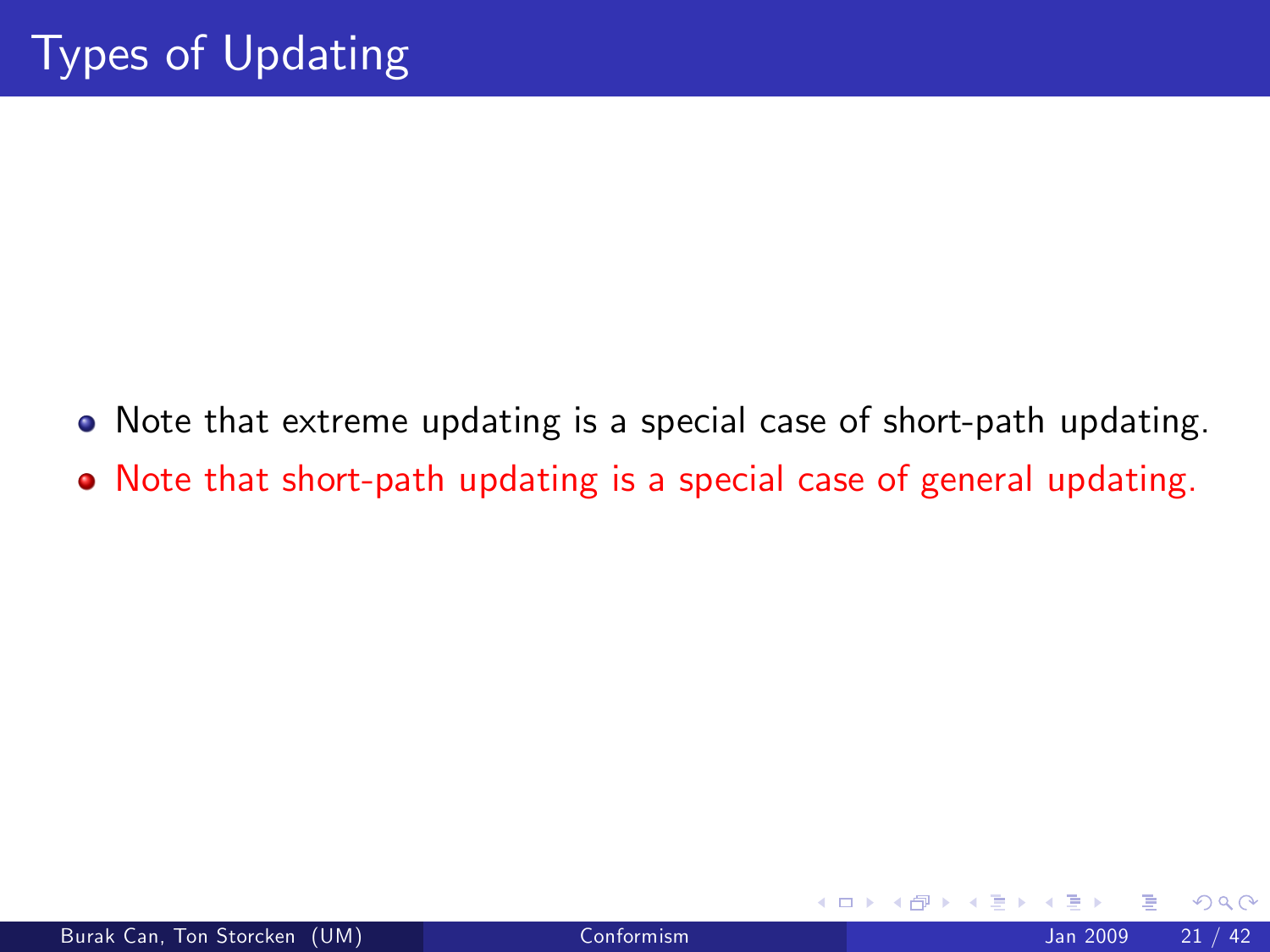# Types of Updating

- Note that extreme updating is a special case of short-path updating.
- Note that short-path updating is a special case of general updating.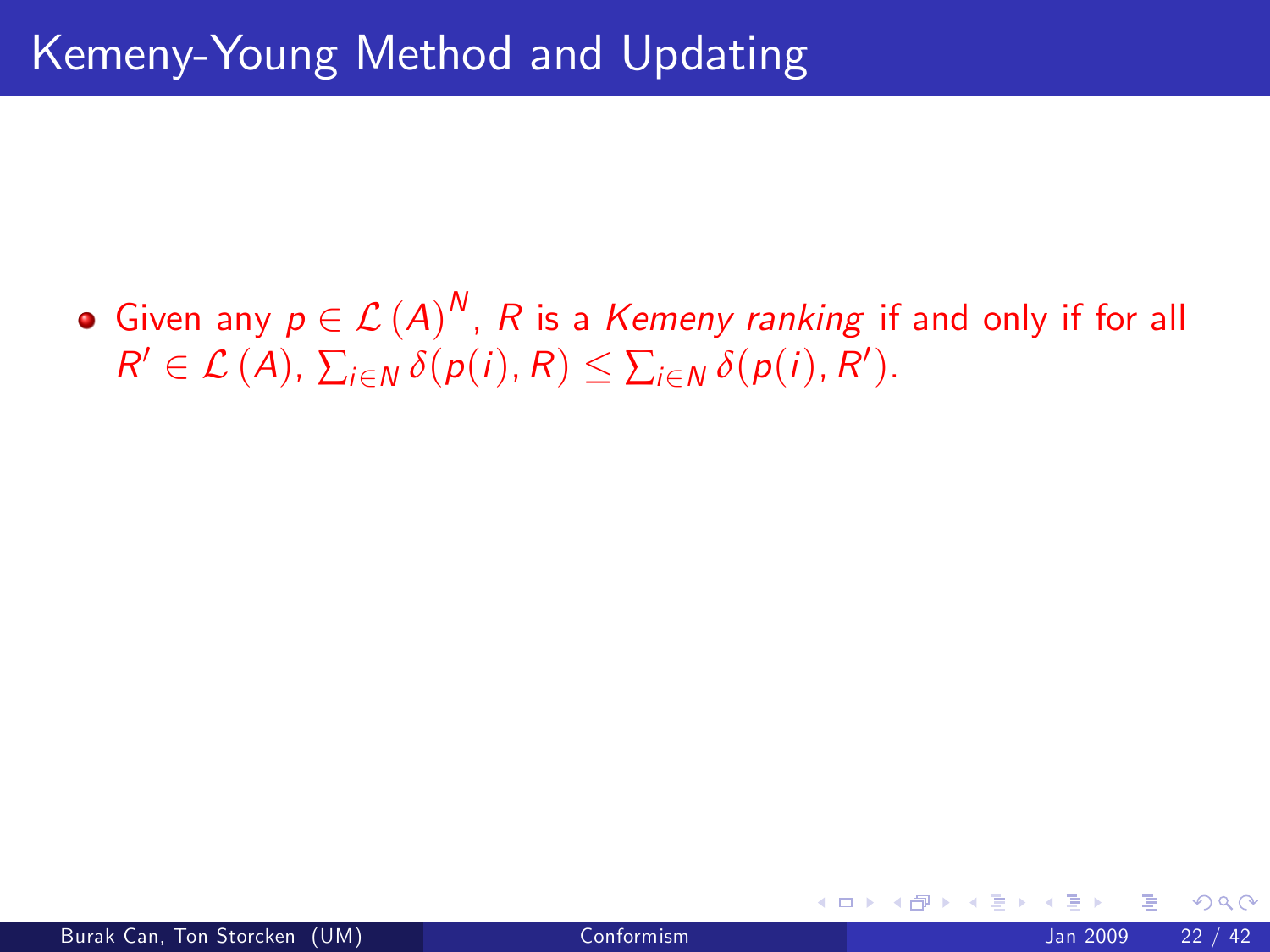# Kemeny-Young Method and Updating

- Given any $p \in \mathcal{L}(A)^N$, $R$ is a *Kemeny ranking* if and only if for all $R' \in \mathcal{L}(A)$, $\sum_{i \in N} \delta(p(i), R) \leq \sum_{i \in N} \delta(p(i), R')$.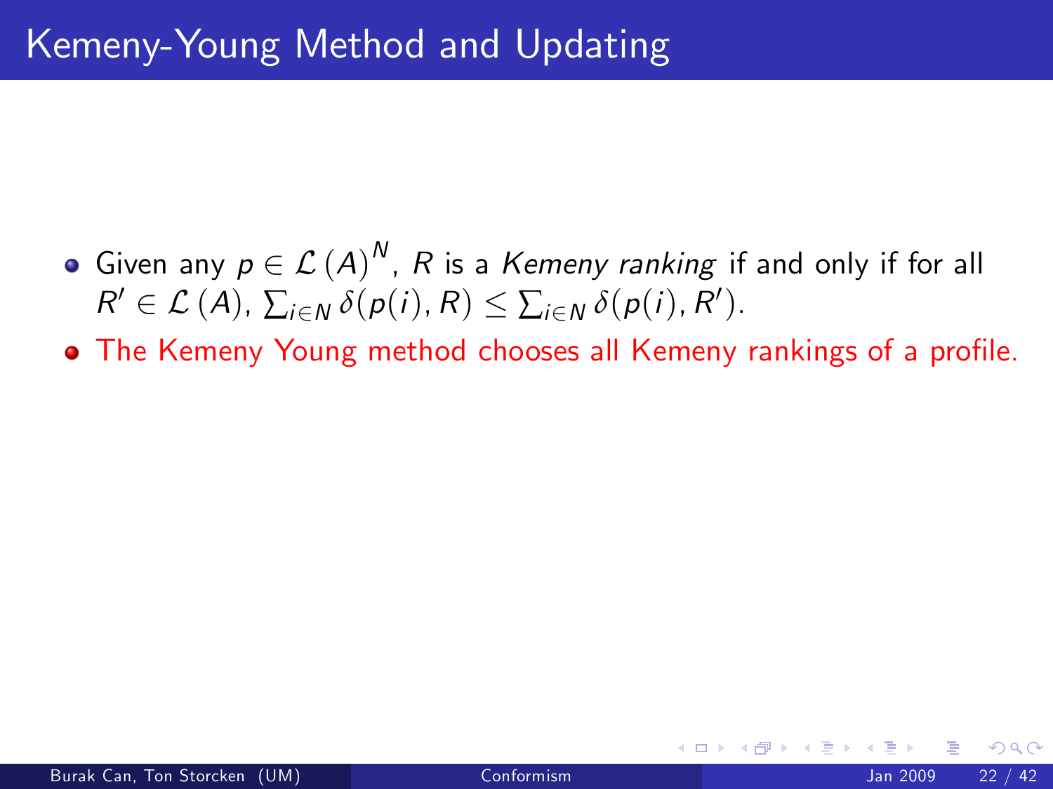# Kemeny-Young Method and Updating

- Given any $p \in \mathcal{L}(A)^N$, $R$ is a *Kemeny ranking* if and only if for all $R' \in \mathcal{L}(A)$, $\sum_{i \in N} \delta(p(i), R) \leq \sum_{i \in N} \delta(p(i), R')$.
- The Kemeny Young method chooses all Kemeny rankings of a profile.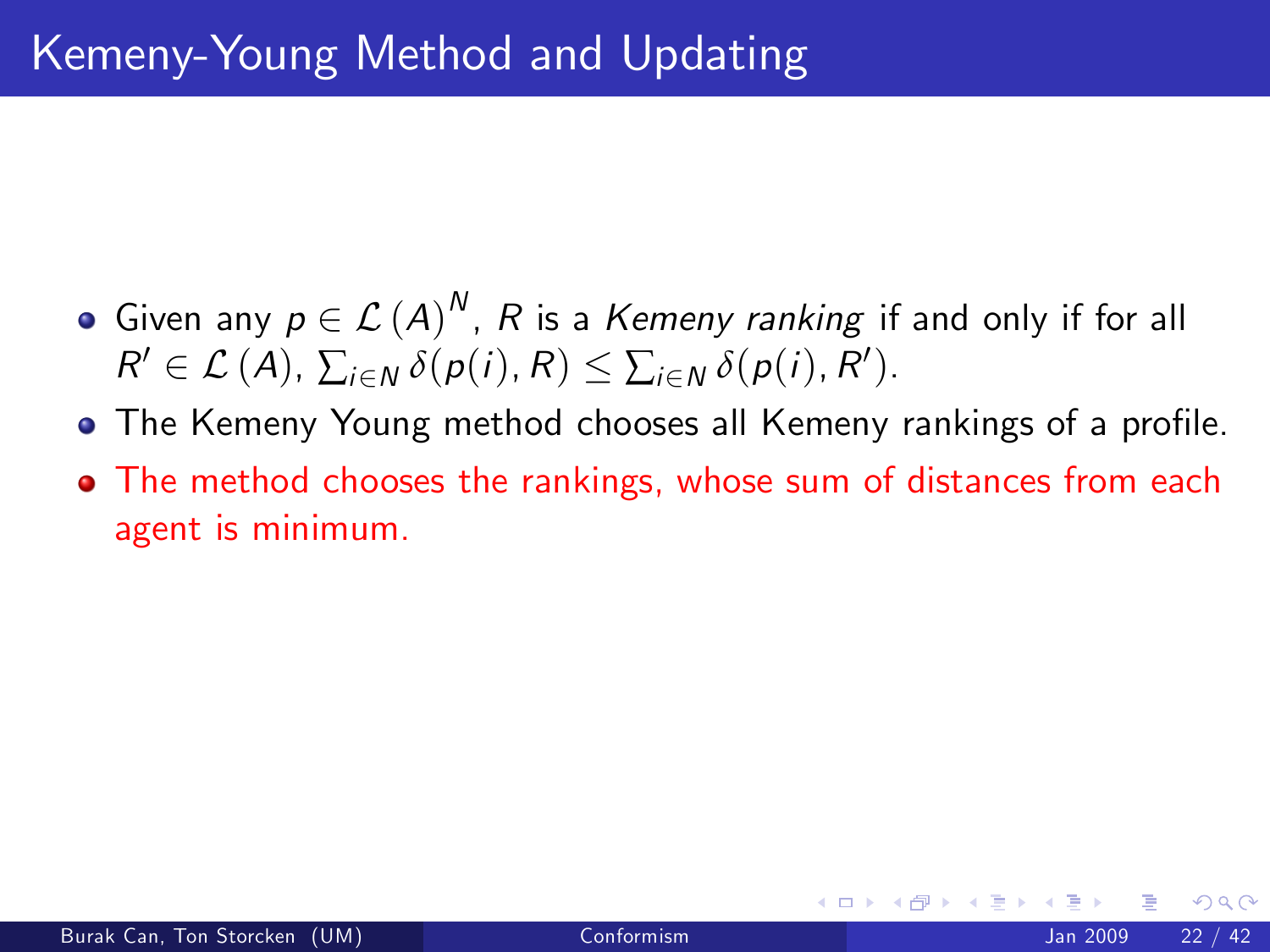# Kemeny-Young Method and Updating

- Given any $p \in \mathcal{L}(A)^N$, $R$ is a *Kemeny ranking* if and only if for all $R' \in \mathcal{L}(A)$, $\sum_{i \in N} \delta(p(i), R) \leq \sum_{i \in N} \delta(p(i), R')$.
- The Kemeny Young method chooses all Kemeny rankings of a profile.
- The method chooses the rankings, whose sum of distances from each agent is minimum.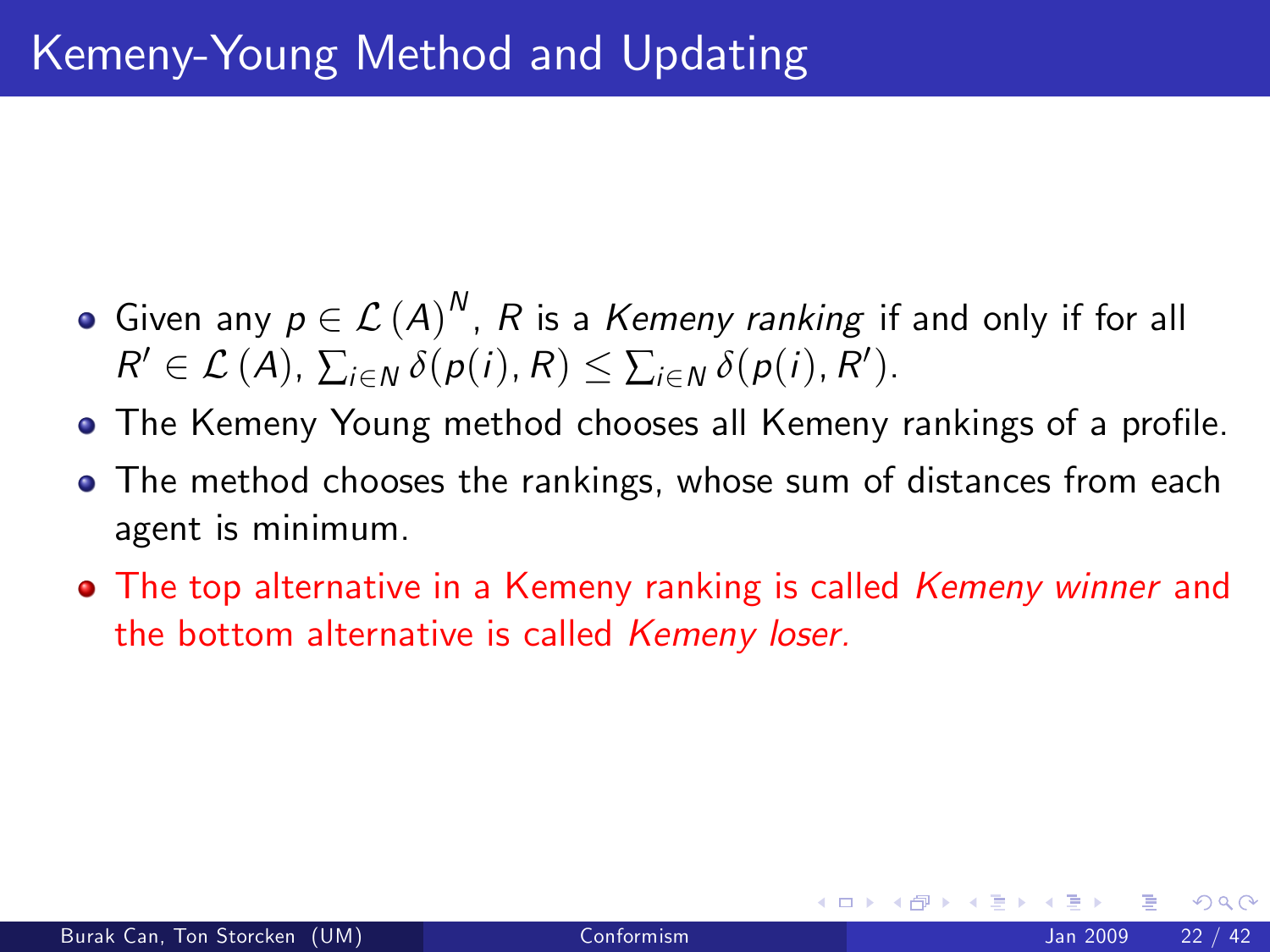# Kemeny-Young Method and Updating

- Given any $p \in \mathcal{L}(A)^N$, $R$ is a *Kemeny ranking* if and only if for all $R' \in \mathcal{L}(A)$, $\sum_{i \in N} \delta(p(i), R) \leq \sum_{i \in N} \delta(p(i), R')$.
- The Kemeny Young method chooses all Kemeny rankings of a profile.
- The method chooses the rankings, whose sum of distances from each agent is minimum.
- The top alternative in a Kemeny ranking is called *Kemeny winner* and the bottom alternative is called *Kemeny loser.*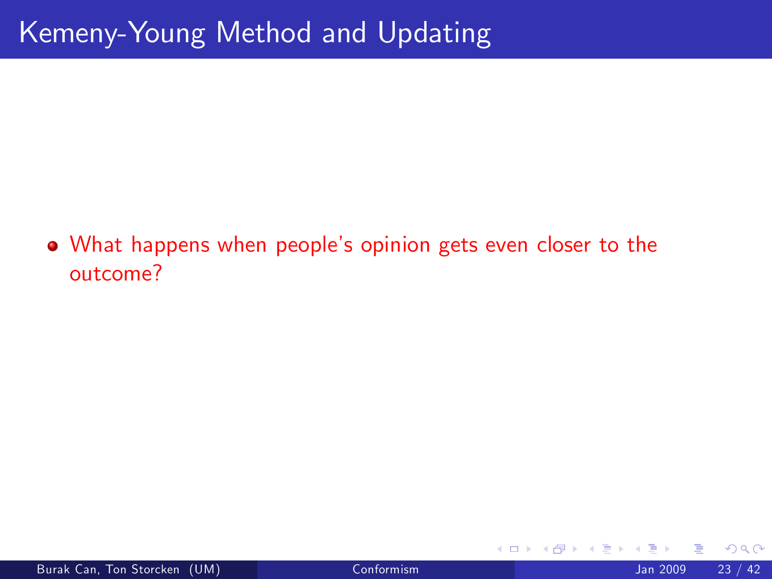# Kemeny-Young Method and Updating

- What happens when people's opinion gets even closer to the outcome?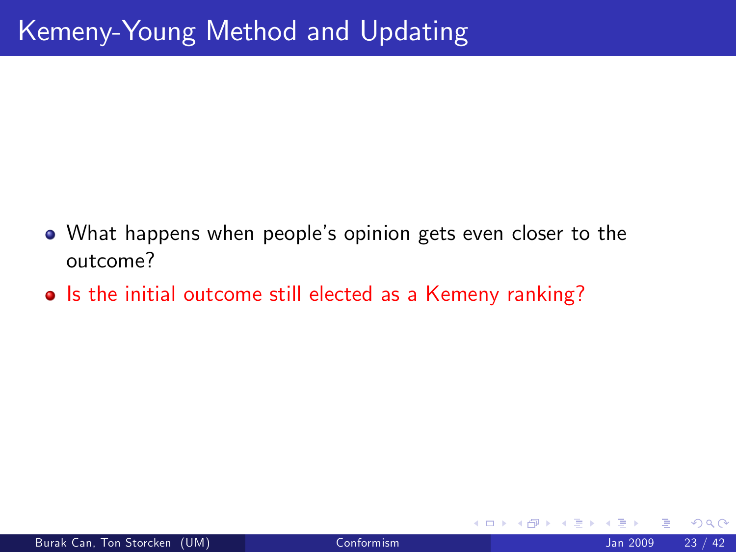# Kemeny-Young Method and Updating

- What happens when people's opinion gets even closer to the outcome?
- Is the initial outcome still elected as a Kemeny ranking?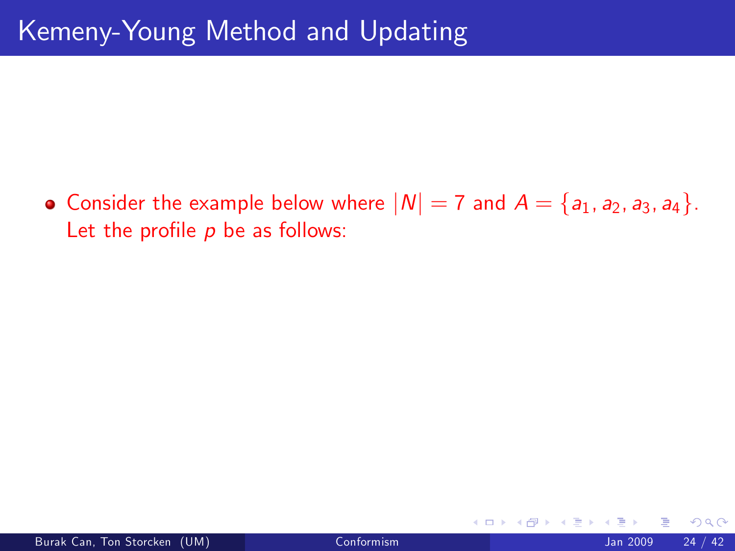# Kemeny-Young Method and Updating

- Consider the example below where $|N| = 7$ and $A = \{a_1, a_2, a_3, a_4\}$. Let the profile $p$ be as follows: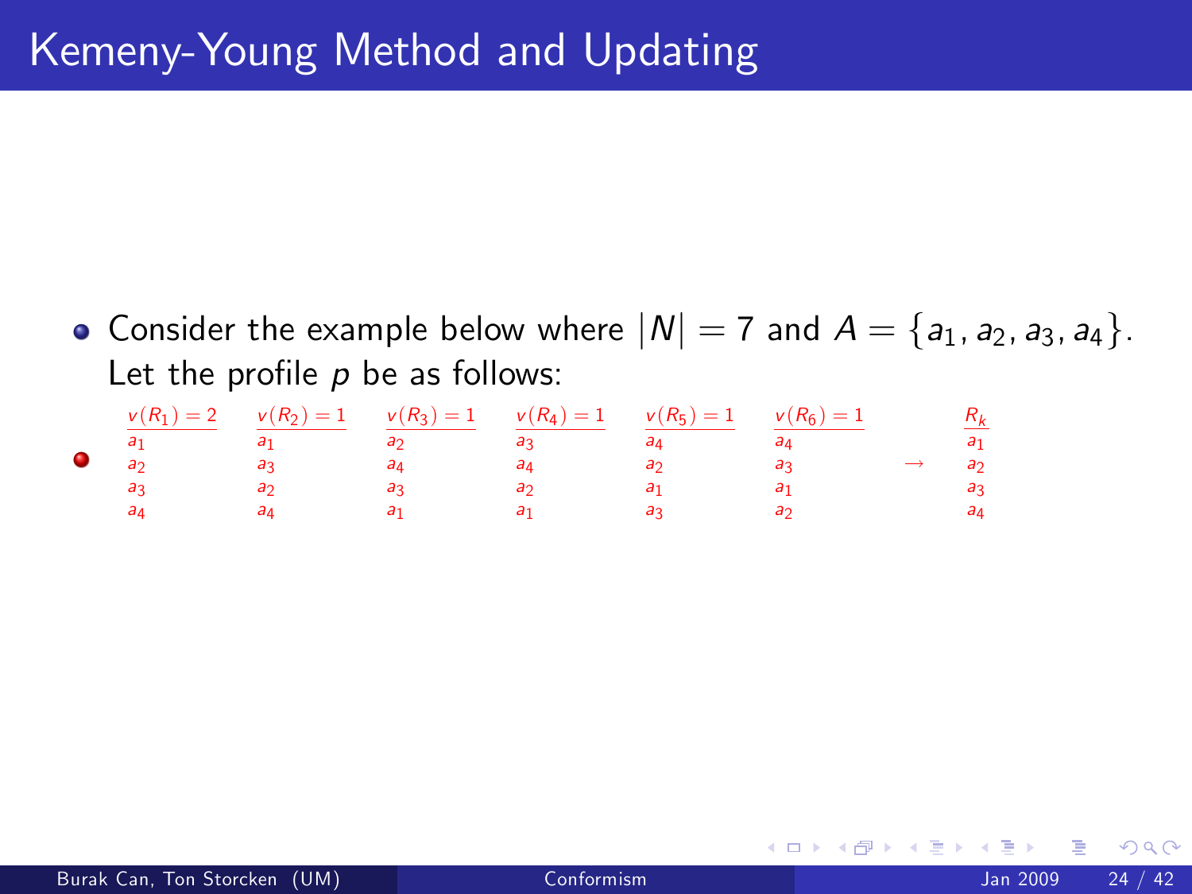# Kemeny-Young Method and Updating

- Consider the example below where $|N| = 7$ and $A = \{a_1, a_2, a_3, a_4\}$. Let the profile $p$ be as follows:

| $v(R_1) = 2$ | $v(R_2) = 1$ | $v(R_3) = 1$ | $v(R_4) = 1$ | $v(R_5) = 1$ | $v(R_6) = 1$ | | $R_k$ |
|---|---|---|---|---|---|---|---|
| $a_1$ | $a_1$ | $a_2$ | $a_3$ | $a_4$ | $a_4$ | | $a_1$ |
| $a_2$ | $a_3$ | $a_4$ | $a_4$ | $a_2$ | $a_3$ | $\rightarrow$ | $a_2$ |
| $a_3$ | $a_2$ | $a_3$ | $a_2$ | $a_1$ | $a_1$ | | $a_3$ |
| $a_4$ | $a_4$ | $a_1$ | $a_1$ | $a_3$ | $a_2$ | | $a_4$ |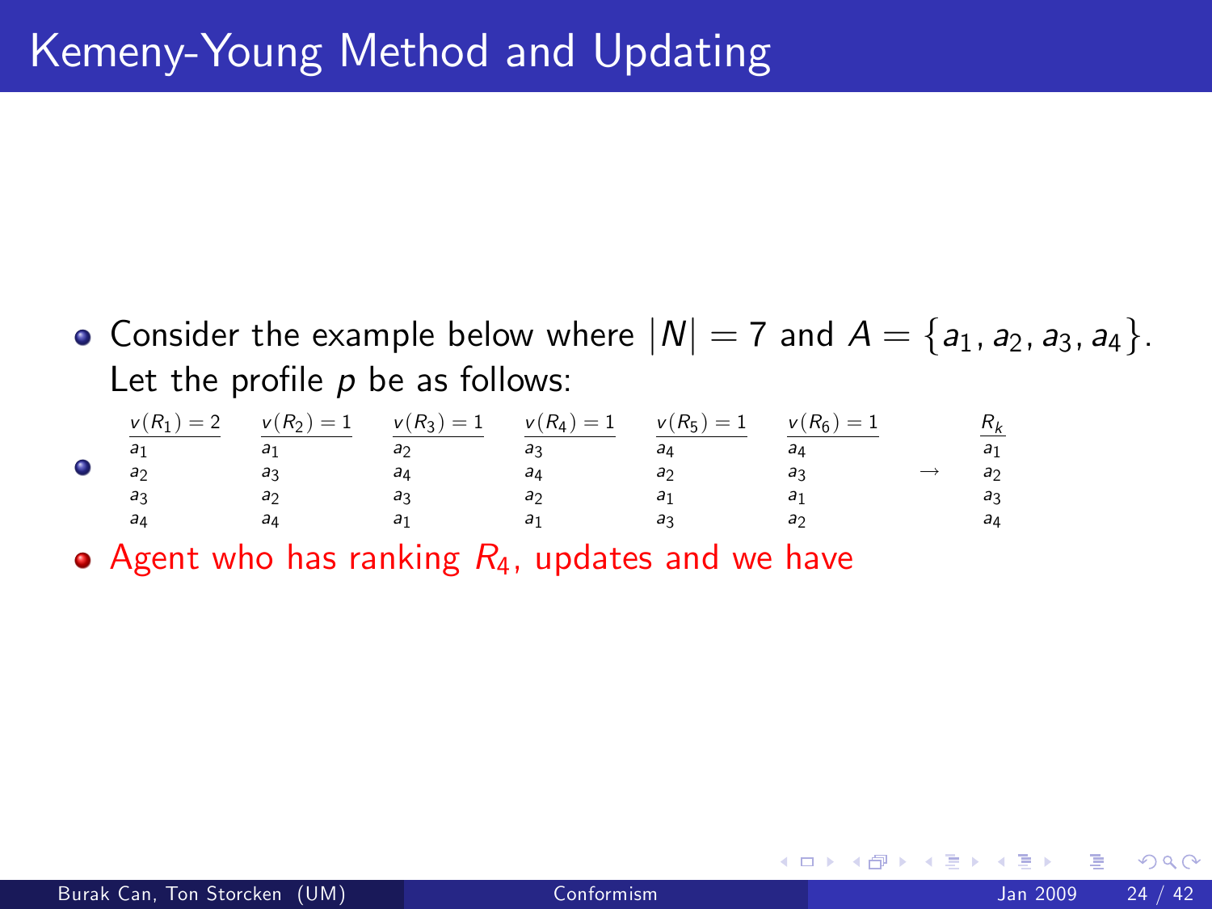# Kemeny-Young Method and Updating

- Consider the example below where $|N| = 7$ and $A = \{a_1, a_2, a_3, a_4\}$. Let the profile $p$ be as follows:

| $v(R_1) = 2$ | $v(R_2) = 1$ | $v(R_3) = 1$ | $v(R_4) = 1$ | $v(R_5) = 1$ | $v(R_6) = 1$ | | $R_k$ |
|---|---|---|---|---|---|---|---|
| $a_1$ | $a_1$ | $a_2$ | $a_3$ | $a_4$ | $a_4$ | | $a_1$ |
| $a_2$ | $a_3$ | $a_4$ | $a_4$ | $a_2$ | $a_3$ | $\rightarrow$ | $a_2$ |
| $a_3$ | $a_2$ | $a_3$ | $a_2$ | $a_1$ | $a_1$ | | $a_3$ |
| $a_4$ | $a_4$ | $a_1$ | $a_1$ | $a_3$ | $a_2$ | | $a_4$ |

- Agent who has ranking $R_4$, updates and we have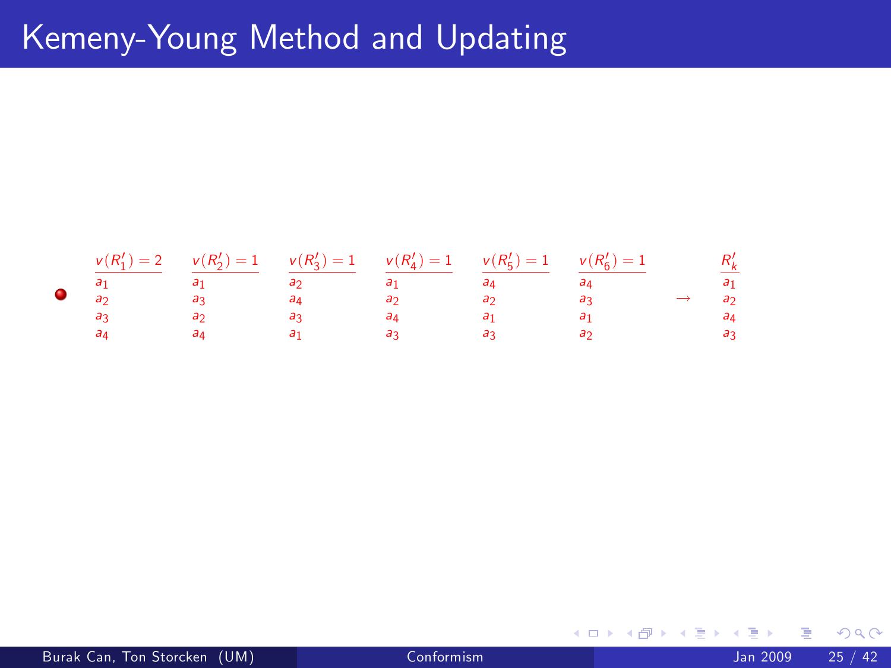# Kemeny-Young Method and Updating

- 

| $v(R'_1) = 2$ | $v(R'_2) = 1$ | $v(R'_3) = 1$ | $v(R'_4) = 1$ | $v(R'_5) = 1$ | $v(R'_6) = 1$ | | $R'_k$ |
|---|---|---|---|---|---|---|---|
| $a_1$ | $a_1$ | $a_2$ | $a_1$ | $a_4$ | $a_4$ | | $a_1$ |
| $a_2$ | $a_3$ | $a_4$ | $a_2$ | $a_2$ | $a_3$ | $\rightarrow$ | $a_2$ |
| $a_3$ | $a_2$ | $a_3$ | $a_4$ | $a_1$ | $a_1$ | | $a_4$ |
| $a_4$ | $a_4$ | $a_1$ | $a_3$ | $a_3$ | $a_2$ | | $a_3$ |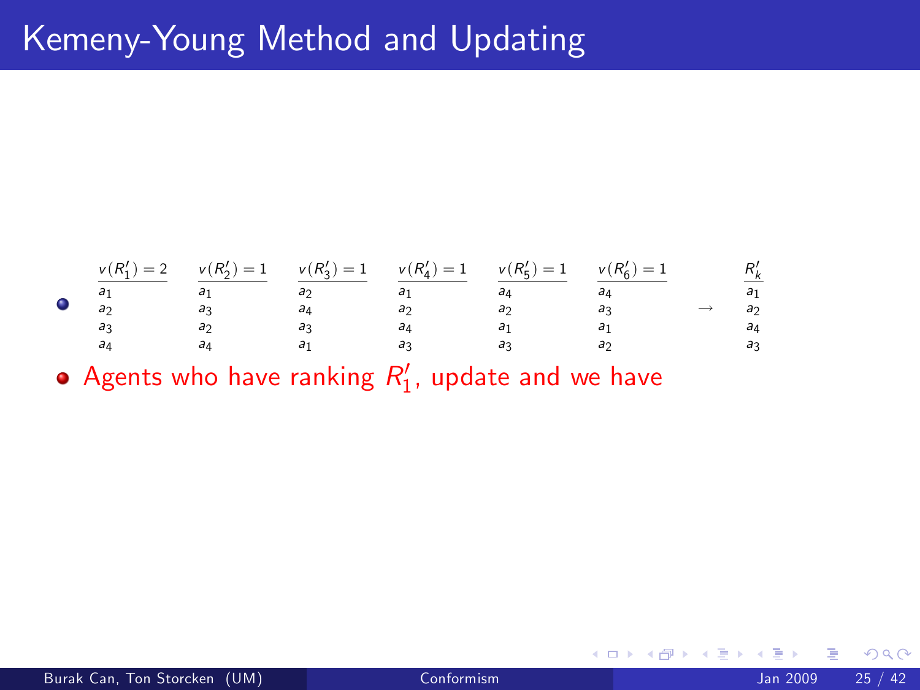# Kemeny-Young Method and Updating

- 

| $v(R'_1) = 2$ | $v(R'_2) = 1$ | $v(R'_3) = 1$ | $v(R'_4) = 1$ | $v(R'_5) = 1$ | $v(R'_6) = 1$ | | $R'_k$ |
|---|---|---|---|---|---|---|---|
| $a_1$ | $a_1$ | $a_2$ | $a_1$ | $a_4$ | $a_4$ | | $a_1$ |
| $a_2$ | $a_3$ | $a_4$ | $a_2$ | $a_2$ | $a_3$ | $\rightarrow$ | $a_2$ |
| $a_3$ | $a_2$ | $a_3$ | $a_4$ | $a_1$ | $a_1$ | | $a_4$ |
| $a_4$ | $a_4$ | $a_1$ | $a_3$ | $a_3$ | $a_2$ | | $a_3$ |

- Agents who have ranking $R'_1$, update and we have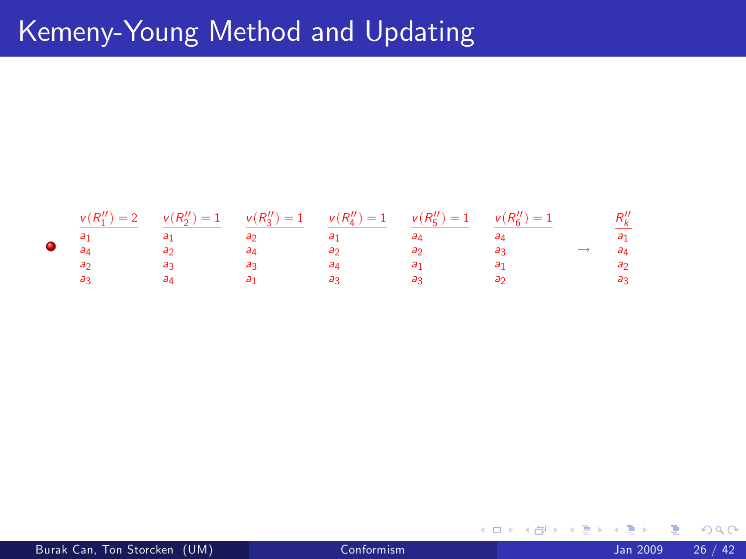# Kemeny-Young Method and Updating

- 

| $v(R''_1) = 2$ | $v(R''_2) = 1$ | $v(R''_3) = 1$ | $v(R''_4) = 1$ | $v(R''_5) = 1$ | $v(R''_6) = 1$ | | $R''_k$ |
|---|---|---|---|---|---|---|---|
| $a_1$ | $a_1$ | $a_2$ | $a_1$ | $a_4$ | $a_4$ | | $a_1$ |
| $a_4$ | $a_2$ | $a_4$ | $a_2$ | $a_2$ | $a_3$ | $\rightarrow$ | $a_4$ |
| $a_2$ | $a_3$ | $a_3$ | $a_4$ | $a_1$ | $a_1$ | | $a_2$ |
| $a_3$ | $a_4$ | $a_1$ | $a_3$ | $a_3$ | $a_2$ | | $a_3$ |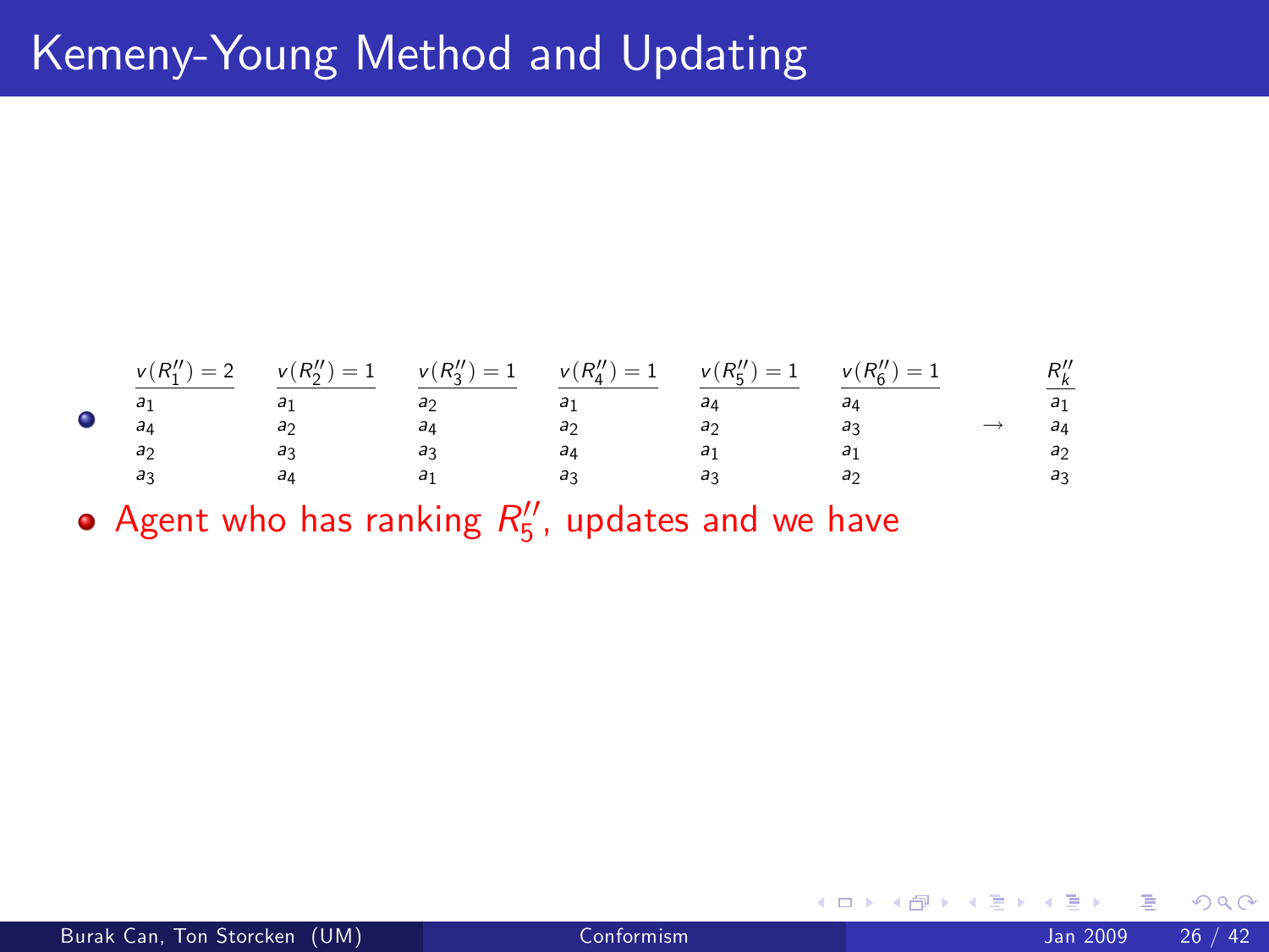# Kemeny-Young Method and Updating

- | $v(R''_1) = 2$ | $v(R''_2) = 1$ | $v(R''_3) = 1$ | $v(R''_4) = 1$ | $v(R''_5) = 1$ | $v(R''_6) = 1$ | | $R''_k$ |
  |---|---|---|---|---|---|---|---|
  | $a_1$ | $a_1$ | $a_2$ | $a_1$ | $a_4$ | $a_4$ | | $a_1$ |
  | $a_4$ | $a_2$ | $a_4$ | $a_2$ | $a_2$ | $a_3$ | $\rightarrow$ | $a_4$ |
  | $a_2$ | $a_3$ | $a_3$ | $a_4$ | $a_1$ | $a_1$ | | $a_2$ |
  | $a_3$ | $a_4$ | $a_1$ | $a_3$ | $a_3$ | $a_2$ | | $a_3$ |

- Agent who has ranking $R''_5$, updates and we have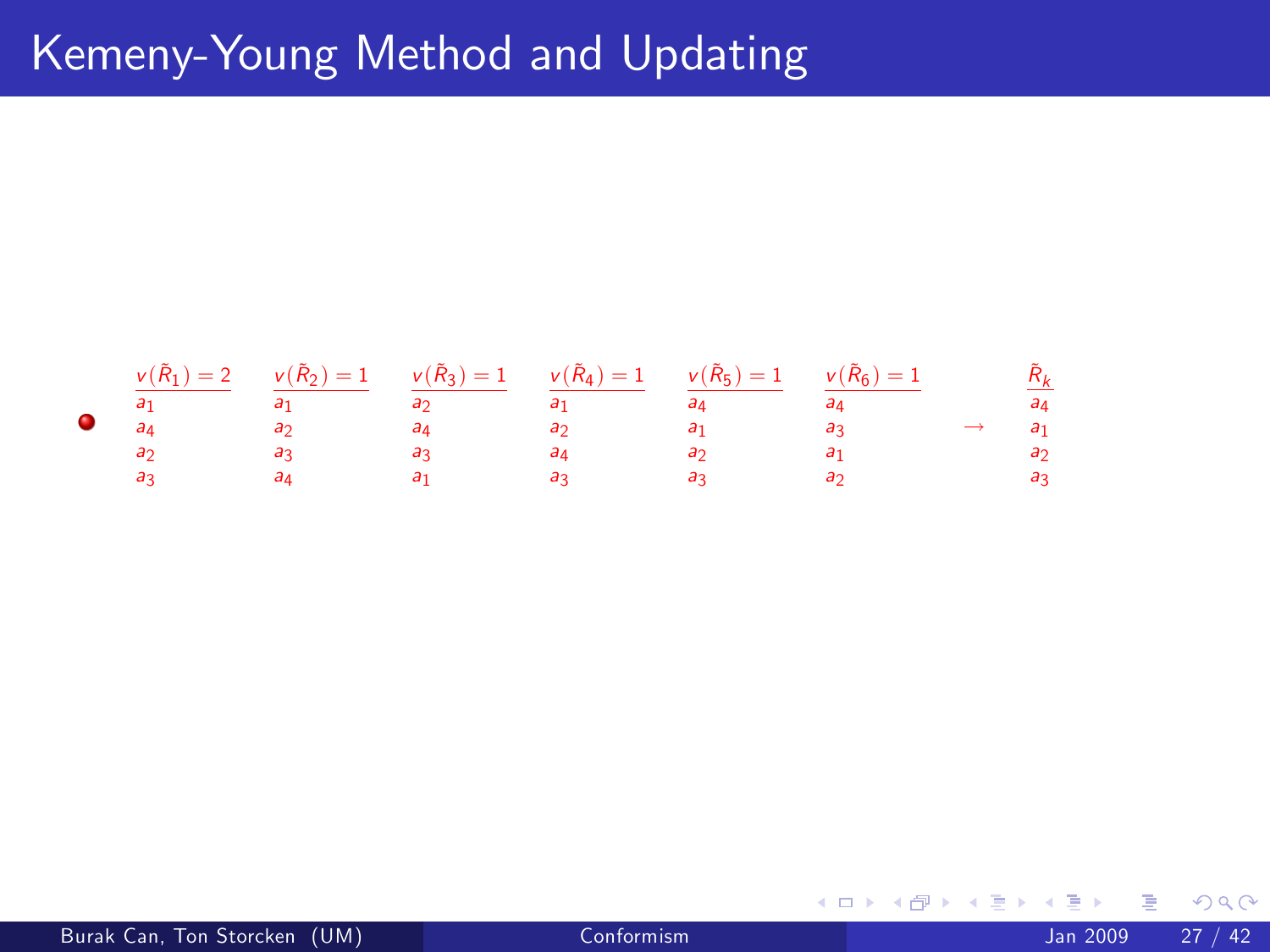# Kemeny-Young Method and Updating

| $v(\tilde{R}_1) = 2$ | $v(\tilde{R}_2) = 1$ | $v(\tilde{R}_3) = 1$ | $v(\tilde{R}_4) = 1$ | $v(\tilde{R}_5) = 1$ | $v(\tilde{R}_6) = 1$ | | $\tilde{R}_k$ |
|---|---|---|---|---|---|---|---|
| $a_1$ | $a_1$ | $a_2$ | $a_1$ | $a_4$ | $a_4$ | | $a_4$ |
| $a_4$ | $a_2$ | $a_4$ | $a_2$ | $a_1$ | $a_3$ | $\longrightarrow$ | $a_1$ |
| $a_2$ | $a_3$ | $a_3$ | $a_4$ | $a_2$ | $a_1$ | | $a_2$ |
| $a_3$ | $a_4$ | $a_1$ | $a_3$ | $a_3$ | $a_2$ | | $a_3$ |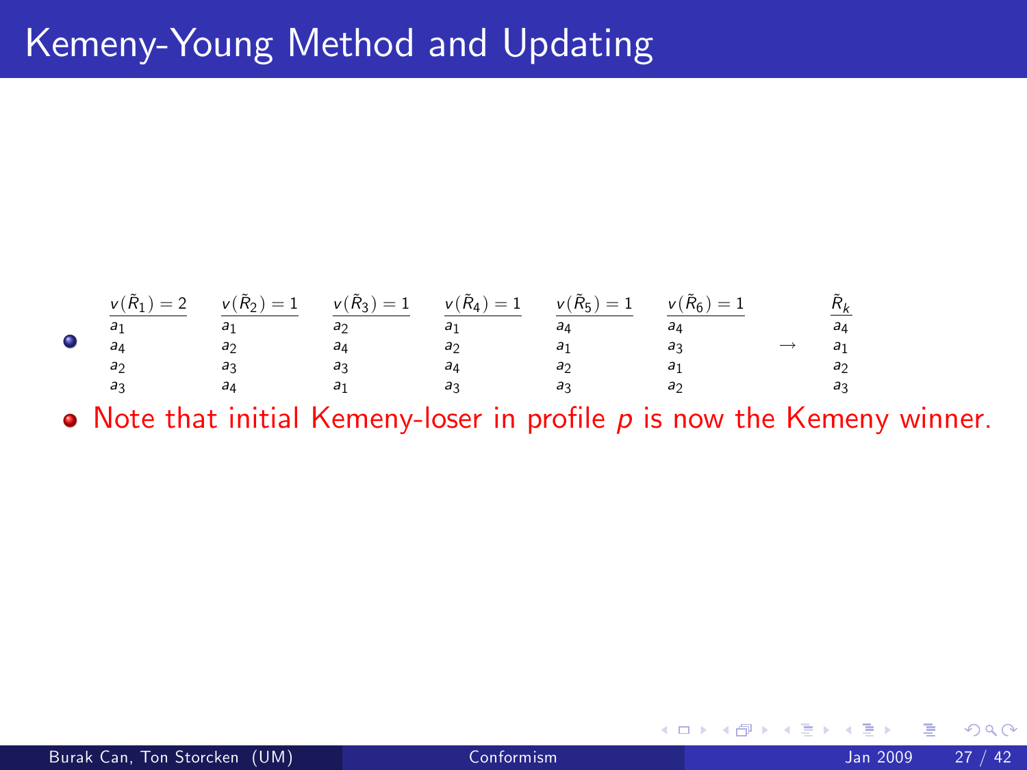# Kemeny-Young Method and Updating

- | $v(\tilde{R}_1) = 2$ | $v(\tilde{R}_2) = 1$ | $v(\tilde{R}_3) = 1$ | $v(\tilde{R}_4) = 1$ | $v(\tilde{R}_5) = 1$ | $v(\tilde{R}_6) = 1$ | | $\tilde{R}_k$ |
  |---|---|---|---|---|---|---|---|
  | $a_1$ | $a_1$ | $a_2$ | $a_1$ | $a_4$ | $a_4$ | | $a_4$ |
  | $a_4$ | $a_2$ | $a_4$ | $a_2$ | $a_1$ | $a_3$ | $\rightarrow$ | $a_1$ |
  | $a_2$ | $a_3$ | $a_3$ | $a_4$ | $a_2$ | $a_1$ | | $a_2$ |
  | $a_3$ | $a_4$ | $a_1$ | $a_3$ | $a_3$ | $a_2$ | | $a_3$ |

- Note that initial Kemeny-loser in profile $p$ is now the Kemeny winner.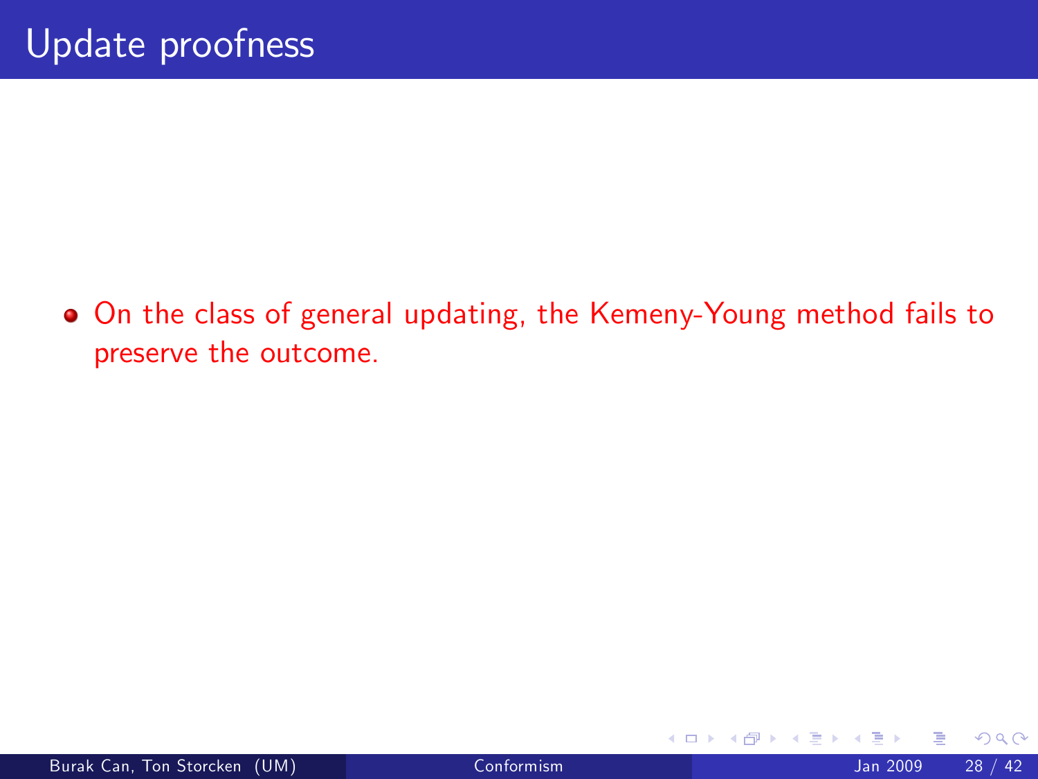# Update proofness

- On the class of general updating, the Kemeny-Young method fails to preserve the outcome.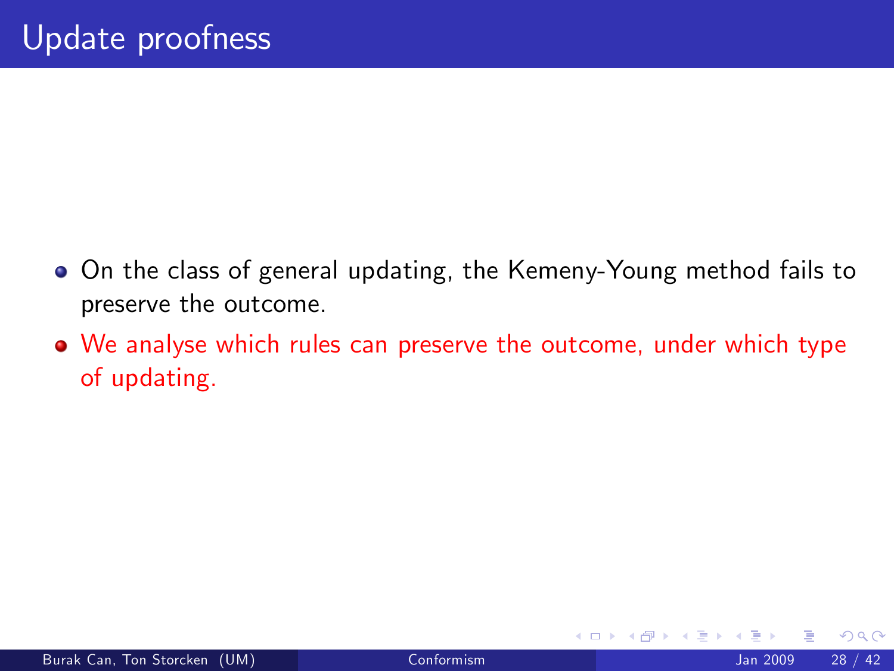# Update proofness

- On the class of general updating, the Kemeny-Young method fails to preserve the outcome.
- We analyse which rules can preserve the outcome, under which type of updating.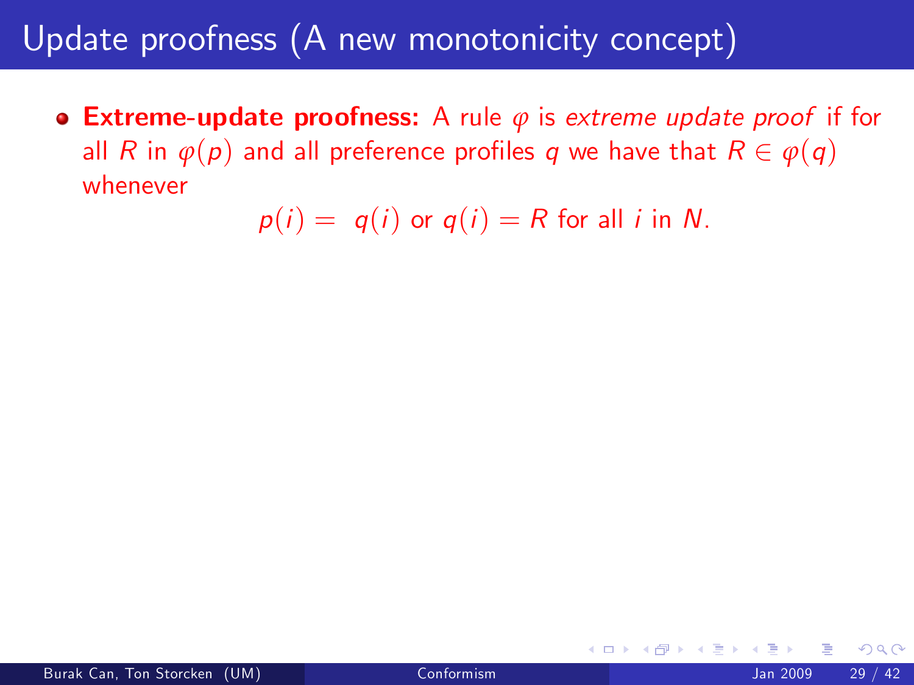# Update proofness (A new monotonicity concept)

- **Extreme-update proofness:** A rule $\varphi$ is *extreme update proof* if for all $R$ in $\varphi(p)$ and all preference profiles $q$ we have that $R \in \varphi(q)$ whenever

$$p(i) = q(i) \text{ or } q(i) = R \text{ for all } i \text{ in } N.$$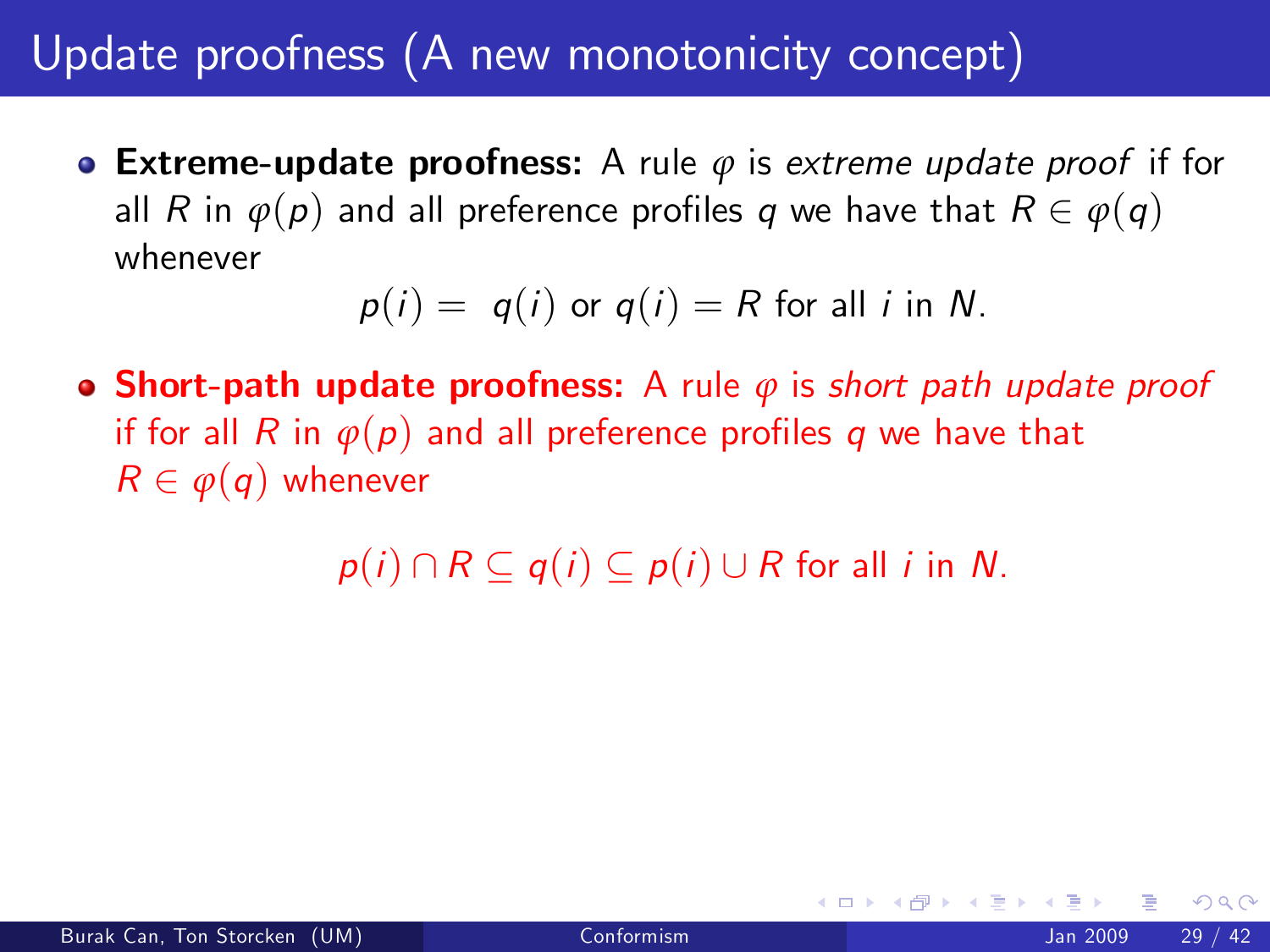# Update proofness (A new monotonicity concept)

- **Extreme-update proofness:** A rule $\varphi$ is *extreme update proof* if for all $R$ in $\varphi(p)$ and all preference profiles $q$ we have that $R \in \varphi(q)$ whenever

$$p(i) = q(i) \text{ or } q(i) = R \text{ for all } i \text{ in } N.$$

- **Short-path update proofness:** A rule $\varphi$ is *short path update proof* if for all $R$ in $\varphi(p)$ and all preference profiles $q$ we have that $R \in \varphi(q)$ whenever

$$p(i) \cap R \subseteq q(i) \subseteq p(i) \cup R \text{ for all } i \text{ in } N.$$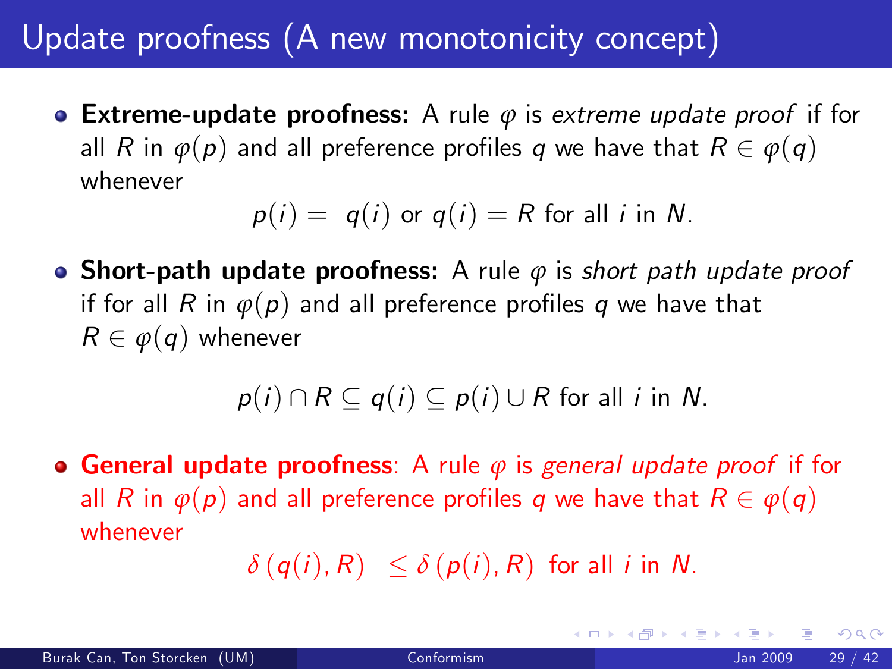# Update proofness (A new monotonicity concept)

- **Extreme-update proofness:** A rule $\varphi$ is *extreme update proof* if for all $R$ in $\varphi(p)$ and all preference profiles $q$ we have that $R \in \varphi(q)$ whenever

$$p(i) = q(i) \text{ or } q(i) = R \text{ for all } i \text{ in } N.$$

- **Short-path update proofness:** A rule $\varphi$ is *short path update proof* if for all $R$ in $\varphi(p)$ and all preference profiles $q$ we have that $R \in \varphi(q)$ whenever

$$p(i) \cap R \subseteq q(i) \subseteq p(i) \cup R \text{ for all } i \text{ in } N.$$

- **General update proofness**: A rule $\varphi$ is *general update proof* if for all $R$ in $\varphi(p)$ and all preference profiles $q$ we have that $R \in \varphi(q)$ whenever

$$\delta(q(i), R) \leq \delta(p(i), R) \text{ for all } i \text{ in } N.$$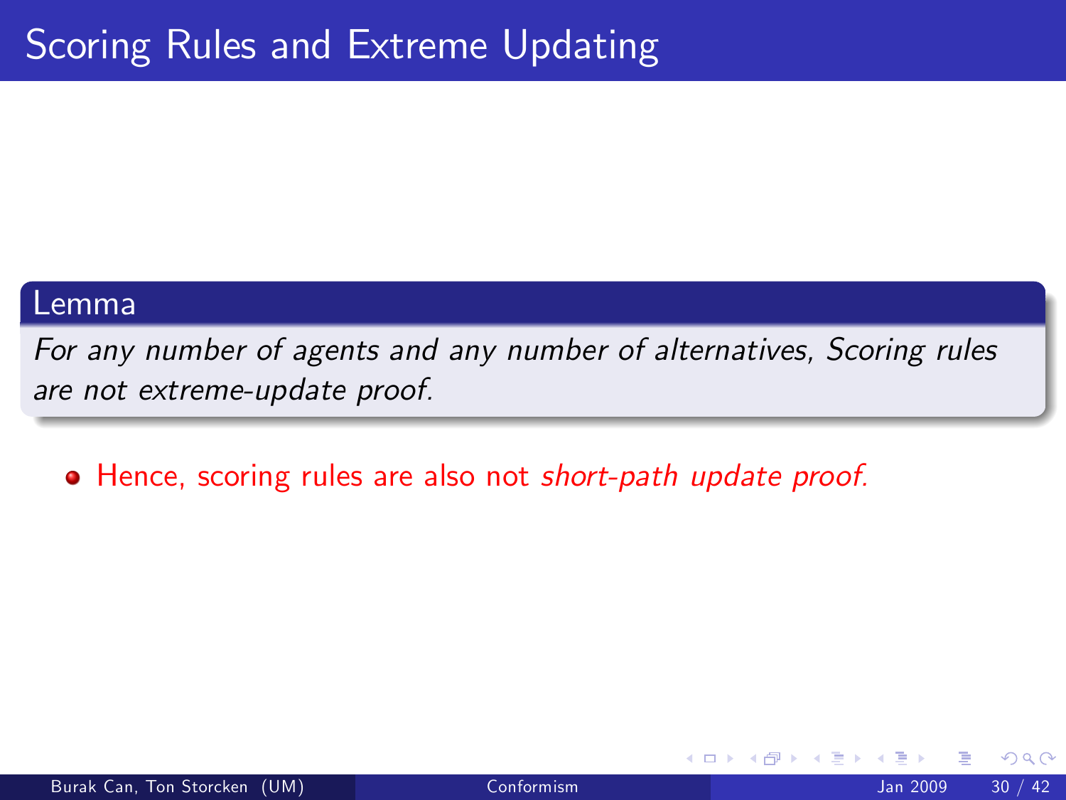# Scoring Rules and Extreme Updating

**Lemma**

*For any number of agents and any number of alternatives, Scoring rules are not extreme-update proof.*

- Hence, scoring rules are also not *short-path update proof.*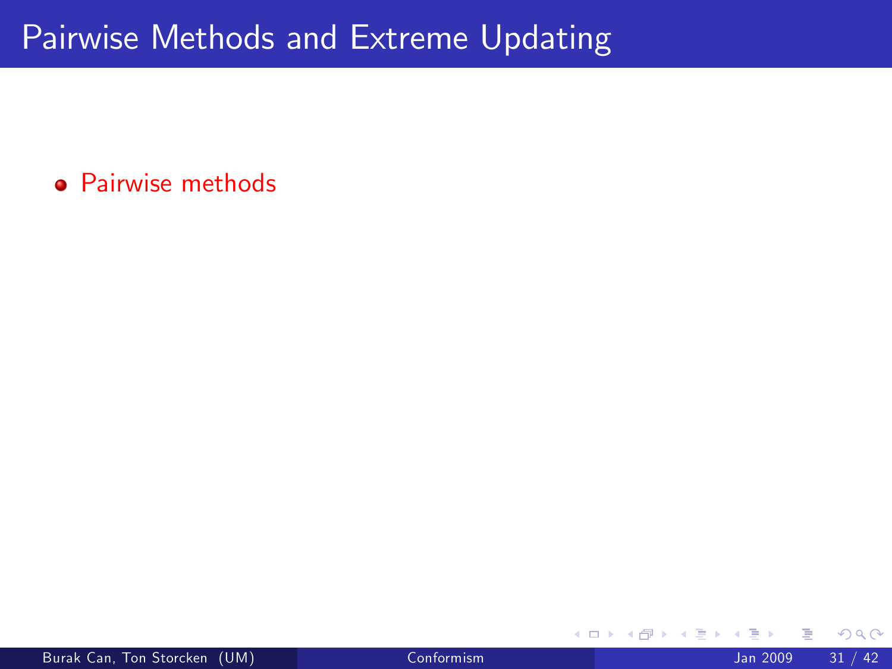# Pairwise Methods and Extreme Updating

- Pairwise methods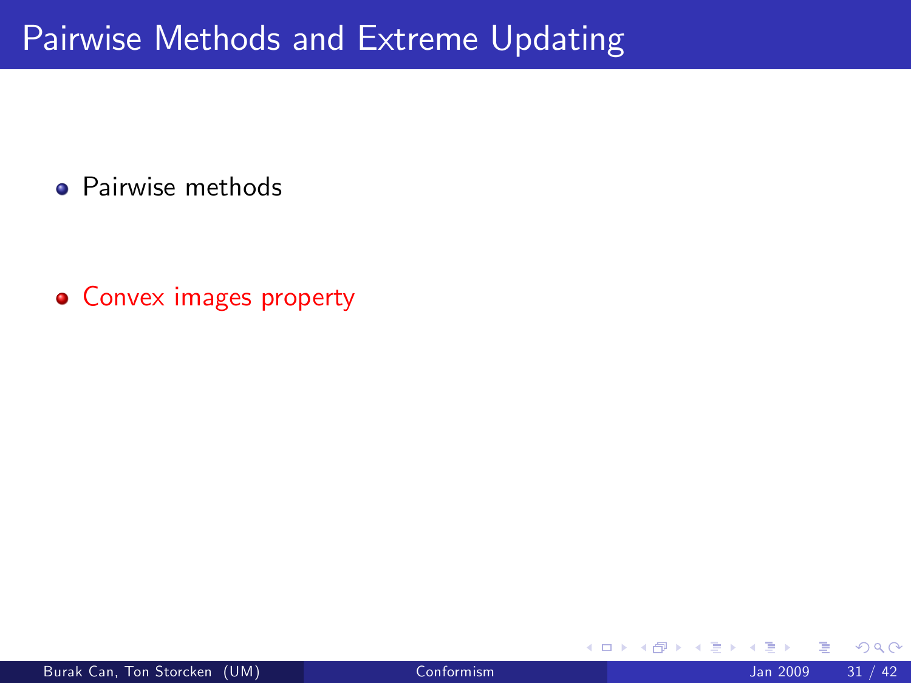# Pairwise Methods and Extreme Updating

- Pairwise methods
- Convex images property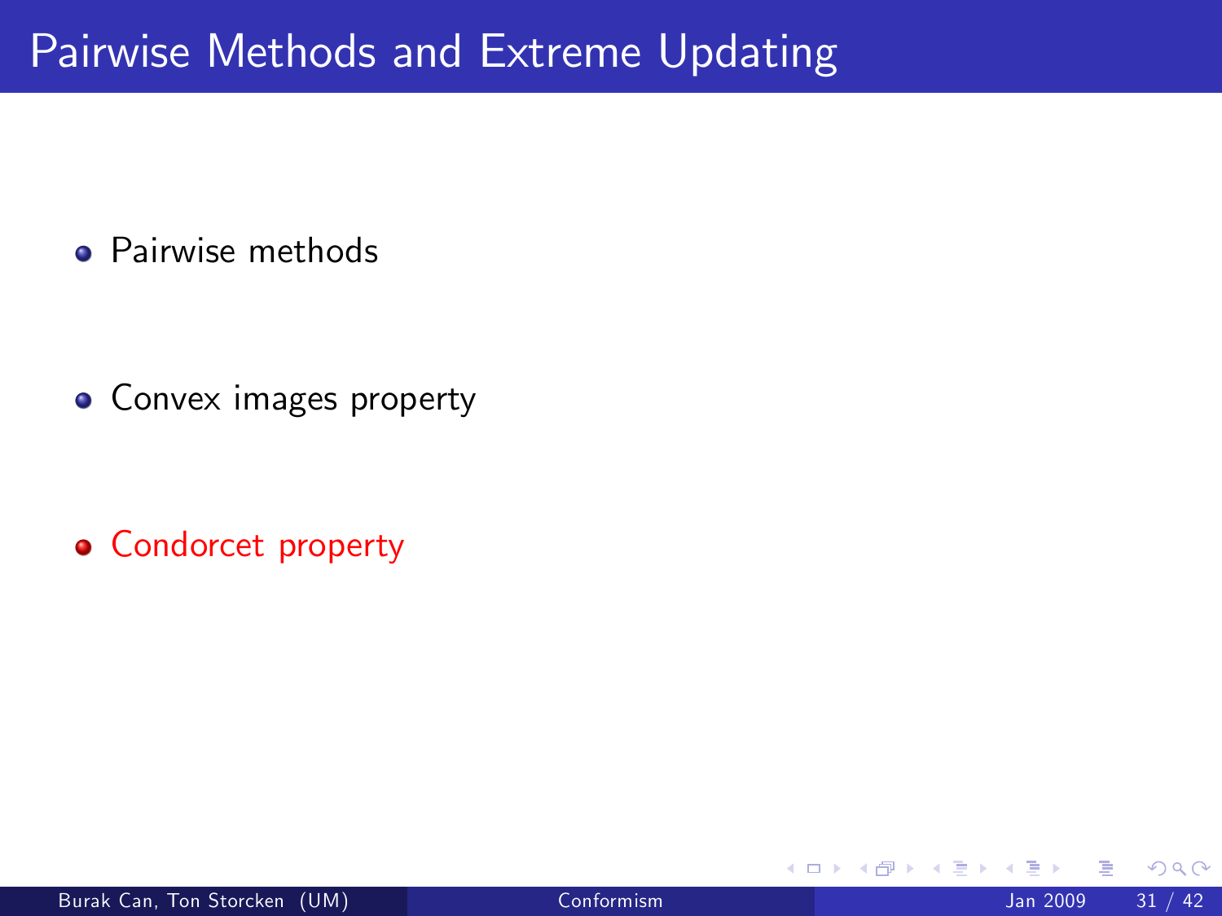# Pairwise Methods and Extreme Updating

- Pairwise methods
- Convex images property
- Condorcet property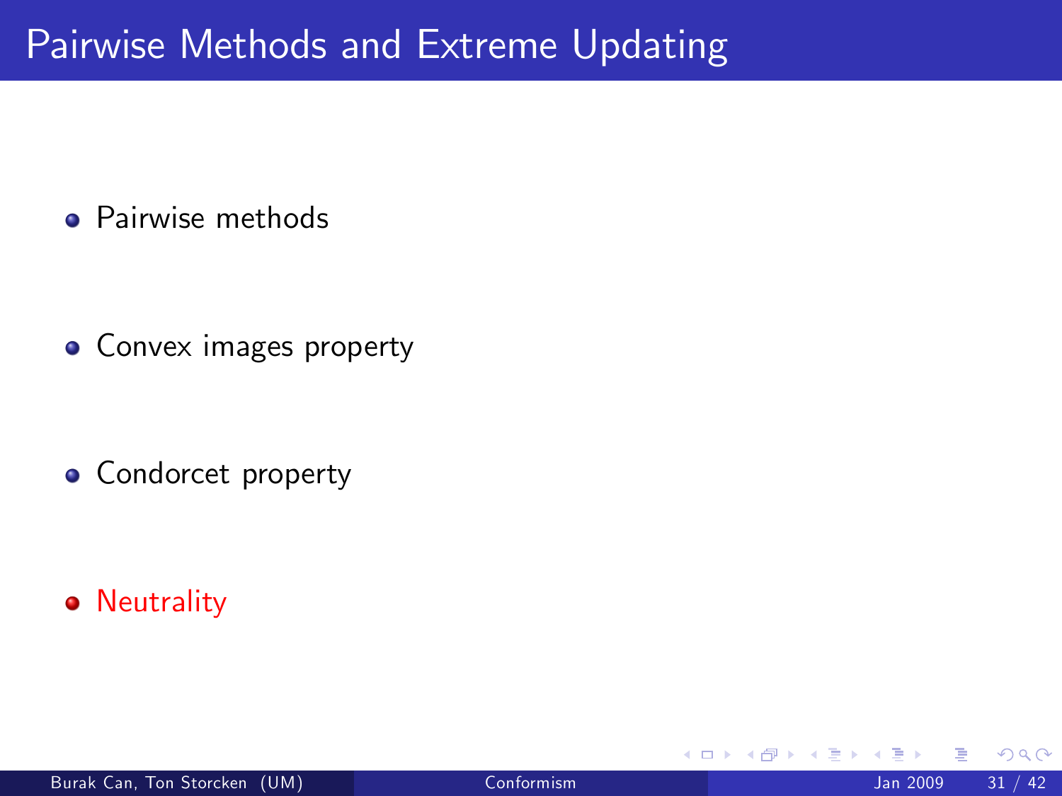# Pairwise Methods and Extreme Updating

- Pairwise methods
- Convex images property
- Condorcet property
- Neutrality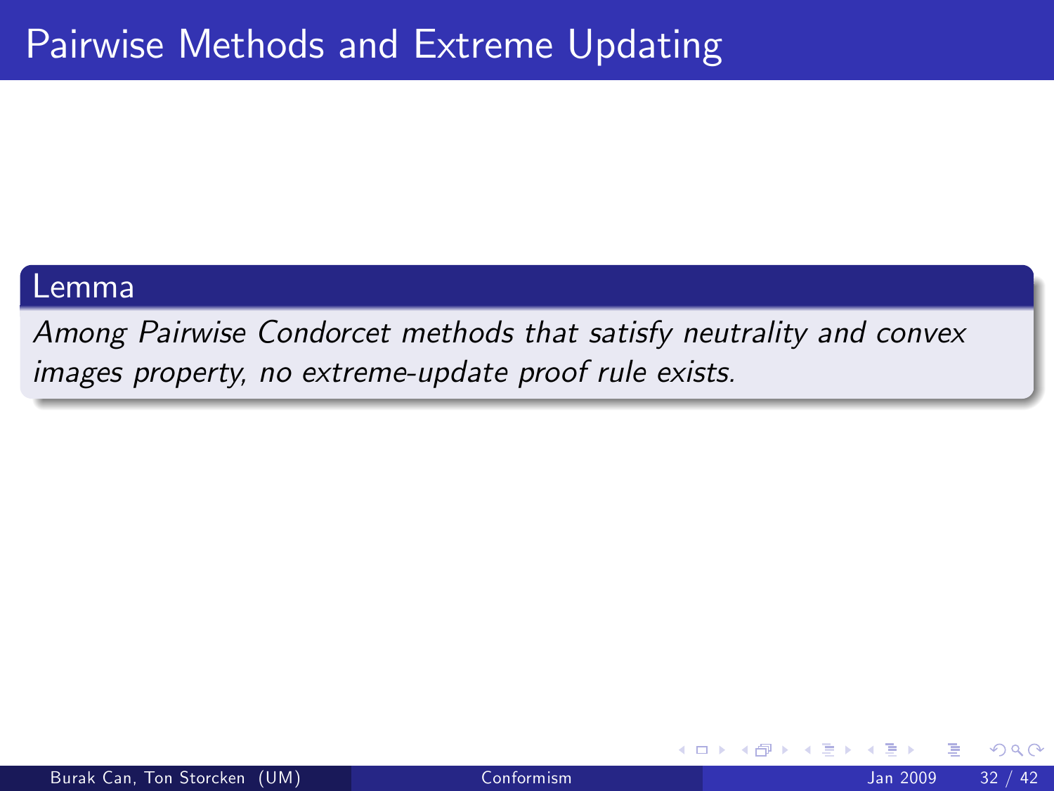# Pairwise Methods and Extreme Updating

**Lemma**

*Among Pairwise Condorcet methods that satisfy neutrality and convex images property, no extreme-update proof rule exists.*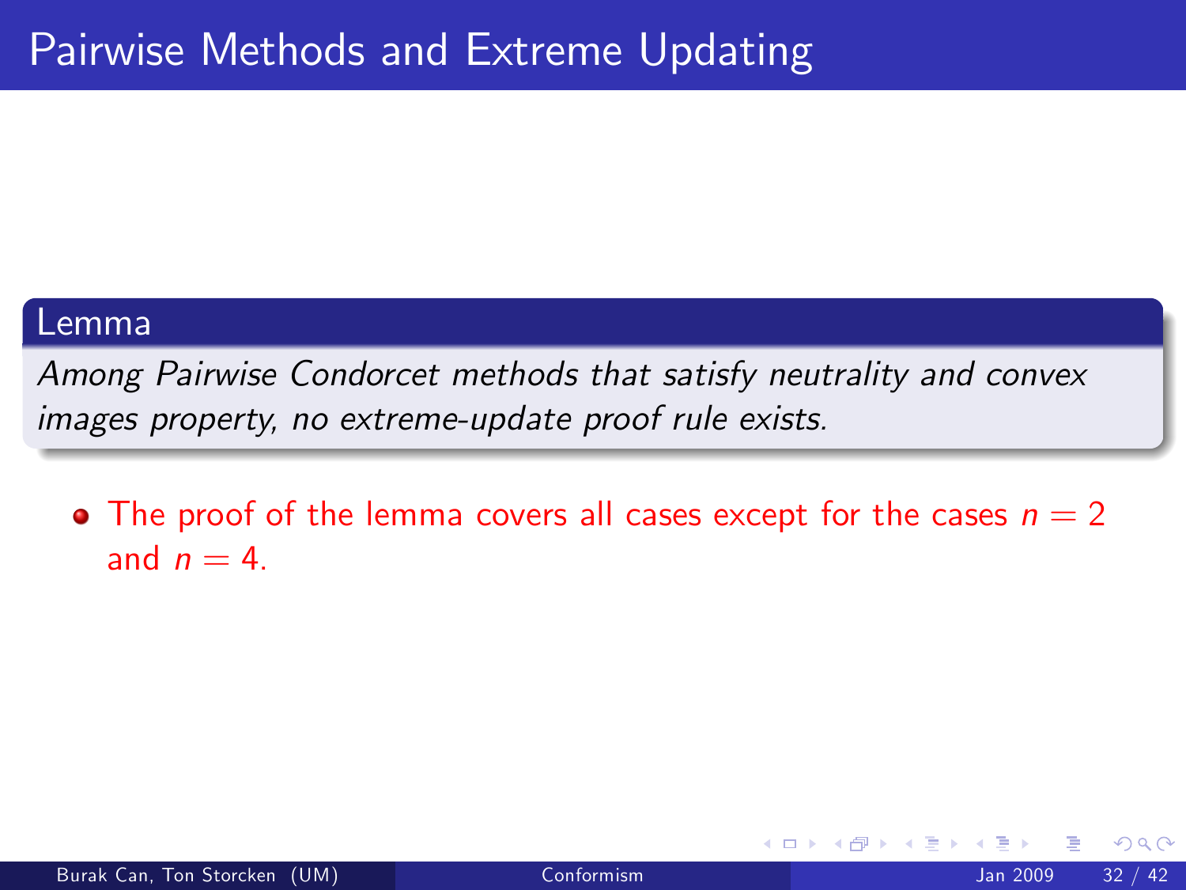# Pairwise Methods and Extreme Updating

**Lemma**

*Among Pairwise Condorcet methods that satisfy neutrality and convex images property, no extreme-update proof rule exists.*

- The proof of the lemma covers all cases except for the cases $n = 2$ and $n = 4$.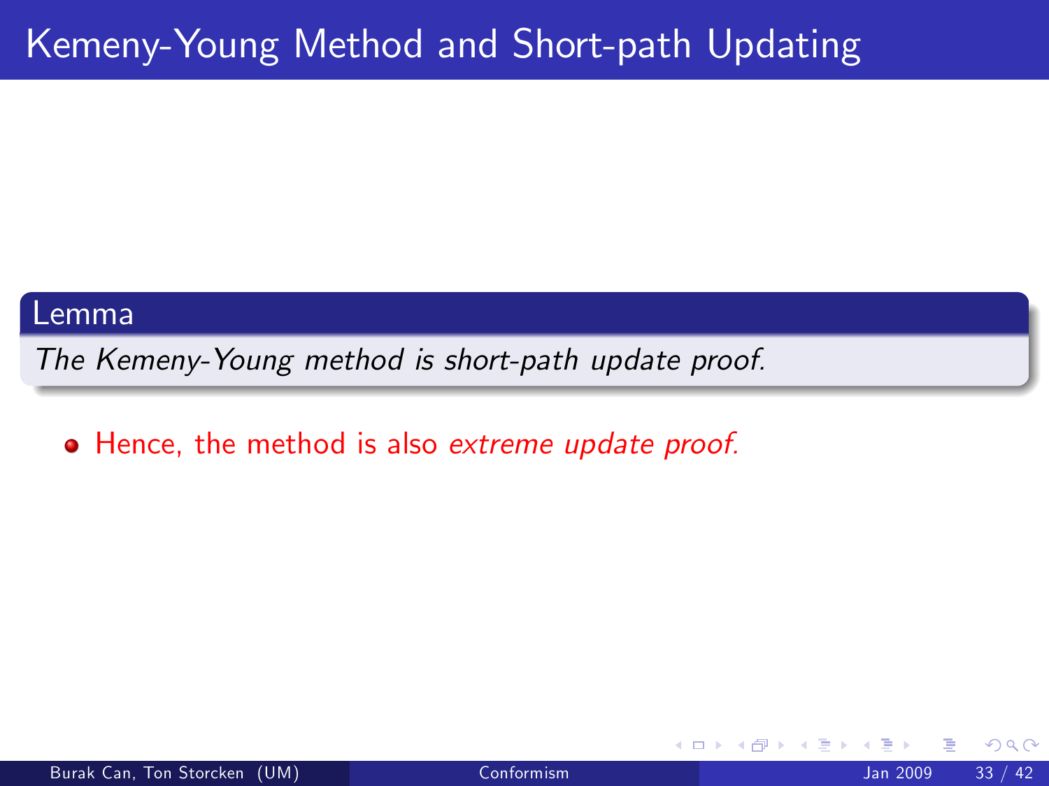# Kemeny-Young Method and Short-path Updating

**Lemma**

*The Kemeny-Young method is short-path update proof.*

- Hence, the method is also *extreme update proof.*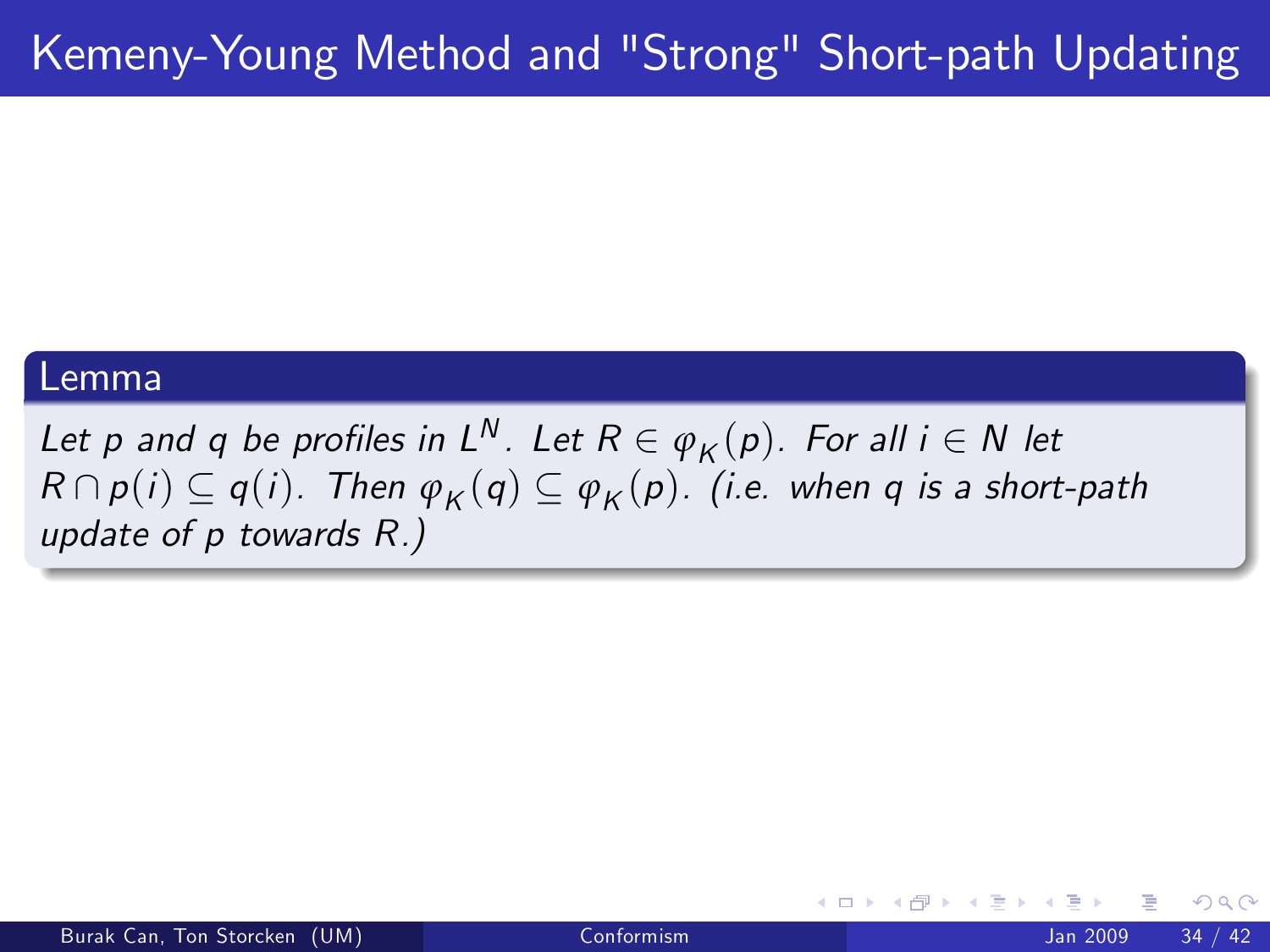# Kemeny-Young Method and "Strong" Short-path Updating

**Lemma**

*Let $p$ and $q$ be profiles in $L^N$. Let $R \in \varphi_K(p)$. For all $i \in N$ let $R \cap p(i) \subseteq q(i)$. Then $\varphi_K(q) \subseteq \varphi_K(p)$. (i.e. when $q$ is a short-path update of $p$ towards $R$.)*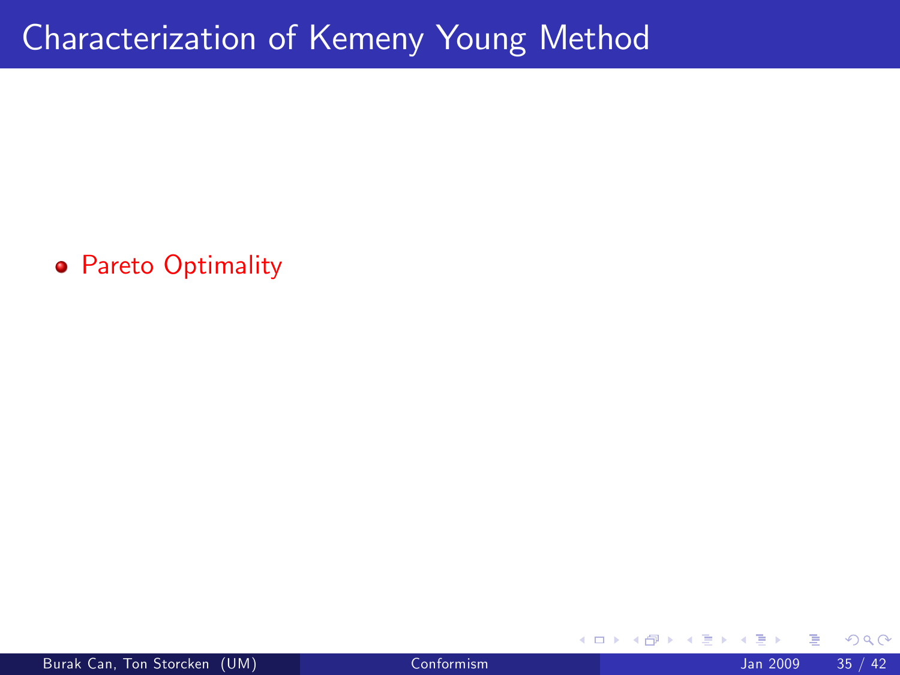# Characterization of Kemeny Young Method

- Pareto Optimality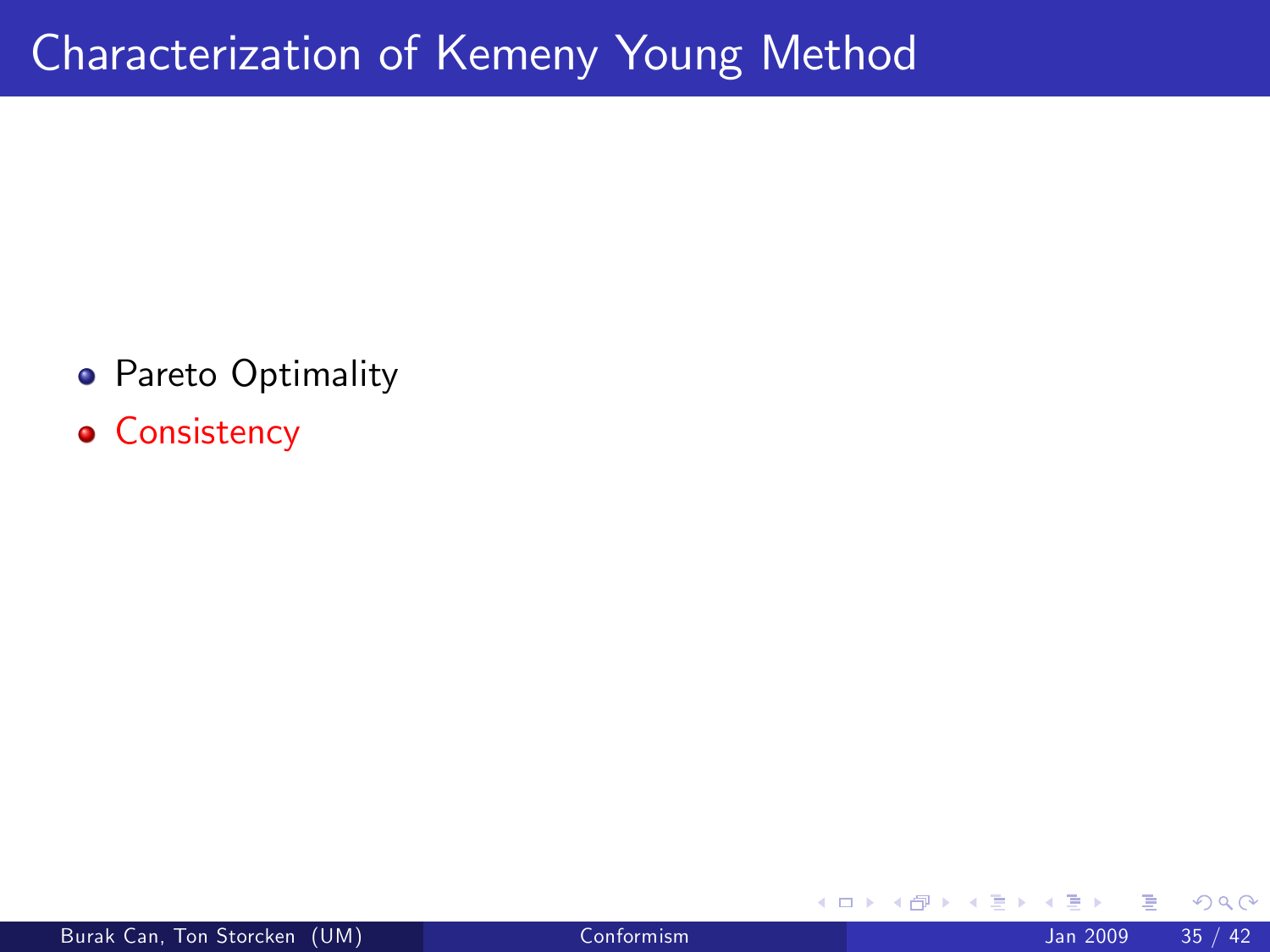# Characterization of Kemeny Young Method

- Pareto Optimality
- Consistency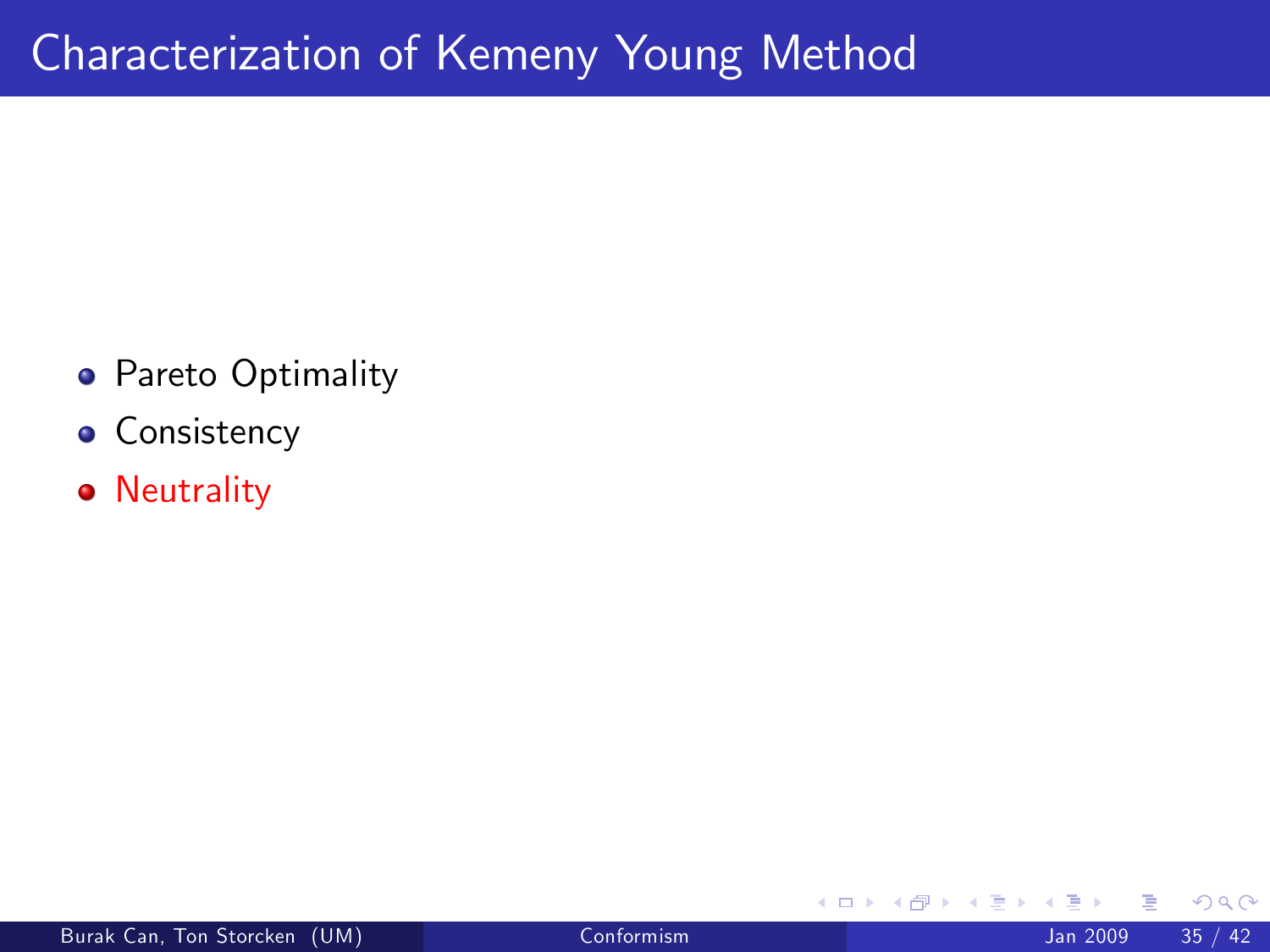# Characterization of Kemeny Young Method

- Pareto Optimality
- Consistency
- Neutrality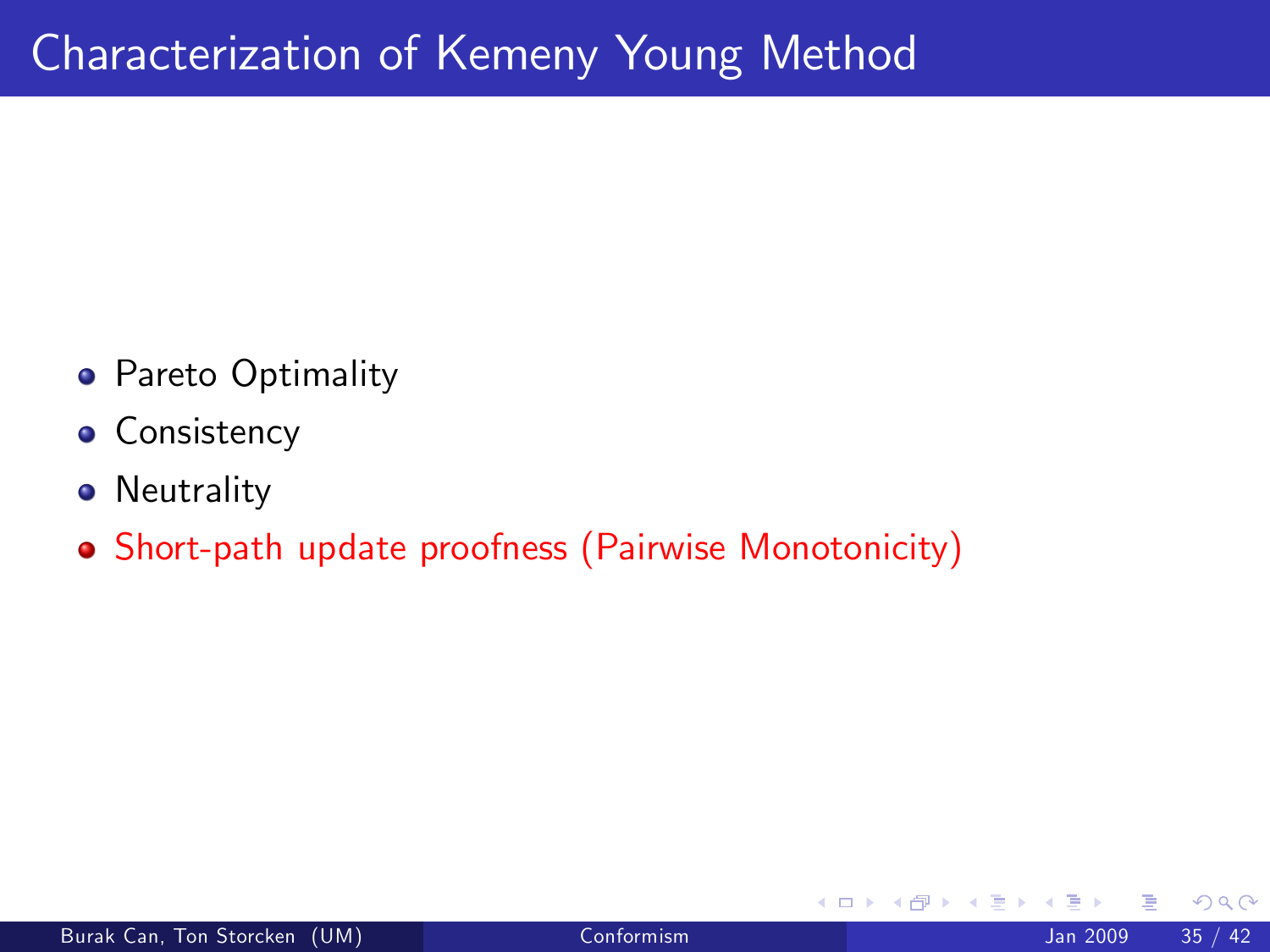# Characterization of Kemeny Young Method

- Pareto Optimality
- Consistency
- Neutrality
- Short-path update proofness (Pairwise Monotonicity)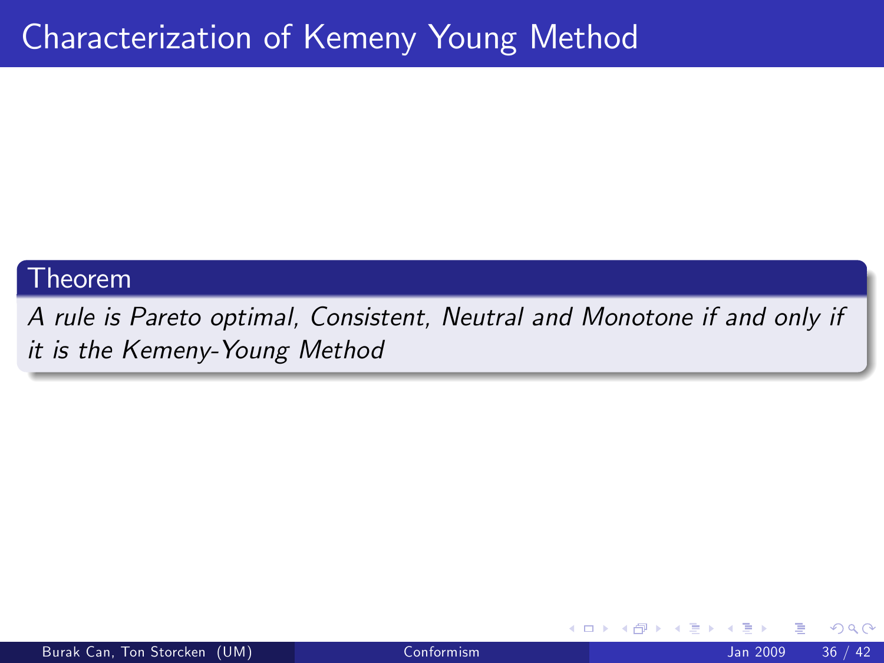# Characterization of Kemeny Young Method

**Theorem**

*A rule is Pareto optimal, Consistent, Neutral and Monotone if and only if it is the Kemeny-Young Method*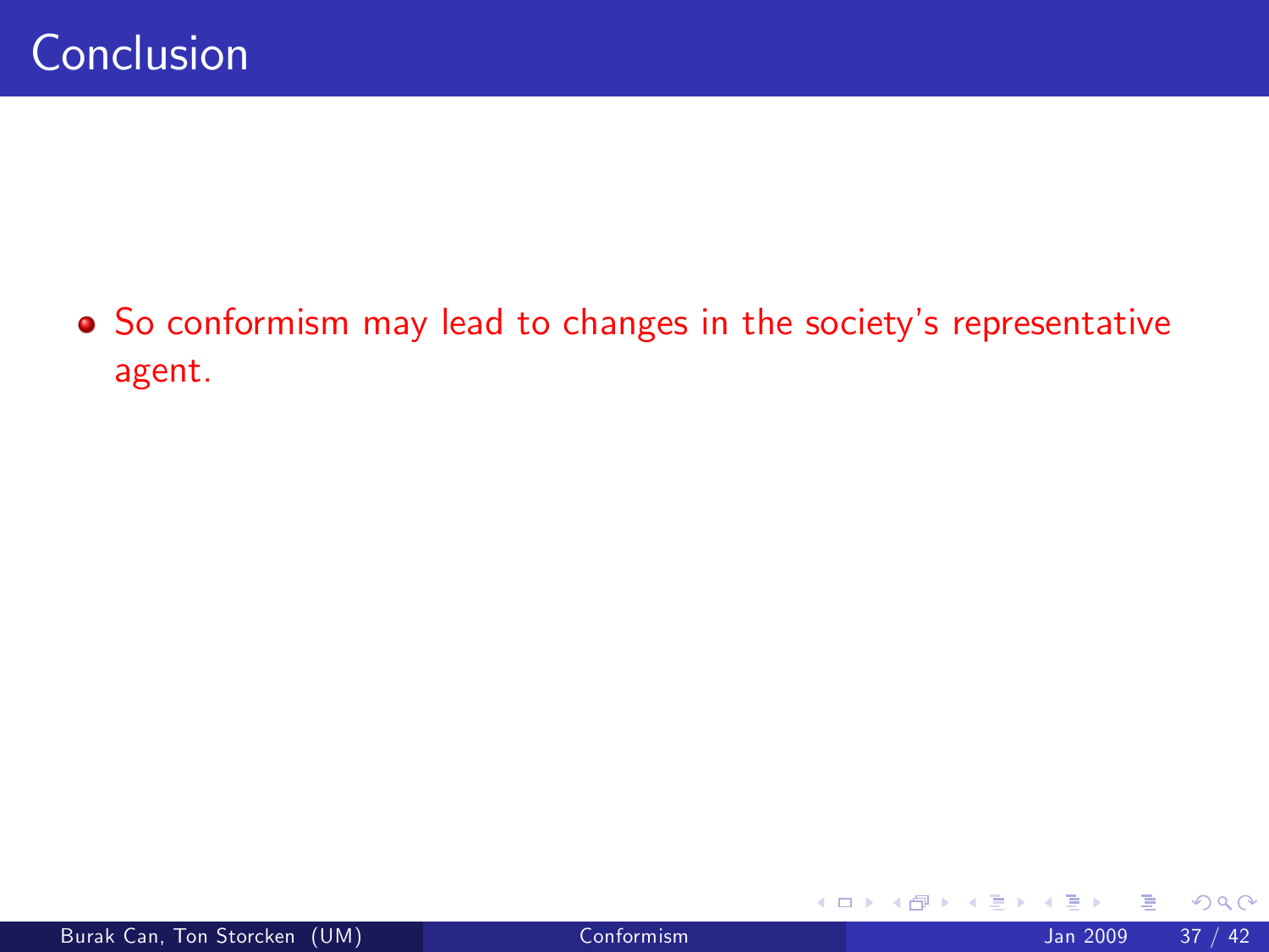# Conclusion

- So conformism may lead to changes in the society's representative agent.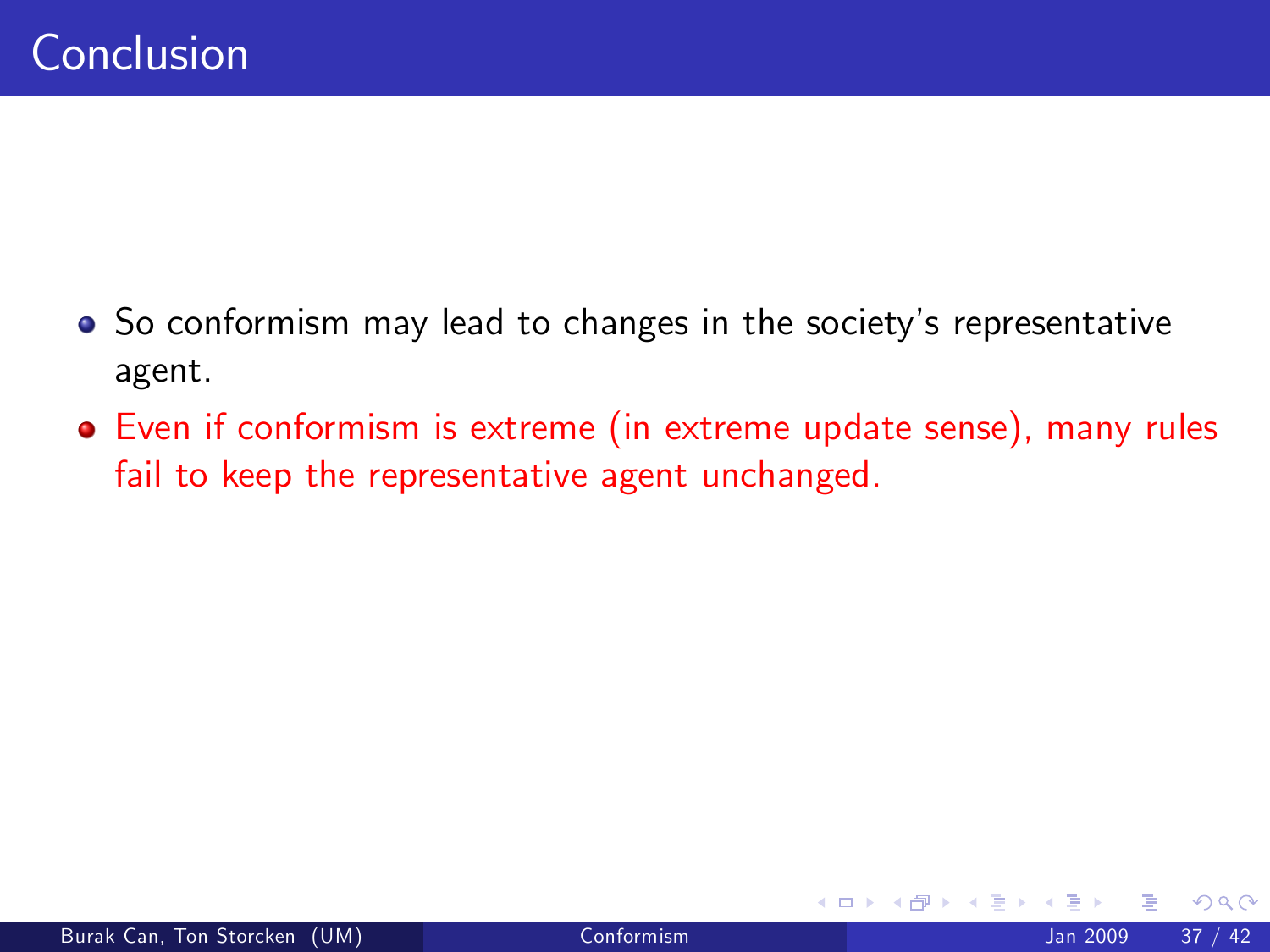# Conclusion

- So conformism may lead to changes in the society's representative agent.
- Even if conformism is extreme (in extreme update sense), many rules fail to keep the representative agent unchanged.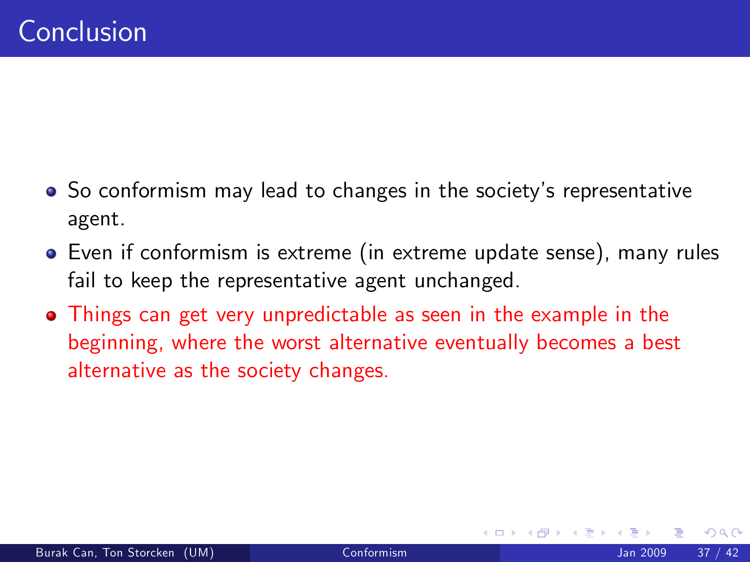# Conclusion

- So conformism may lead to changes in the society's representative agent.
- Even if conformism is extreme (in extreme update sense), many rules fail to keep the representative agent unchanged.
- Things can get very unpredictable as seen in the example in the beginning, where the worst alternative eventually becomes a best alternative as the society changes.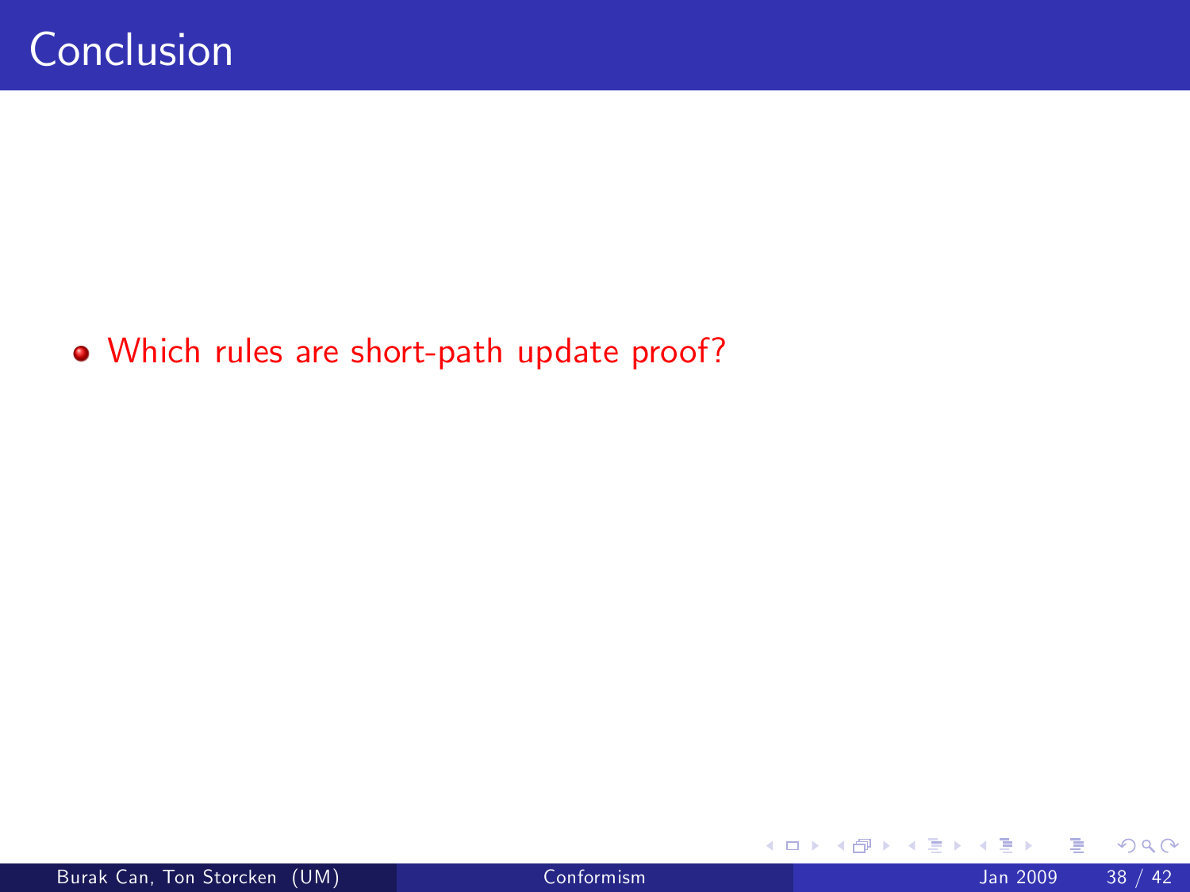# Conclusion

- Which rules are short-path update proof?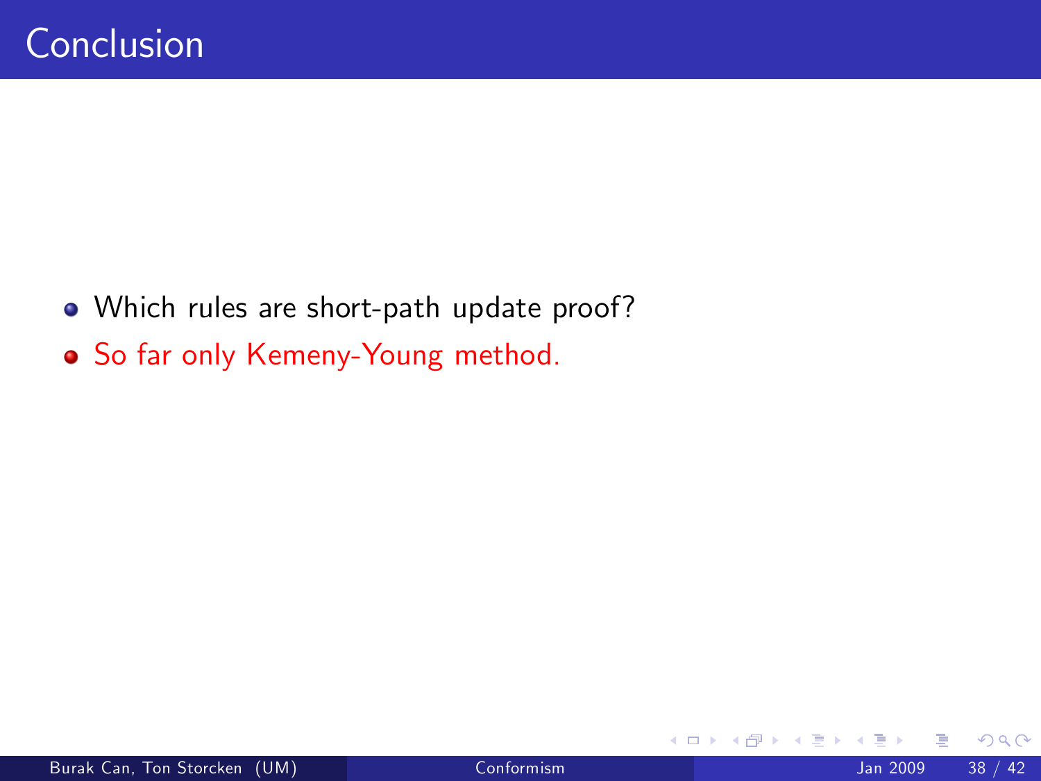# Conclusion

- Which rules are short-path update proof?
- So far only Kemeny-Young method.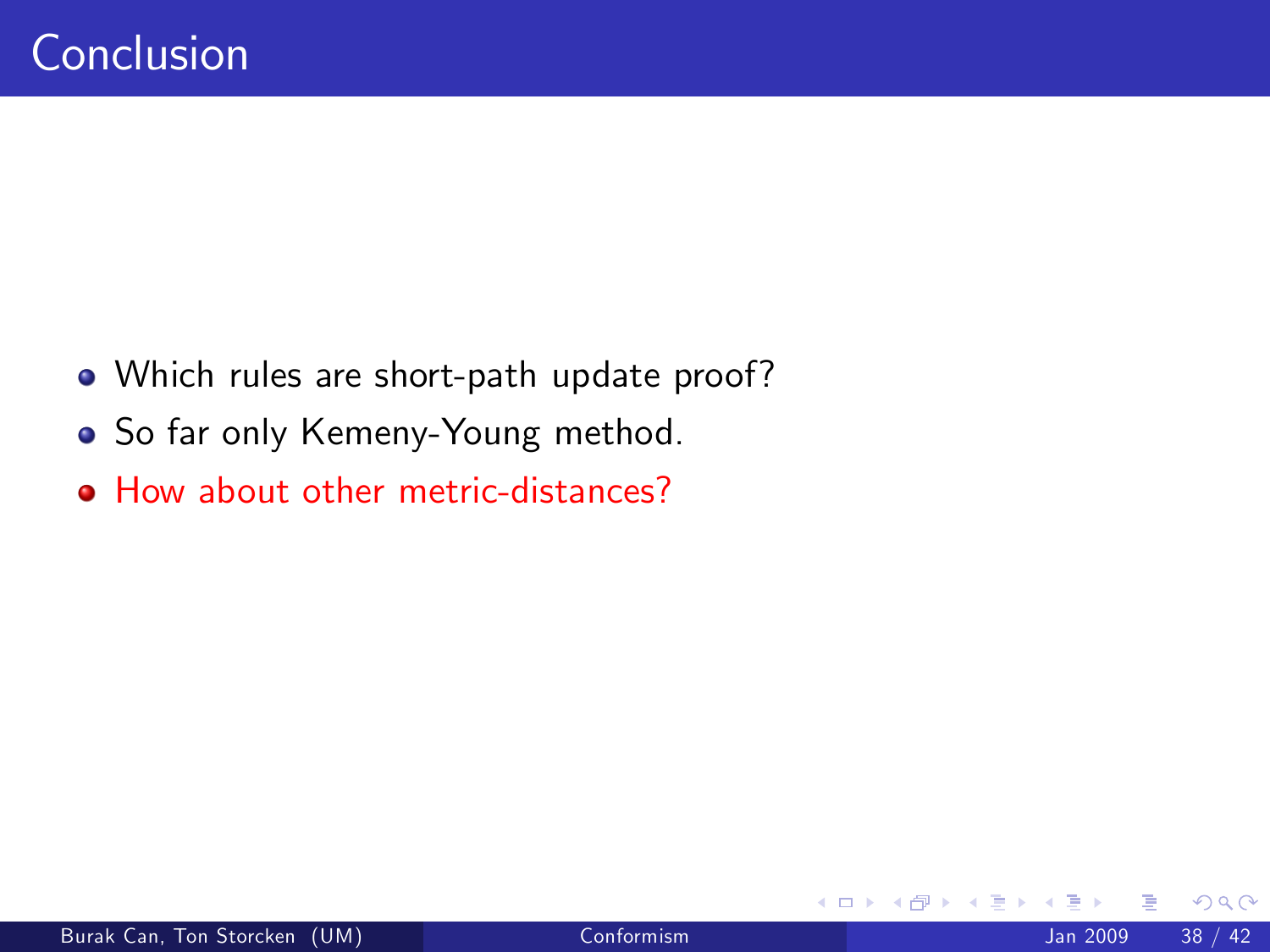# Conclusion

- Which rules are short-path update proof?
- So far only Kemeny-Young method.
- How about other metric-distances?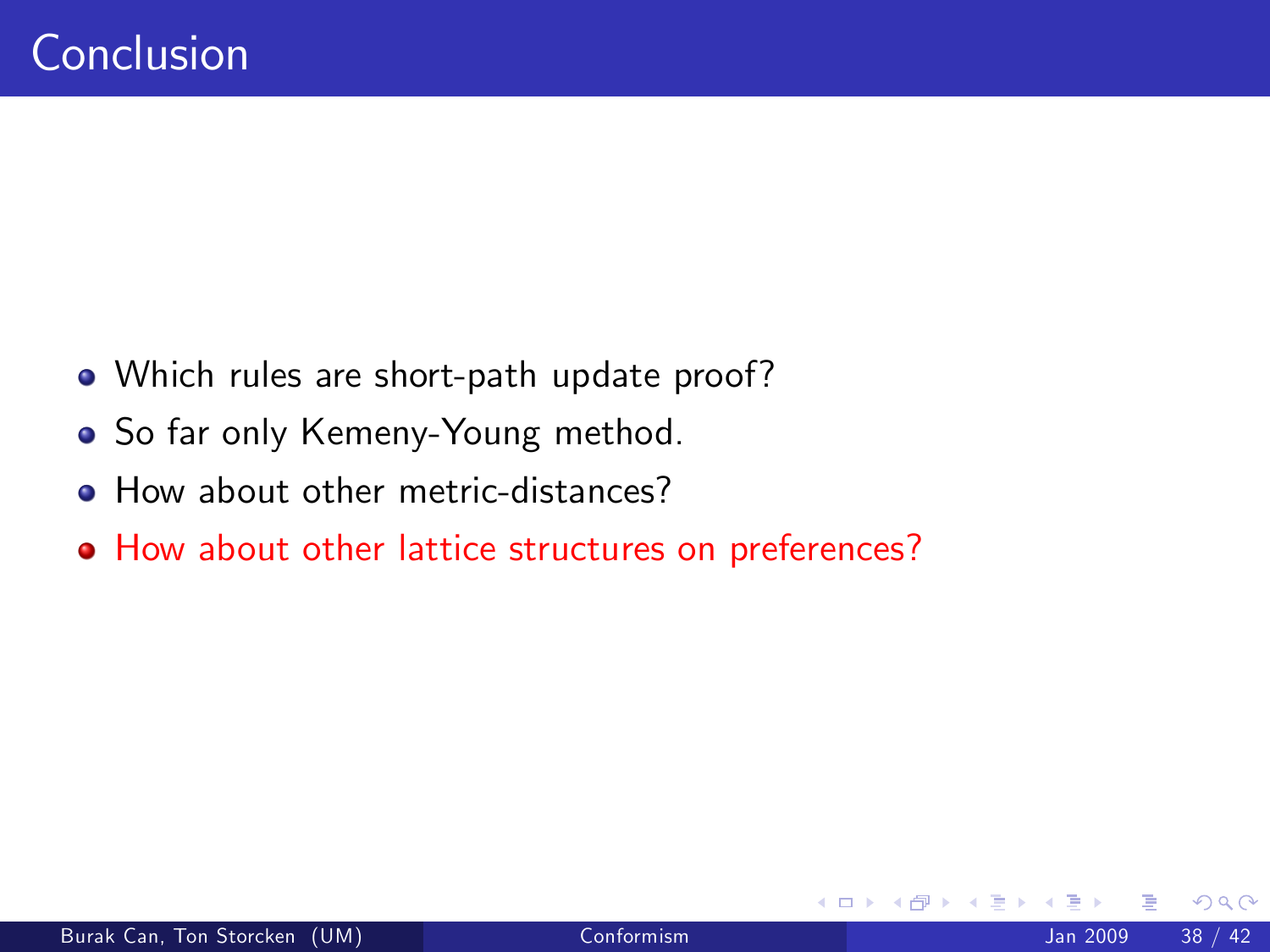# Conclusion

- Which rules are short-path update proof?
- So far only Kemeny-Young method.
- How about other metric-distances?
- How about other lattice structures on preferences?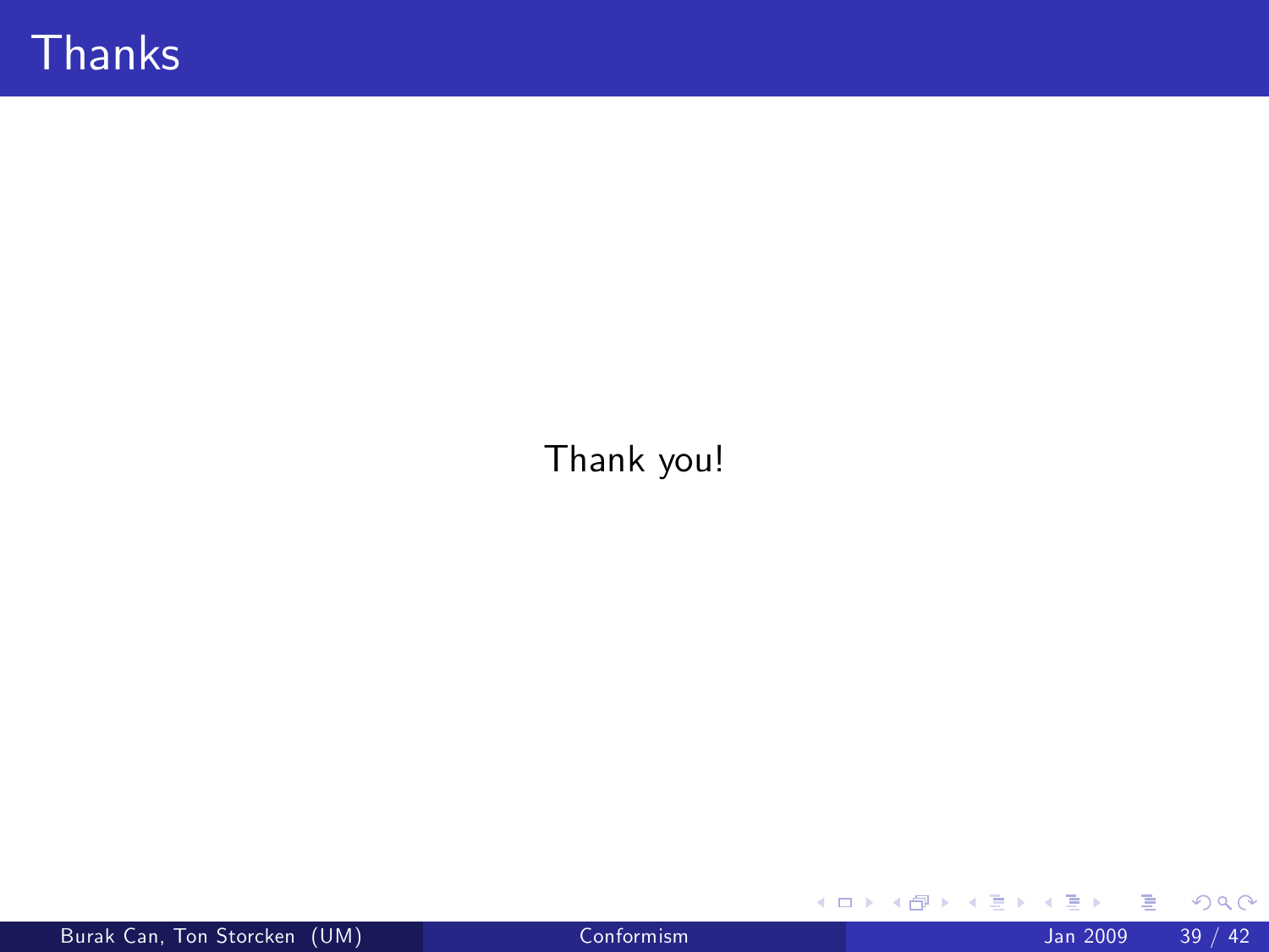# Thanks

Thank you!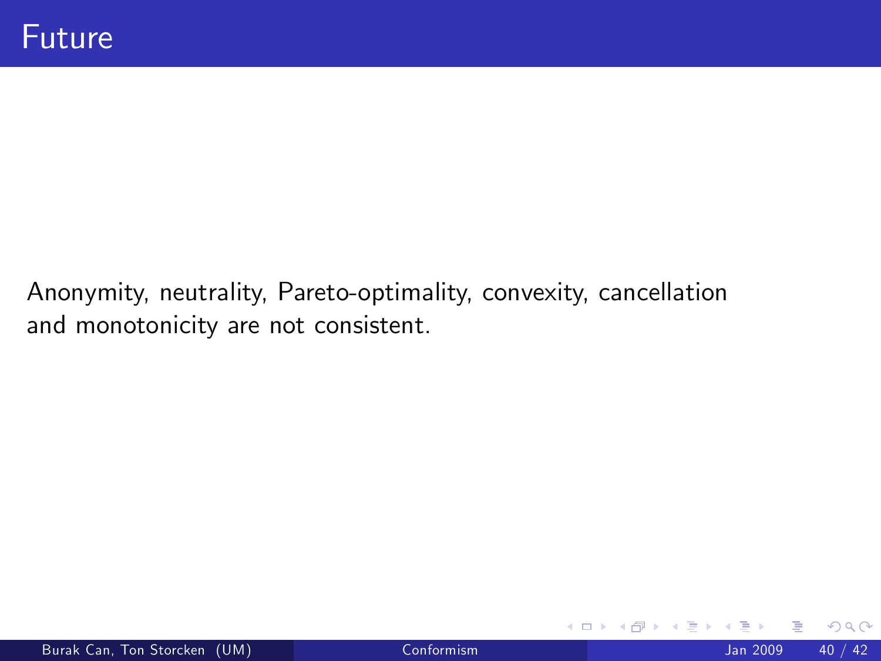# Future

Anonymity, neutrality, Pareto-optimality, convexity, cancellation and monotonicity are not consistent.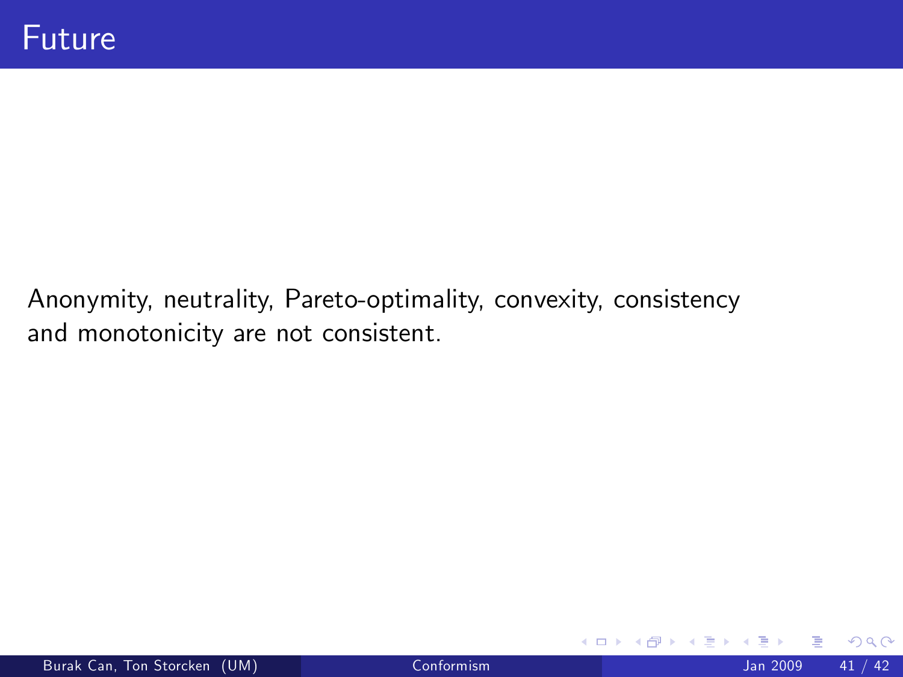# Future

Anonymity, neutrality, Pareto-optimality, convexity, consistency and monotonicity are not consistent.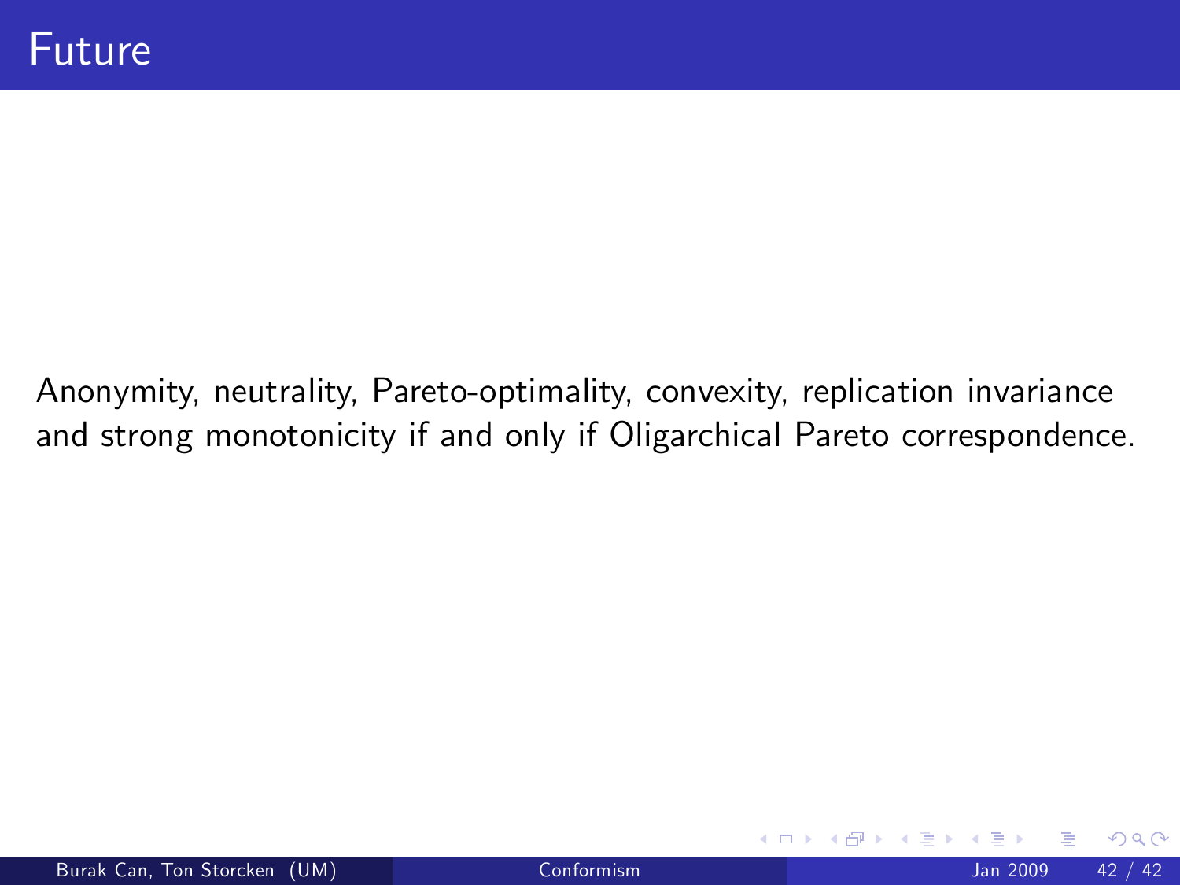# Future

Anonymity, neutrality, Pareto-optimality, convexity, replication invariance and strong monotonicity if and only if Oligarchical Pareto correspondence.